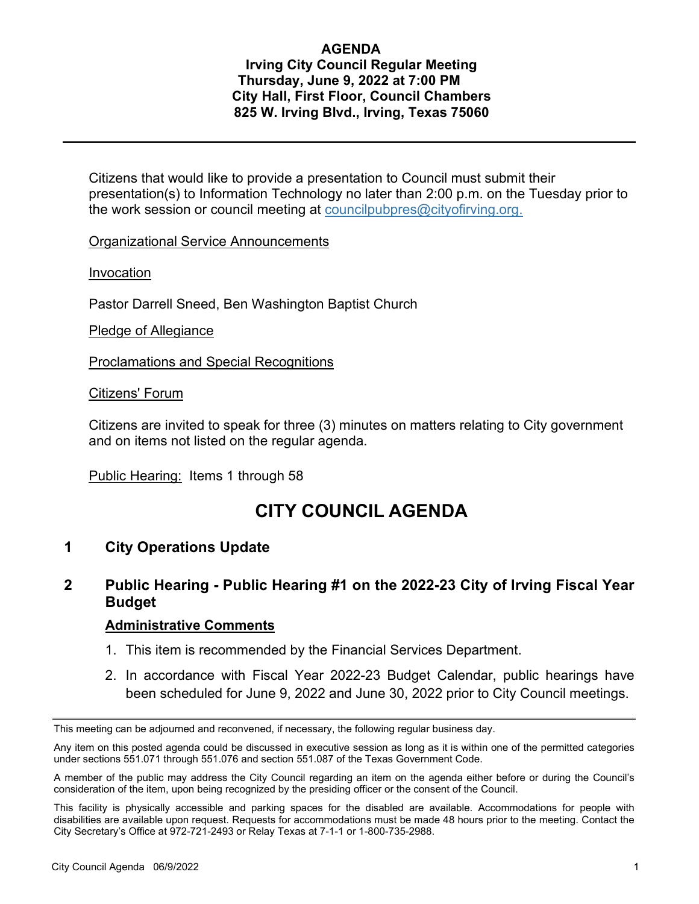**AGENDA**
**Irving City Council Regular Meeting**
**Thursday, June 9, 2022 at 7:00 PM**
**City Hall, First Floor, Council Chambers**
**825 W. Irving Blvd., Irving, Texas 75060**

---

Citizens that would like to provide a presentation to Council must submit their presentation(s) to Information Technology no later than 2:00 p.m. on the Tuesday prior to the work session or council meeting at councilpubpres@cityofirving.org.

Organizational Service Announcements

Invocation

Pastor Darrell Sneed, Ben Washington Baptist Church

Pledge of Allegiance

Proclamations and Special Recognitions

Citizens' Forum

Citizens are invited to speak for three (3) minutes on matters relating to City government and on items not listed on the regular agenda.

Public Hearing: Items 1 through 58

# CITY COUNCIL AGENDA

## 1 City Operations Update

## 2 Public Hearing - Public Hearing #1 on the 2022-23 City of Irving Fiscal Year Budget

**Administrative Comments**

1. This item is recommended by the Financial Services Department.
2. In accordance with Fiscal Year 2022-23 Budget Calendar, public hearings have been scheduled for June 9, 2022 and June 30, 2022 prior to City Council meetings.

---

This meeting can be adjourned and reconvened, if necessary, the following regular business day.

Any item on this posted agenda could be discussed in executive session as long as it is within one of the permitted categories under sections 551.071 through 551.076 and section 551.087 of the Texas Government Code.

A member of the public may address the City Council regarding an item on the agenda either before or during the Council's consideration of the item, upon being recognized by the presiding officer or the consent of the Council.

This facility is physically accessible and parking spaces for the disabled are available. Accommodations for people with disabilities are available upon request. Requests for accommodations must be made 48 hours prior to the meeting. Contact the City Secretary's Office at 972-721-2493 or Relay Texas at 7-1-1 or 1-800-735-2988.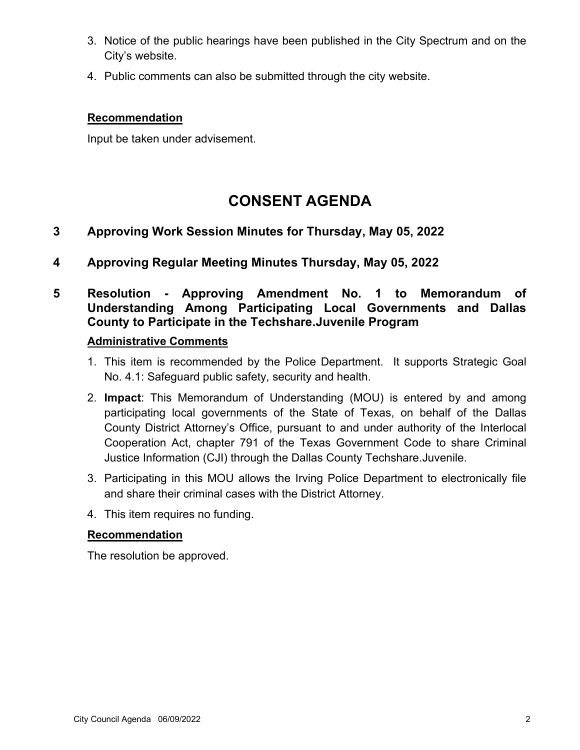3. Notice of the public hearings have been published in the City Spectrum and on the City's website.
4. Public comments can also be submitted through the city website.

**Recommendation**

Input be taken under advisement.

# CONSENT AGENDA

## 3 Approving Work Session Minutes for Thursday, May 05, 2022

## 4 Approving Regular Meeting Minutes Thursday, May 05, 2022

## 5 Resolution - Approving Amendment No. 1 to Memorandum of Understanding Among Participating Local Governments and Dallas County to Participate in the Techshare.Juvenile Program

**Administrative Comments**

1. This item is recommended by the Police Department. It supports Strategic Goal No. 4.1: Safeguard public safety, security and health.
2. **Impact**: This Memorandum of Understanding (MOU) is entered by and among participating local governments of the State of Texas, on behalf of the Dallas County District Attorney's Office, pursuant to and under authority of the Interlocal Cooperation Act, chapter 791 of the Texas Government Code to share Criminal Justice Information (CJI) through the Dallas County Techshare.Juvenile.
3. Participating in this MOU allows the Irving Police Department to electronically file and share their criminal cases with the District Attorney.
4. This item requires no funding.

**Recommendation**

The resolution be approved.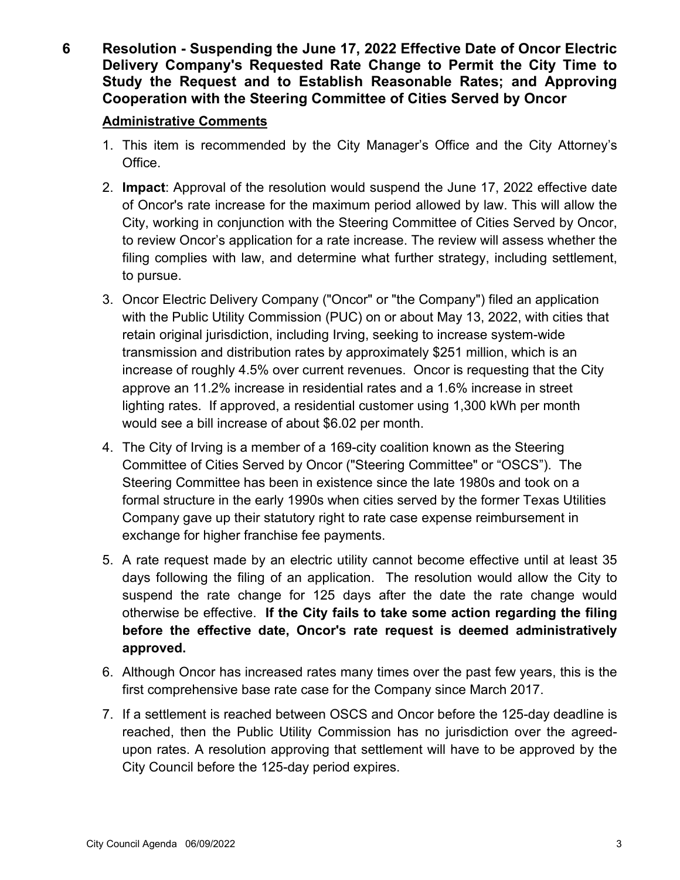## 6 Resolution - Suspending the June 17, 2022 Effective Date of Oncor Electric Delivery Company's Requested Rate Change to Permit the City Time to Study the Request and to Establish Reasonable Rates; and Approving Cooperation with the Steering Committee of Cities Served by Oncor

**Administrative Comments**

1. This item is recommended by the City Manager's Office and the City Attorney's Office.
2. **Impact**: Approval of the resolution would suspend the June 17, 2022 effective date of Oncor's rate increase for the maximum period allowed by law. This will allow the City, working in conjunction with the Steering Committee of Cities Served by Oncor, to review Oncor's application for a rate increase. The review will assess whether the filing complies with law, and determine what further strategy, including settlement, to pursue.
3. Oncor Electric Delivery Company ("Oncor" or "the Company") filed an application with the Public Utility Commission (PUC) on or about May 13, 2022, with cities that retain original jurisdiction, including Irving, seeking to increase system-wide transmission and distribution rates by approximately $251 million, which is an increase of roughly 4.5% over current revenues. Oncor is requesting that the City approve an 11.2% increase in residential rates and a 1.6% increase in street lighting rates. If approved, a residential customer using 1,300 kWh per month would see a bill increase of about $6.02 per month.
4. The City of Irving is a member of a 169-city coalition known as the Steering Committee of Cities Served by Oncor ("Steering Committee" or "OSCS"). The Steering Committee has been in existence since the late 1980s and took on a formal structure in the early 1990s when cities served by the former Texas Utilities Company gave up their statutory right to rate case expense reimbursement in exchange for higher franchise fee payments.
5. A rate request made by an electric utility cannot become effective until at least 35 days following the filing of an application. The resolution would allow the City to suspend the rate change for 125 days after the date the rate change would otherwise be effective. **If the City fails to take some action regarding the filing before the effective date, Oncor's rate request is deemed administratively approved.**
6. Although Oncor has increased rates many times over the past few years, this is the first comprehensive base rate case for the Company since March 2017.
7. If a settlement is reached between OSCS and Oncor before the 125-day deadline is reached, then the Public Utility Commission has no jurisdiction over the agreed-upon rates. A resolution approving that settlement will have to be approved by the City Council before the 125-day period expires.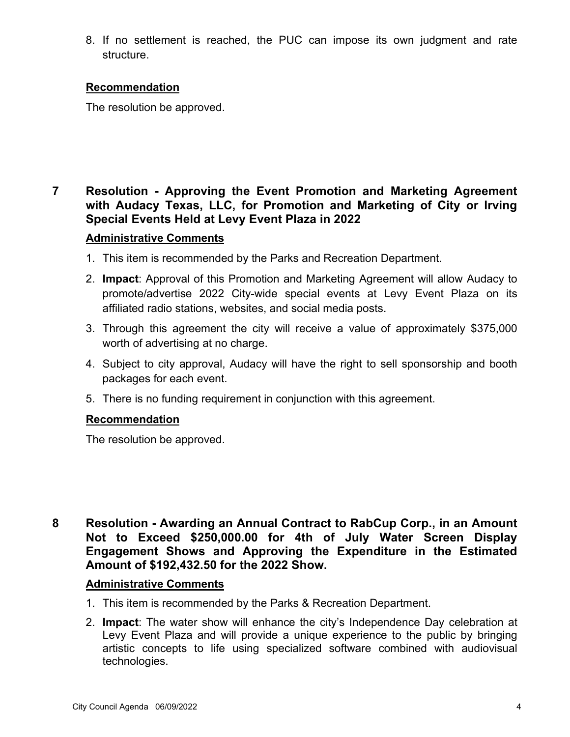8. If no settlement is reached, the PUC can impose its own judgment and rate structure.

**Recommendation**

The resolution be approved.

## 7 Resolution - Approving the Event Promotion and Marketing Agreement with Audacy Texas, LLC, for Promotion and Marketing of City or Irving Special Events Held at Levy Event Plaza in 2022

**Administrative Comments**

1. This item is recommended by the Parks and Recreation Department.
2. **Impact**: Approval of this Promotion and Marketing Agreement will allow Audacy to promote/advertise 2022 City-wide special events at Levy Event Plaza on its affiliated radio stations, websites, and social media posts.
3. Through this agreement the city will receive a value of approximately $375,000 worth of advertising at no charge.
4. Subject to city approval, Audacy will have the right to sell sponsorship and booth packages for each event.
5. There is no funding requirement in conjunction with this agreement.

**Recommendation**

The resolution be approved.

## 8 Resolution - Awarding an Annual Contract to RabCup Corp., in an Amount Not to Exceed $250,000.00 for 4th of July Water Screen Display Engagement Shows and Approving the Expenditure in the Estimated Amount of $192,432.50 for the 2022 Show.

**Administrative Comments**

1. This item is recommended by the Parks & Recreation Department.
2. **Impact**: The water show will enhance the city's Independence Day celebration at Levy Event Plaza and will provide a unique experience to the public by bringing artistic concepts to life using specialized software combined with audiovisual technologies.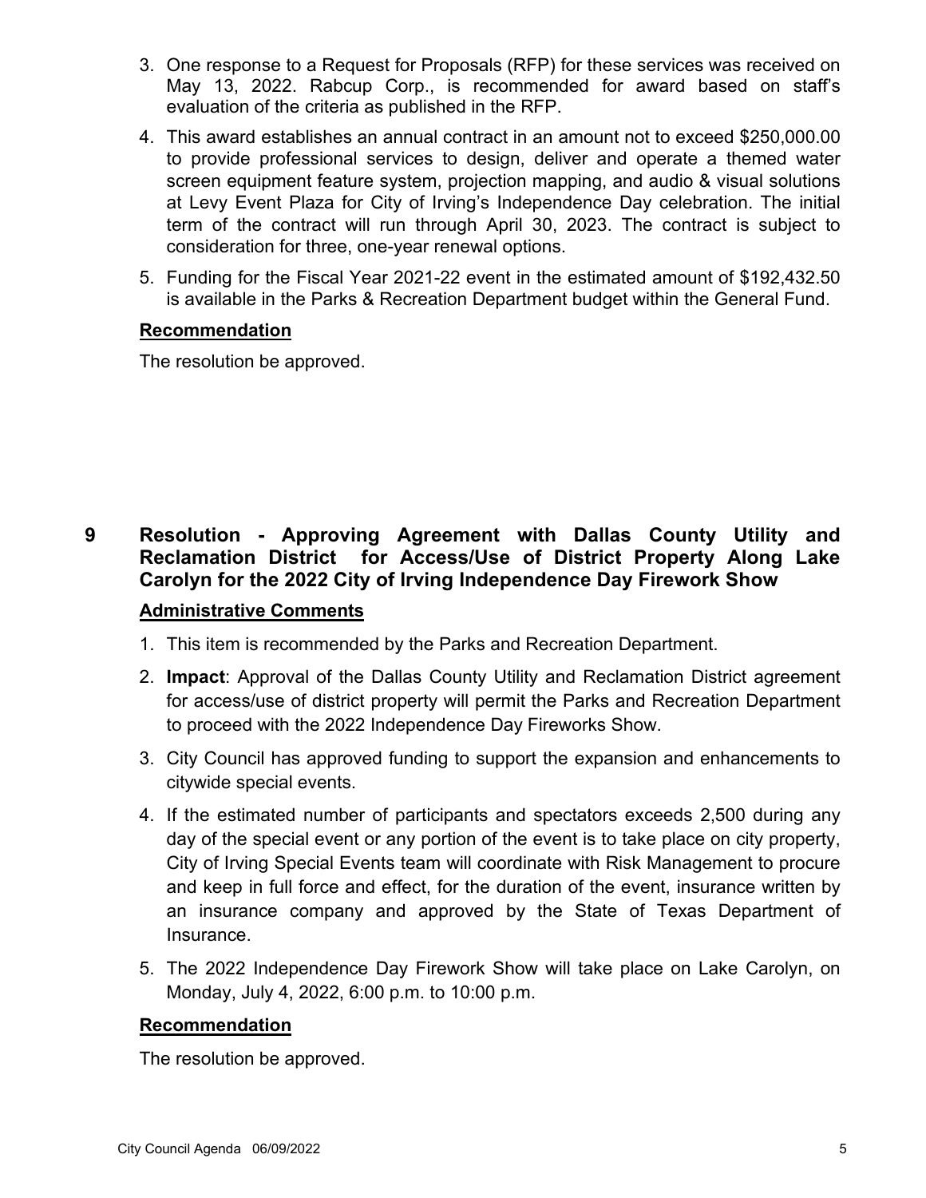3. One response to a Request for Proposals (RFP) for these services was received on May 13, 2022. Rabcup Corp., is recommended for award based on staff's evaluation of the criteria as published in the RFP.
4. This award establishes an annual contract in an amount not to exceed $250,000.00 to provide professional services to design, deliver and operate a themed water screen equipment feature system, projection mapping, and audio & visual solutions at Levy Event Plaza for City of Irving's Independence Day celebration. The initial term of the contract will run through April 30, 2023. The contract is subject to consideration for three, one-year renewal options.
5. Funding for the Fiscal Year 2021-22 event in the estimated amount of $192,432.50 is available in the Parks & Recreation Department budget within the General Fund.

**Recommendation**

The resolution be approved.

## 9 Resolution - Approving Agreement with Dallas County Utility and Reclamation District for Access/Use of District Property Along Lake Carolyn for the 2022 City of Irving Independence Day Firework Show

**Administrative Comments**

1. This item is recommended by the Parks and Recreation Department.
2. **Impact**: Approval of the Dallas County Utility and Reclamation District agreement for access/use of district property will permit the Parks and Recreation Department to proceed with the 2022 Independence Day Fireworks Show.
3. City Council has approved funding to support the expansion and enhancements to citywide special events.
4. If the estimated number of participants and spectators exceeds 2,500 during any day of the special event or any portion of the event is to take place on city property, City of Irving Special Events team will coordinate with Risk Management to procure and keep in full force and effect, for the duration of the event, insurance written by an insurance company and approved by the State of Texas Department of Insurance.
5. The 2022 Independence Day Firework Show will take place on Lake Carolyn, on Monday, July 4, 2022, 6:00 p.m. to 10:00 p.m.

**Recommendation**

The resolution be approved.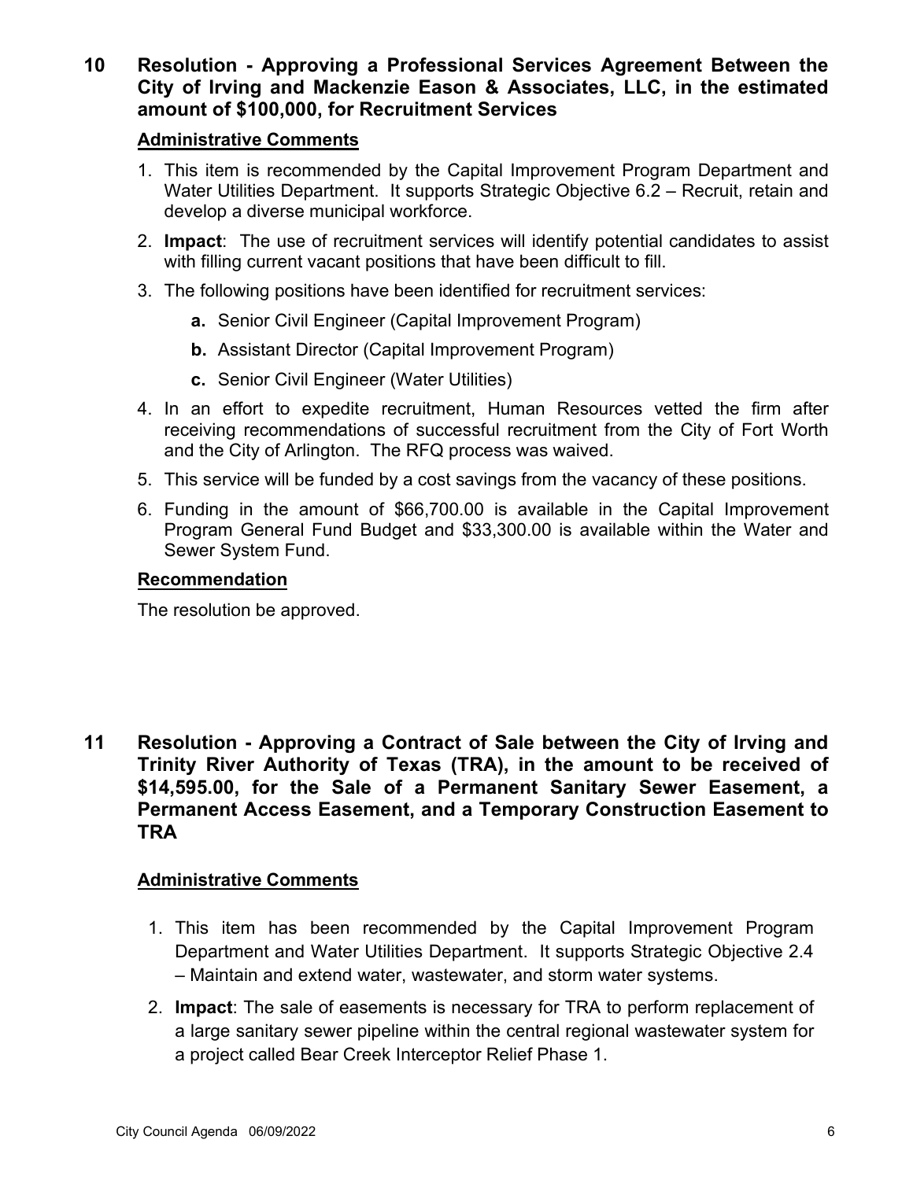## 10 Resolution - Approving a Professional Services Agreement Between the City of Irving and Mackenzie Eason & Associates, LLC, in the estimated amount of $100,000, for Recruitment Services

**Administrative Comments**

1. This item is recommended by the Capital Improvement Program Department and Water Utilities Department. It supports Strategic Objective 6.2 – Recruit, retain and develop a diverse municipal workforce.
2. **Impact**: The use of recruitment services will identify potential candidates to assist with filling current vacant positions that have been difficult to fill.
3. The following positions have been identified for recruitment services:
   - **a.** Senior Civil Engineer (Capital Improvement Program)
   - **b.** Assistant Director (Capital Improvement Program)
   - **c.** Senior Civil Engineer (Water Utilities)
4. In an effort to expedite recruitment, Human Resources vetted the firm after receiving recommendations of successful recruitment from the City of Fort Worth and the City of Arlington. The RFQ process was waived.
5. This service will be funded by a cost savings from the vacancy of these positions.
6. Funding in the amount of $66,700.00 is available in the Capital Improvement Program General Fund Budget and $33,300.00 is available within the Water and Sewer System Fund.

**Recommendation**

The resolution be approved.

## 11 Resolution - Approving a Contract of Sale between the City of Irving and Trinity River Authority of Texas (TRA), in the amount to be received of $14,595.00, for the Sale of a Permanent Sanitary Sewer Easement, a Permanent Access Easement, and a Temporary Construction Easement to TRA

**Administrative Comments**

1. This item has been recommended by the Capital Improvement Program Department and Water Utilities Department. It supports Strategic Objective 2.4 – Maintain and extend water, wastewater, and storm water systems.
2. **Impact**: The sale of easements is necessary for TRA to perform replacement of a large sanitary sewer pipeline within the central regional wastewater system for a project called Bear Creek Interceptor Relief Phase 1.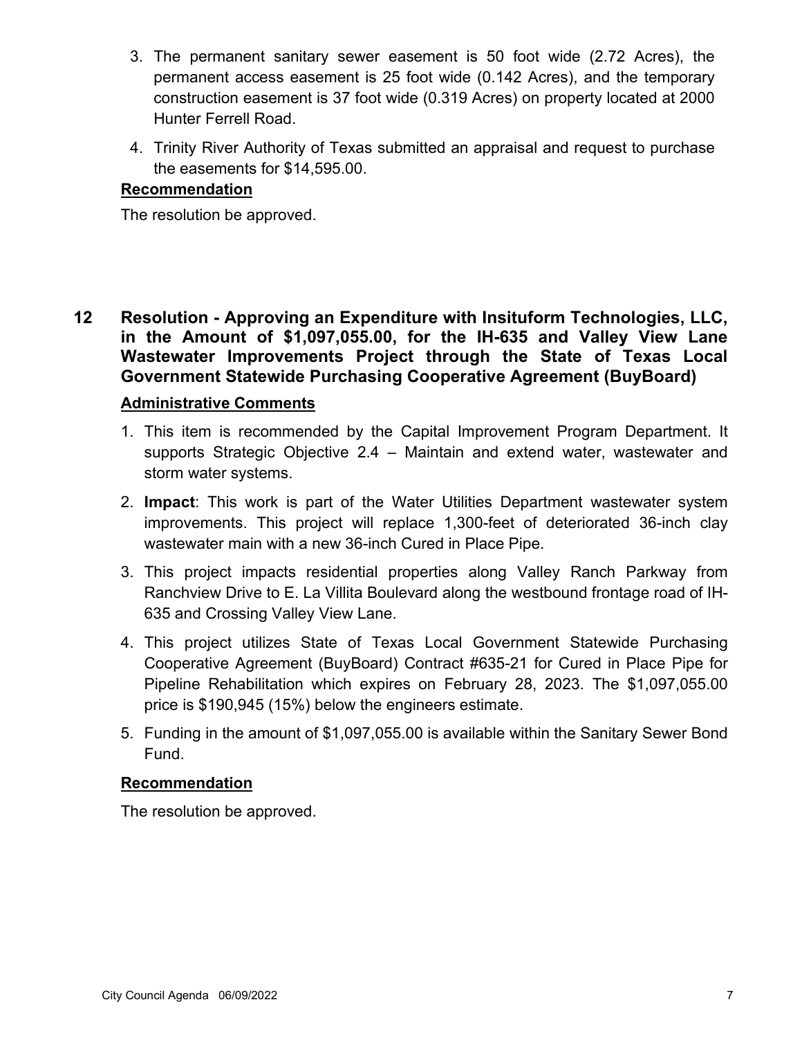3. The permanent sanitary sewer easement is 50 foot wide (2.72 Acres), the permanent access easement is 25 foot wide (0.142 Acres), and the temporary construction easement is 37 foot wide (0.319 Acres) on property located at 2000 Hunter Ferrell Road.
4. Trinity River Authority of Texas submitted an appraisal and request to purchase the easements for $14,595.00.

**Recommendation**

The resolution be approved.

## 12 Resolution - Approving an Expenditure with Insituform Technologies, LLC, in the Amount of $1,097,055.00, for the IH-635 and Valley View Lane Wastewater Improvements Project through the State of Texas Local Government Statewide Purchasing Cooperative Agreement (BuyBoard)

**Administrative Comments**

1. This item is recommended by the Capital Improvement Program Department. It supports Strategic Objective 2.4 – Maintain and extend water, wastewater and storm water systems.
2. **Impact**: This work is part of the Water Utilities Department wastewater system improvements. This project will replace 1,300-feet of deteriorated 36-inch clay wastewater main with a new 36-inch Cured in Place Pipe.
3. This project impacts residential properties along Valley Ranch Parkway from Ranchview Drive to E. La Villita Boulevard along the westbound frontage road of IH-635 and Crossing Valley View Lane.
4. This project utilizes State of Texas Local Government Statewide Purchasing Cooperative Agreement (BuyBoard) Contract #635-21 for Cured in Place Pipe for Pipeline Rehabilitation which expires on February 28, 2023. The $1,097,055.00 price is $190,945 (15%) below the engineers estimate.
5. Funding in the amount of $1,097,055.00 is available within the Sanitary Sewer Bond Fund.

**Recommendation**

The resolution be approved.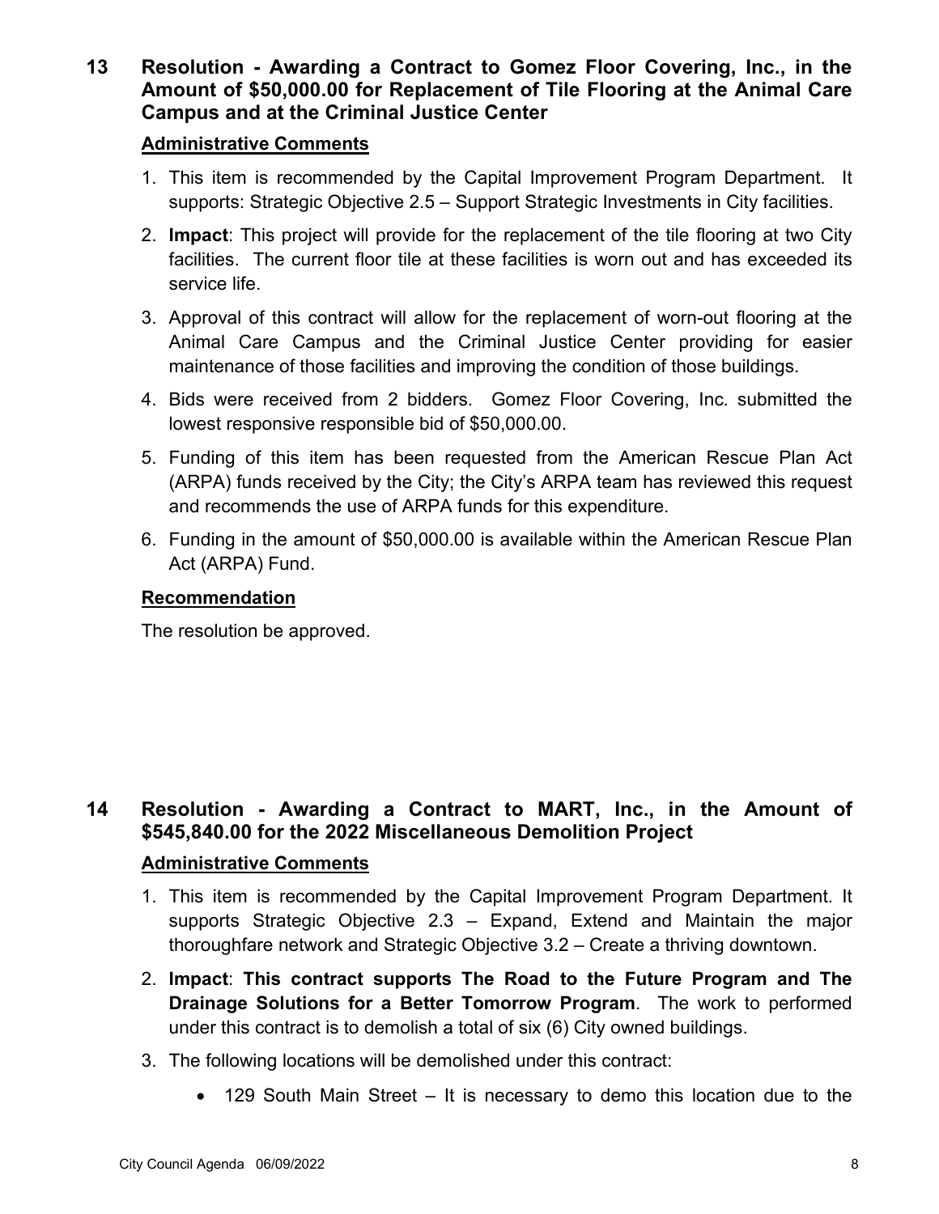## 13 Resolution - Awarding a Contract to Gomez Floor Covering, Inc., in the Amount of $50,000.00 for Replacement of Tile Flooring at the Animal Care Campus and at the Criminal Justice Center

### Administrative Comments

1. This item is recommended by the Capital Improvement Program Department. It supports: Strategic Objective 2.5 – Support Strategic Investments in City facilities.
2. **Impact**: This project will provide for the replacement of the tile flooring at two City facilities. The current floor tile at these facilities is worn out and has exceeded its service life.
3. Approval of this contract will allow for the replacement of worn-out flooring at the Animal Care Campus and the Criminal Justice Center providing for easier maintenance of those facilities and improving the condition of those buildings.
4. Bids were received from 2 bidders. Gomez Floor Covering, Inc. submitted the lowest responsive responsible bid of $50,000.00.
5. Funding of this item has been requested from the American Rescue Plan Act (ARPA) funds received by the City; the City's ARPA team has reviewed this request and recommends the use of ARPA funds for this expenditure.
6. Funding in the amount of $50,000.00 is available within the American Rescue Plan Act (ARPA) Fund.

### Recommendation

The resolution be approved.

## 14 Resolution - Awarding a Contract to MART, Inc., in the Amount of $545,840.00 for the 2022 Miscellaneous Demolition Project

### Administrative Comments

1. This item is recommended by the Capital Improvement Program Department. It supports Strategic Objective 2.3 – Expand, Extend and Maintain the major thoroughfare network and Strategic Objective 3.2 – Create a thriving downtown.
2. **Impact**: **This contract supports The Road to the Future Program and The Drainage Solutions for a Better Tomorrow Program**. The work to performed under this contract is to demolish a total of six (6) City owned buildings.
3. The following locations will be demolished under this contract:
   - 129 South Main Street – It is necessary to demo this location due to the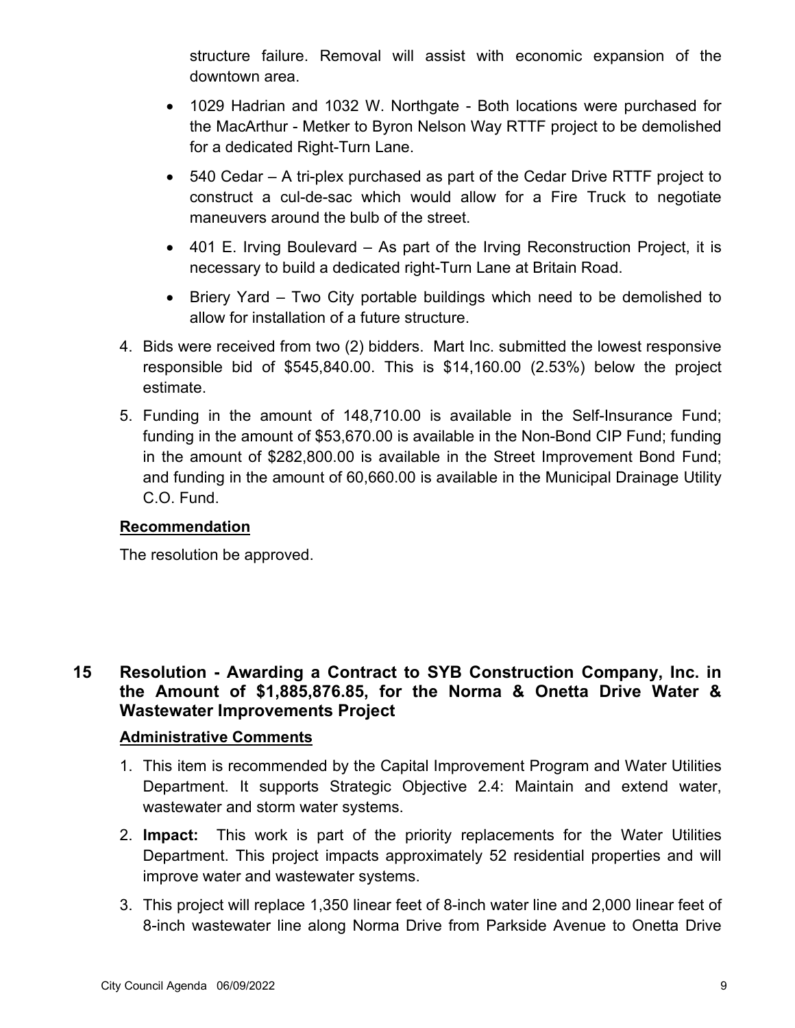structure failure. Removal will assist with economic expansion of the downtown area.

- 1029 Hadrian and 1032 W. Northgate - Both locations were purchased for the MacArthur - Metker to Byron Nelson Way RTTF project to be demolished for a dedicated Right-Turn Lane.
- 540 Cedar – A tri-plex purchased as part of the Cedar Drive RTTF project to construct a cul-de-sac which would allow for a Fire Truck to negotiate maneuvers around the bulb of the street.
- 401 E. Irving Boulevard – As part of the Irving Reconstruction Project, it is necessary to build a dedicated right-Turn Lane at Britain Road.
- Briery Yard – Two City portable buildings which need to be demolished to allow for installation of a future structure.

4. Bids were received from two (2) bidders. Mart Inc. submitted the lowest responsive responsible bid of $545,840.00. This is $14,160.00 (2.53%) below the project estimate.
5. Funding in the amount of 148,710.00 is available in the Self-Insurance Fund; funding in the amount of $53,670.00 is available in the Non-Bond CIP Fund; funding in the amount of $282,800.00 is available in the Street Improvement Bond Fund; and funding in the amount of 60,660.00 is available in the Municipal Drainage Utility C.O. Fund.

**Recommendation**

The resolution be approved.

## 15 Resolution - Awarding a Contract to SYB Construction Company, Inc. in the Amount of $1,885,876.85, for the Norma & Onetta Drive Water & Wastewater Improvements Project

**Administrative Comments**

1. This item is recommended by the Capital Improvement Program and Water Utilities Department. It supports Strategic Objective 2.4: Maintain and extend water, wastewater and storm water systems.
2. **Impact:** This work is part of the priority replacements for the Water Utilities Department. This project impacts approximately 52 residential properties and will improve water and wastewater systems.
3. This project will replace 1,350 linear feet of 8-inch water line and 2,000 linear feet of 8-inch wastewater line along Norma Drive from Parkside Avenue to Onetta Drive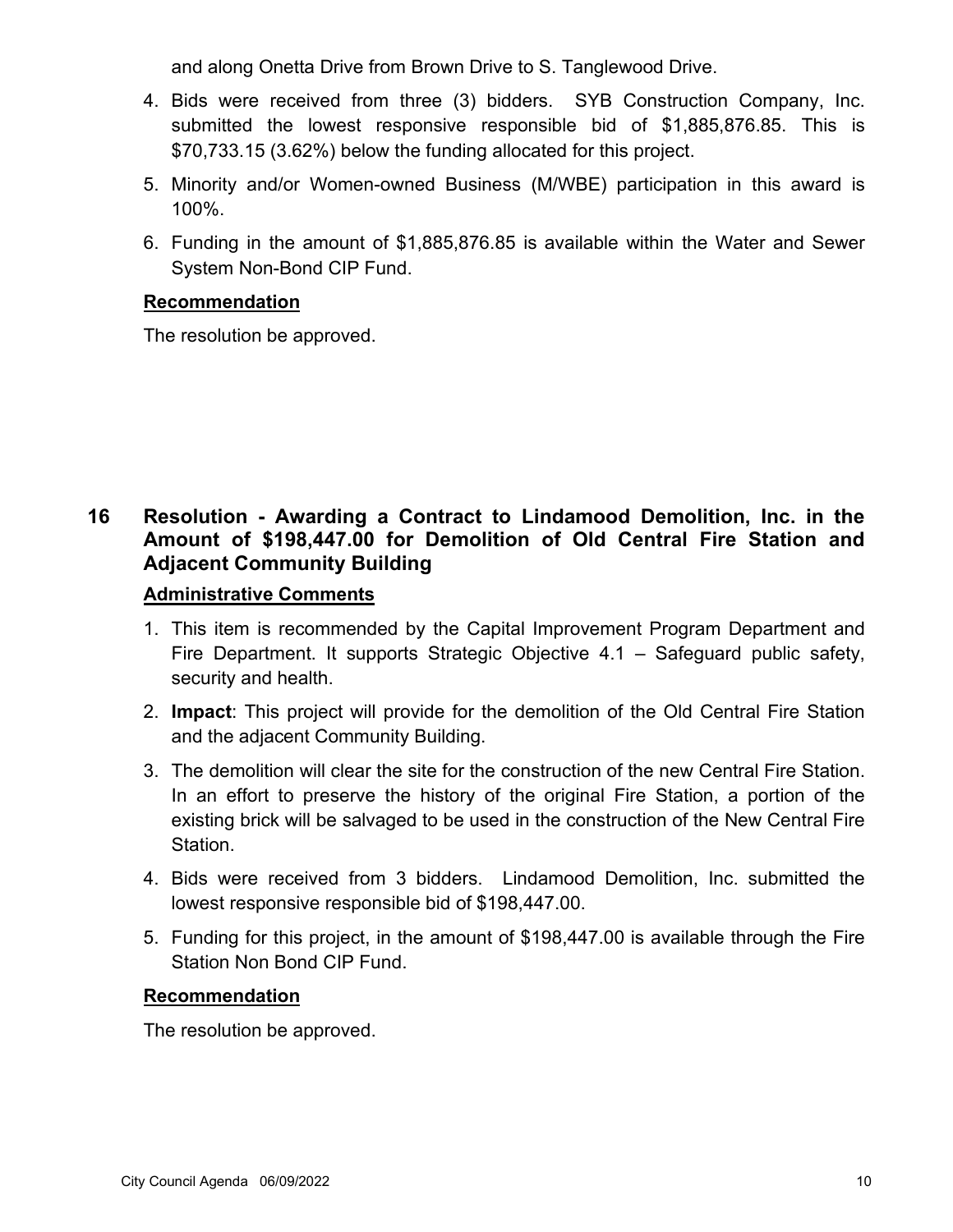and along Onetta Drive from Brown Drive to S. Tanglewood Drive.

4. Bids were received from three (3) bidders. SYB Construction Company, Inc. submitted the lowest responsive responsible bid of $1,885,876.85. This is $70,733.15 (3.62%) below the funding allocated for this project.
5. Minority and/or Women-owned Business (M/WBE) participation in this award is 100%.
6. Funding in the amount of $1,885,876.85 is available within the Water and Sewer System Non-Bond CIP Fund.

**Recommendation**

The resolution be approved.

## 16 Resolution - Awarding a Contract to Lindamood Demolition, Inc. in the Amount of $198,447.00 for Demolition of Old Central Fire Station and Adjacent Community Building

**Administrative Comments**

1. This item is recommended by the Capital Improvement Program Department and Fire Department. It supports Strategic Objective 4.1 – Safeguard public safety, security and health.
2. **Impact**: This project will provide for the demolition of the Old Central Fire Station and the adjacent Community Building.
3. The demolition will clear the site for the construction of the new Central Fire Station. In an effort to preserve the history of the original Fire Station, a portion of the existing brick will be salvaged to be used in the construction of the New Central Fire Station.
4. Bids were received from 3 bidders. Lindamood Demolition, Inc. submitted the lowest responsive responsible bid of $198,447.00.
5. Funding for this project, in the amount of $198,447.00 is available through the Fire Station Non Bond CIP Fund.

**Recommendation**

The resolution be approved.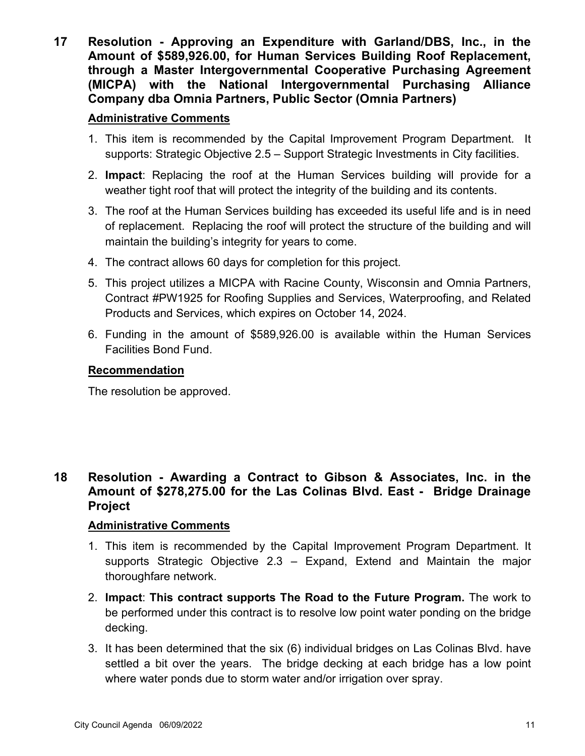## 17 Resolution - Approving an Expenditure with Garland/DBS, Inc., in the Amount of $589,926.00, for Human Services Building Roof Replacement, through a Master Intergovernmental Cooperative Purchasing Agreement (MICPA) with the National Intergovernmental Purchasing Alliance Company dba Omnia Partners, Public Sector (Omnia Partners)

**Administrative Comments**

1. This item is recommended by the Capital Improvement Program Department. It supports: Strategic Objective 2.5 – Support Strategic Investments in City facilities.
2. **Impact**: Replacing the roof at the Human Services building will provide for a weather tight roof that will protect the integrity of the building and its contents.
3. The roof at the Human Services building has exceeded its useful life and is in need of replacement. Replacing the roof will protect the structure of the building and will maintain the building's integrity for years to come.
4. The contract allows 60 days for completion for this project.
5. This project utilizes a MICPA with Racine County, Wisconsin and Omnia Partners, Contract #PW1925 for Roofing Supplies and Services, Waterproofing, and Related Products and Services, which expires on October 14, 2024.
6. Funding in the amount of $589,926.00 is available within the Human Services Facilities Bond Fund.

**Recommendation**

The resolution be approved.

## 18 Resolution - Awarding a Contract to Gibson & Associates, Inc. in the Amount of $278,275.00 for the Las Colinas Blvd. East - Bridge Drainage Project

**Administrative Comments**

1. This item is recommended by the Capital Improvement Program Department. It supports Strategic Objective 2.3 – Expand, Extend and Maintain the major thoroughfare network.
2. **Impact**: **This contract supports The Road to the Future Program.** The work to be performed under this contract is to resolve low point water ponding on the bridge decking.
3. It has been determined that the six (6) individual bridges on Las Colinas Blvd. have settled a bit over the years. The bridge decking at each bridge has a low point where water ponds due to storm water and/or irrigation over spray.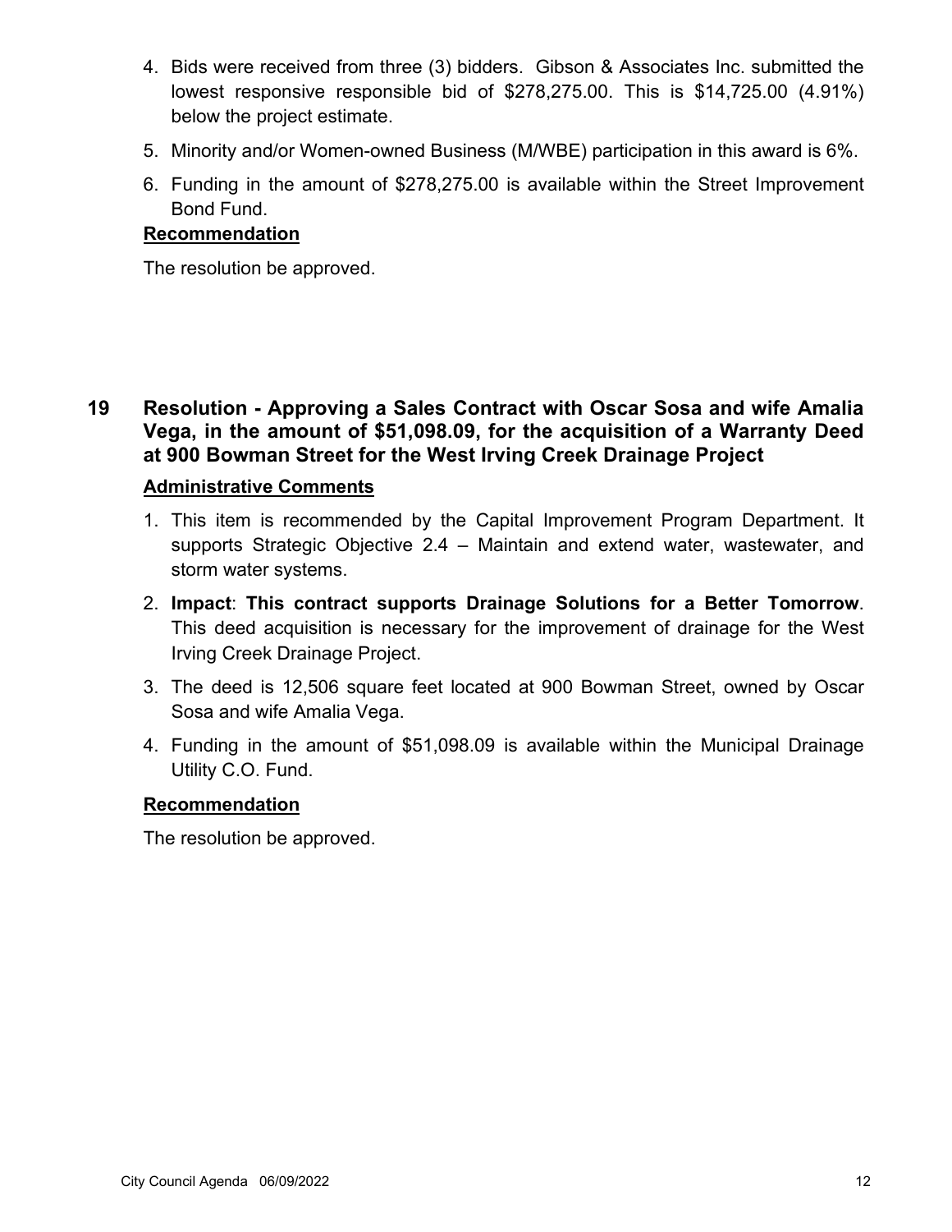4. Bids were received from three (3) bidders. Gibson & Associates Inc. submitted the lowest responsive responsible bid of $278,275.00. This is $14,725.00 (4.91%) below the project estimate.
5. Minority and/or Women-owned Business (M/WBE) participation in this award is 6%.
6. Funding in the amount of $278,275.00 is available within the Street Improvement Bond Fund.

**Recommendation**

The resolution be approved.

## 19 Resolution - Approving a Sales Contract with Oscar Sosa and wife Amalia Vega, in the amount of $51,098.09, for the acquisition of a Warranty Deed at 900 Bowman Street for the West Irving Creek Drainage Project

**Administrative Comments**

1. This item is recommended by the Capital Improvement Program Department. It supports Strategic Objective 2.4 – Maintain and extend water, wastewater, and storm water systems.
2. **Impact**: **This contract supports Drainage Solutions for a Better Tomorrow**. This deed acquisition is necessary for the improvement of drainage for the West Irving Creek Drainage Project.
3. The deed is 12,506 square feet located at 900 Bowman Street, owned by Oscar Sosa and wife Amalia Vega.
4. Funding in the amount of $51,098.09 is available within the Municipal Drainage Utility C.O. Fund.

**Recommendation**

The resolution be approved.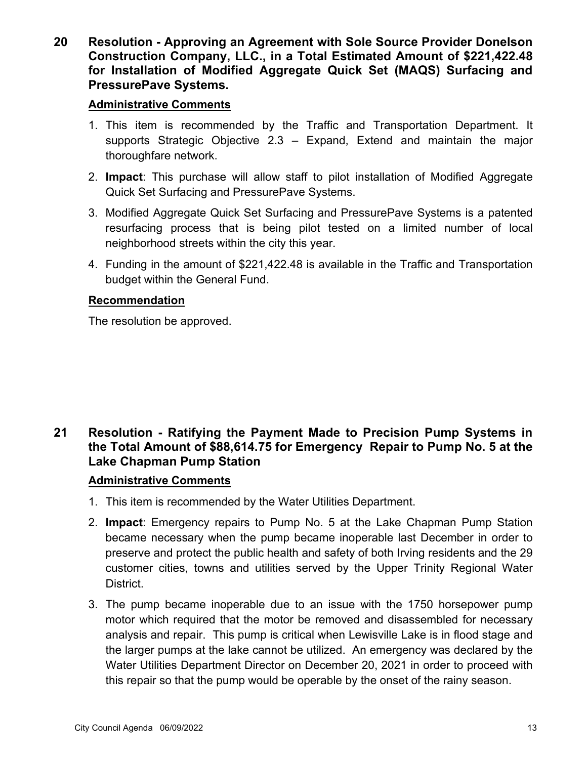## 20 Resolution - Approving an Agreement with Sole Source Provider Donelson Construction Company, LLC., in a Total Estimated Amount of $221,422.48 for Installation of Modified Aggregate Quick Set (MAQS) Surfacing and PressurePave Systems.

### Administrative Comments

1. This item is recommended by the Traffic and Transportation Department. It supports Strategic Objective 2.3 – Expand, Extend and maintain the major thoroughfare network.
2. **Impact**: This purchase will allow staff to pilot installation of Modified Aggregate Quick Set Surfacing and PressurePave Systems.
3. Modified Aggregate Quick Set Surfacing and PressurePave Systems is a patented resurfacing process that is being pilot tested on a limited number of local neighborhood streets within the city this year.
4. Funding in the amount of $221,422.48 is available in the Traffic and Transportation budget within the General Fund.

### Recommendation

The resolution be approved.

## 21 Resolution - Ratifying the Payment Made to Precision Pump Systems in the Total Amount of $88,614.75 for Emergency Repair to Pump No. 5 at the Lake Chapman Pump Station

### Administrative Comments

1. This item is recommended by the Water Utilities Department.
2. **Impact**: Emergency repairs to Pump No. 5 at the Lake Chapman Pump Station became necessary when the pump became inoperable last December in order to preserve and protect the public health and safety of both Irving residents and the 29 customer cities, towns and utilities served by the Upper Trinity Regional Water District.
3. The pump became inoperable due to an issue with the 1750 horsepower pump motor which required that the motor be removed and disassembled for necessary analysis and repair. This pump is critical when Lewisville Lake is in flood stage and the larger pumps at the lake cannot be utilized. An emergency was declared by the Water Utilities Department Director on December 20, 2021 in order to proceed with this repair so that the pump would be operable by the onset of the rainy season.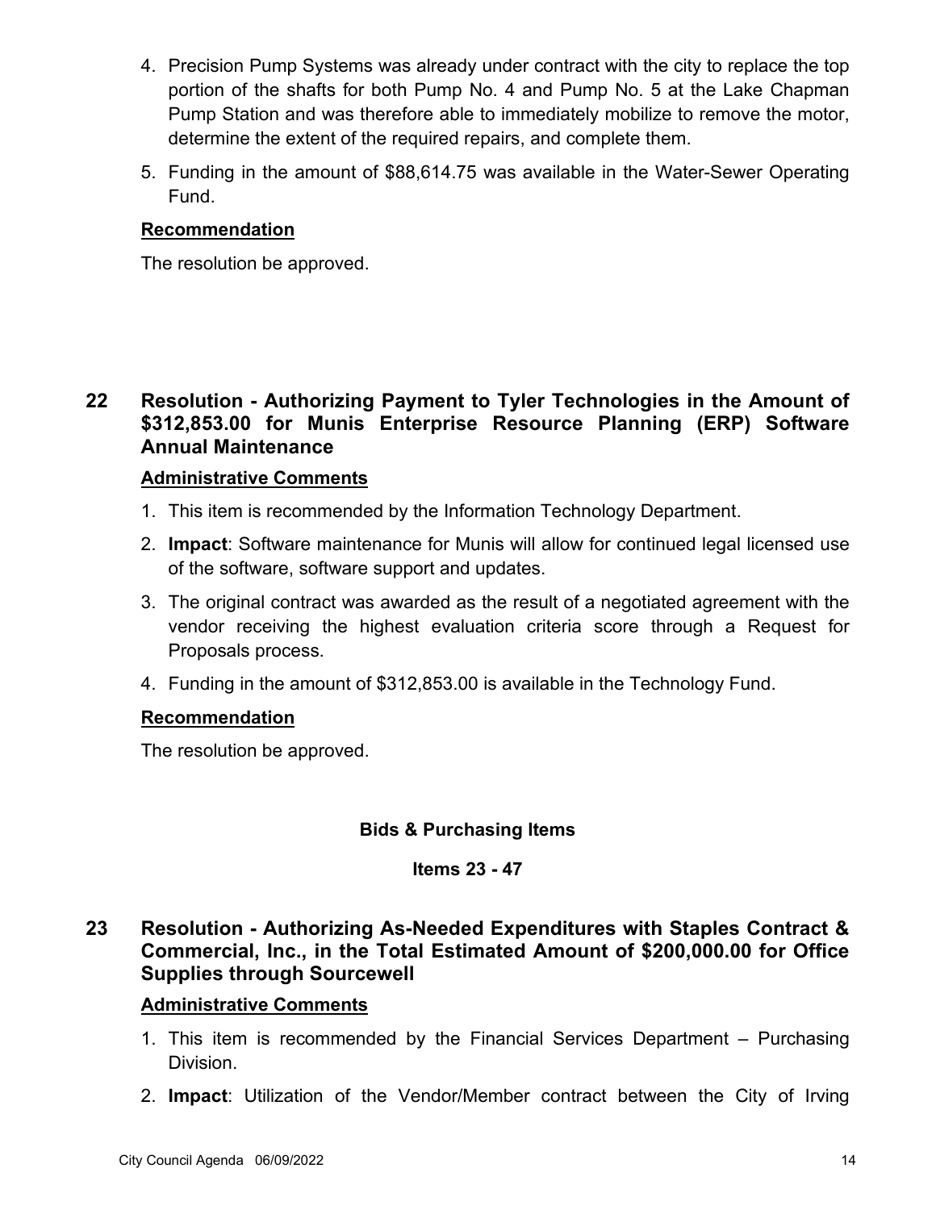4. Precision Pump Systems was already under contract with the city to replace the top portion of the shafts for both Pump No. 4 and Pump No. 5 at the Lake Chapman Pump Station and was therefore able to immediately mobilize to remove the motor, determine the extent of the required repairs, and complete them.
5. Funding in the amount of $88,614.75 was available in the Water-Sewer Operating Fund.

**Recommendation**

The resolution be approved.

## 22 Resolution - Authorizing Payment to Tyler Technologies in the Amount of $312,853.00 for Munis Enterprise Resource Planning (ERP) Software Annual Maintenance

**Administrative Comments**

1. This item is recommended by the Information Technology Department.
2. **Impact**: Software maintenance for Munis will allow for continued legal licensed use of the software, software support and updates.
3. The original contract was awarded as the result of a negotiated agreement with the vendor receiving the highest evaluation criteria score through a Request for Proposals process.
4. Funding in the amount of $312,853.00 is available in the Technology Fund.

**Recommendation**

The resolution be approved.

**Bids & Purchasing Items**

**Items 23 - 47**

## 23 Resolution - Authorizing As-Needed Expenditures with Staples Contract & Commercial, Inc., in the Total Estimated Amount of $200,000.00 for Office Supplies through Sourcewell

**Administrative Comments**

1. This item is recommended by the Financial Services Department – Purchasing Division.
2. **Impact**: Utilization of the Vendor/Member contract between the City of Irving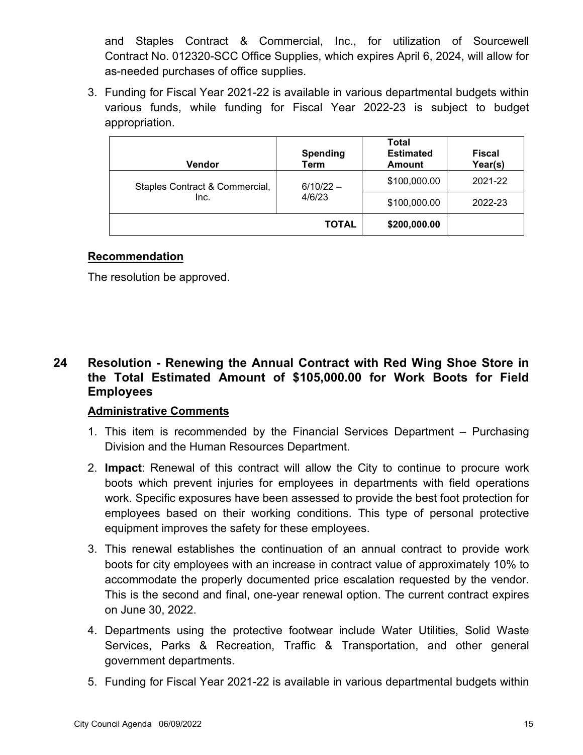and Staples Contract & Commercial, Inc., for utilization of Sourcewell Contract No. 012320-SCC Office Supplies, which expires April 6, 2024, will allow for as-needed purchases of office supplies.

3. Funding for Fiscal Year 2021-22 is available in various departmental budgets within various funds, while funding for Fiscal Year 2022-23 is subject to budget appropriation.

| Vendor | Spending Term | Total Estimated Amount | Fiscal Year(s) |
|---|---|---|---|
| Staples Contract & Commercial, Inc. | 6/10/22 – 4/6/23 | $100,000.00 | 2021-22 |
| | | $100,000.00 | 2022-23 |
| | **TOTAL** | **$200,000.00** | |

**Recommendation**

The resolution be approved.

## 24 Resolution - Renewing the Annual Contract with Red Wing Shoe Store in the Total Estimated Amount of $105,000.00 for Work Boots for Field Employees

**Administrative Comments**

1. This item is recommended by the Financial Services Department – Purchasing Division and the Human Resources Department.
2. **Impact**: Renewal of this contract will allow the City to continue to procure work boots which prevent injuries for employees in departments with field operations work. Specific exposures have been assessed to provide the best foot protection for employees based on their working conditions. This type of personal protective equipment improves the safety for these employees.
3. This renewal establishes the continuation of an annual contract to provide work boots for city employees with an increase in contract value of approximately 10% to accommodate the properly documented price escalation requested by the vendor. This is the second and final, one-year renewal option. The current contract expires on June 30, 2022.
4. Departments using the protective footwear include Water Utilities, Solid Waste Services, Parks & Recreation, Traffic & Transportation, and other general government departments.
5. Funding for Fiscal Year 2021-22 is available in various departmental budgets within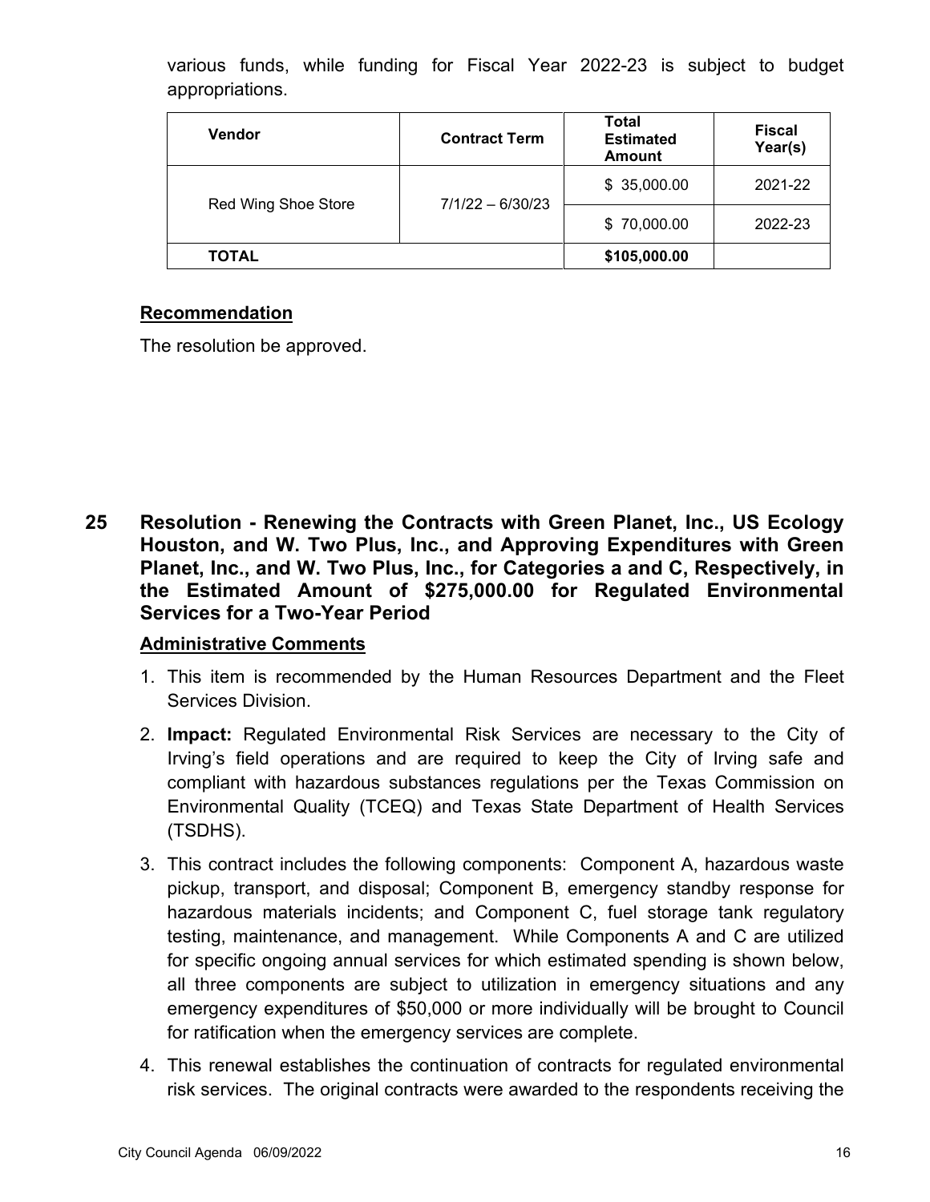various funds, while funding for Fiscal Year 2022-23 is subject to budget appropriations.

| Vendor | Contract Term | Total Estimated Amount | Fiscal Year(s) |
|---|---|---|---|
| Red Wing Shoe Store | 7/1/22 – 6/30/23 | $ 35,000.00 | 2021-22 |
| | | $ 70,000.00 | 2022-23 |
| **TOTAL** | | **$105,000.00** | |

**Recommendation**

The resolution be approved.

## 25 Resolution - Renewing the Contracts with Green Planet, Inc., US Ecology Houston, and W. Two Plus, Inc., and Approving Expenditures with Green Planet, Inc., and W. Two Plus, Inc., for Categories a and C, Respectively, in the Estimated Amount of $275,000.00 for Regulated Environmental Services for a Two-Year Period

**Administrative Comments**

1. This item is recommended by the Human Resources Department and the Fleet Services Division.
2. **Impact:** Regulated Environmental Risk Services are necessary to the City of Irving's field operations and are required to keep the City of Irving safe and compliant with hazardous substances regulations per the Texas Commission on Environmental Quality (TCEQ) and Texas State Department of Health Services (TSDHS).
3. This contract includes the following components: Component A, hazardous waste pickup, transport, and disposal; Component B, emergency standby response for hazardous materials incidents; and Component C, fuel storage tank regulatory testing, maintenance, and management. While Components A and C are utilized for specific ongoing annual services for which estimated spending is shown below, all three components are subject to utilization in emergency situations and any emergency expenditures of $50,000 or more individually will be brought to Council for ratification when the emergency services are complete.
4. This renewal establishes the continuation of contracts for regulated environmental risk services. The original contracts were awarded to the respondents receiving the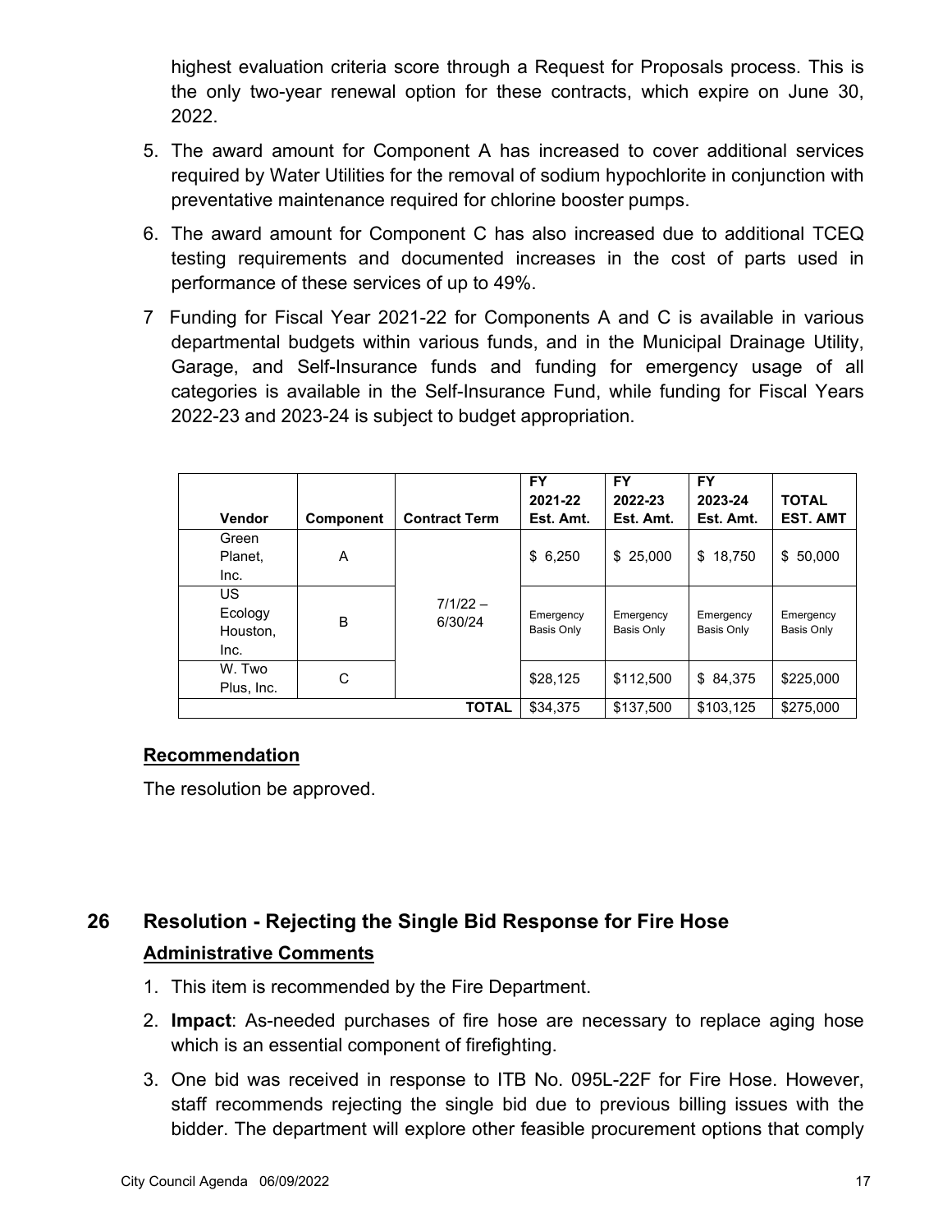highest evaluation criteria score through a Request for Proposals process. This is the only two-year renewal option for these contracts, which expire on June 30, 2022.

5. The award amount for Component A has increased to cover additional services required by Water Utilities for the removal of sodium hypochlorite in conjunction with preventative maintenance required for chlorine booster pumps.
6. The award amount for Component C has also increased due to additional TCEQ testing requirements and documented increases in the cost of parts used in performance of these services of up to 49%.
7. Funding for Fiscal Year 2021-22 for Components A and C is available in various departmental budgets within various funds, and in the Municipal Drainage Utility, Garage, and Self-Insurance funds and funding for emergency usage of all categories is available in the Self-Insurance Fund, while funding for Fiscal Years 2022-23 and 2023-24 is subject to budget appropriation.

| Vendor | Component | Contract Term | FY 2021-22 Est. Amt. | FY 2022-23 Est. Amt. | FY 2023-24 Est. Amt. | TOTAL EST. AMT |
|---|---|---|---|---|---|---|
| Green Planet, Inc. | A | 7/1/22 – 6/30/24 | $ 6,250 | $ 25,000 | $ 18,750 | $ 50,000 |
| US Ecology Houston, Inc. | B | | Emergency Basis Only | Emergency Basis Only | Emergency Basis Only | Emergency Basis Only |
| W. Two Plus, Inc. | C | | $28,125 | $112,500 | $ 84,375 | $225,000 |
| | | **TOTAL** | $34,375 | $137,500 | $103,125 | $275,000 |

**Recommendation**

The resolution be approved.

## 26 Resolution - Rejecting the Single Bid Response for Fire Hose

**Administrative Comments**

1. This item is recommended by the Fire Department.
2. **Impact**: As-needed purchases of fire hose are necessary to replace aging hose which is an essential component of firefighting.
3. One bid was received in response to ITB No. 095L-22F for Fire Hose. However, staff recommends rejecting the single bid due to previous billing issues with the bidder. The department will explore other feasible procurement options that comply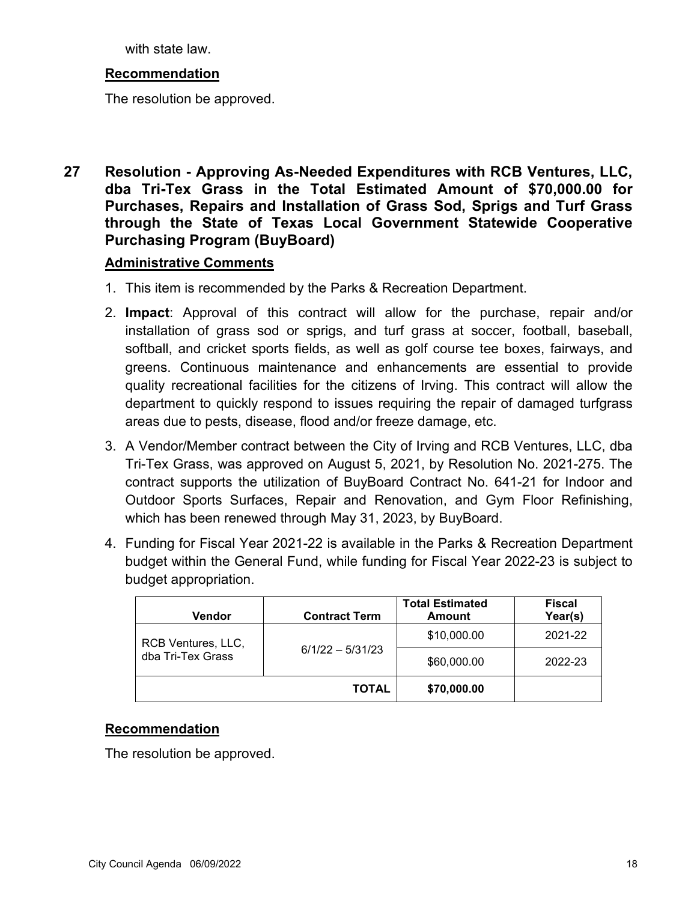with state law.

**Recommendation**

The resolution be approved.

## 27 Resolution - Approving As-Needed Expenditures with RCB Ventures, LLC, dba Tri-Tex Grass in the Total Estimated Amount of $70,000.00 for Purchases, Repairs and Installation of Grass Sod, Sprigs and Turf Grass through the State of Texas Local Government Statewide Cooperative Purchasing Program (BuyBoard)

**Administrative Comments**

1. This item is recommended by the Parks & Recreation Department.
2. **Impact**: Approval of this contract will allow for the purchase, repair and/or installation of grass sod or sprigs, and turf grass at soccer, football, baseball, softball, and cricket sports fields, as well as golf course tee boxes, fairways, and greens. Continuous maintenance and enhancements are essential to provide quality recreational facilities for the citizens of Irving. This contract will allow the department to quickly respond to issues requiring the repair of damaged turfgrass areas due to pests, disease, flood and/or freeze damage, etc.
3. A Vendor/Member contract between the City of Irving and RCB Ventures, LLC, dba Tri-Tex Grass, was approved on August 5, 2021, by Resolution No. 2021-275. The contract supports the utilization of BuyBoard Contract No. 641-21 for Indoor and Outdoor Sports Surfaces, Repair and Renovation, and Gym Floor Refinishing, which has been renewed through May 31, 2023, by BuyBoard.
4. Funding for Fiscal Year 2021-22 is available in the Parks & Recreation Department budget within the General Fund, while funding for Fiscal Year 2022-23 is subject to budget appropriation.

| Vendor | Contract Term | Total Estimated Amount | Fiscal Year(s) |
|---|---|---|---|
| RCB Ventures, LLC, dba Tri-Tex Grass | 6/1/22 – 5/31/23 | $10,000.00 | 2021-22 |
| | | $60,000.00 | 2022-23 |
| | **TOTAL** | **$70,000.00** | |

**Recommendation**

The resolution be approved.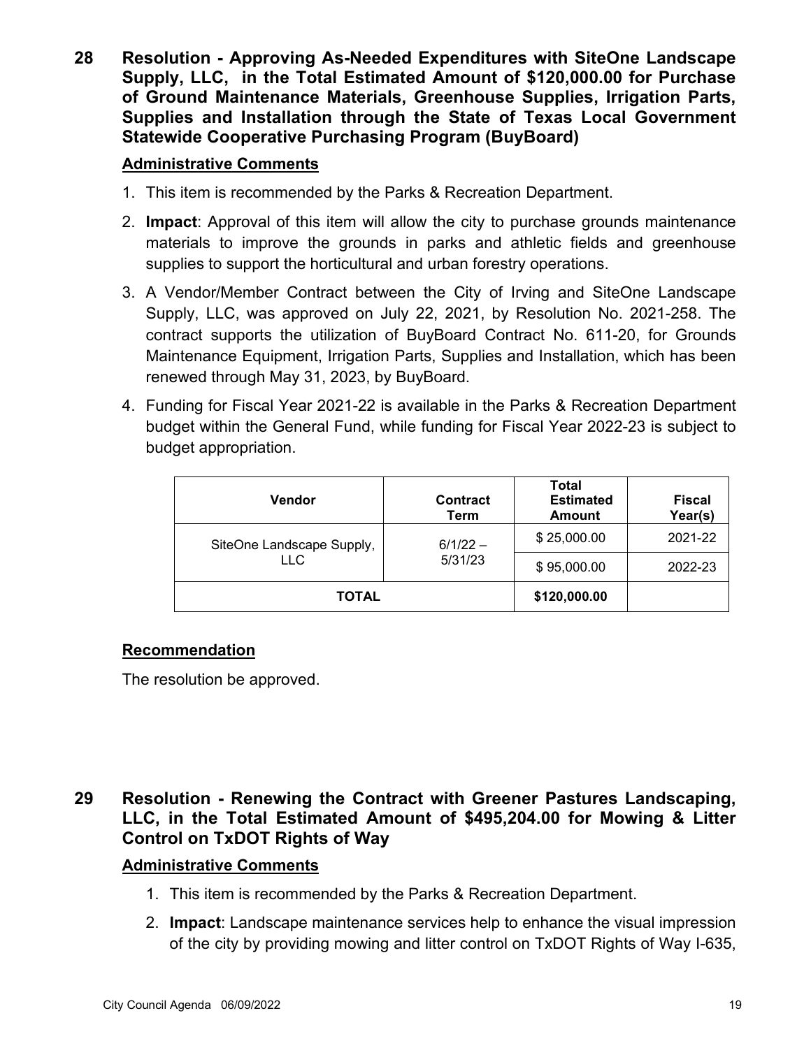## 28 Resolution - Approving As-Needed Expenditures with SiteOne Landscape Supply, LLC, in the Total Estimated Amount of $120,000.00 for Purchase of Ground Maintenance Materials, Greenhouse Supplies, Irrigation Parts, Supplies and Installation through the State of Texas Local Government Statewide Cooperative Purchasing Program (BuyBoard)

**Administrative Comments**

1. This item is recommended by the Parks & Recreation Department.
2. **Impact**: Approval of this item will allow the city to purchase grounds maintenance materials to improve the grounds in parks and athletic fields and greenhouse supplies to support the horticultural and urban forestry operations.
3. A Vendor/Member Contract between the City of Irving and SiteOne Landscape Supply, LLC, was approved on July 22, 2021, by Resolution No. 2021-258. The contract supports the utilization of BuyBoard Contract No. 611-20, for Grounds Maintenance Equipment, Irrigation Parts, Supplies and Installation, which has been renewed through May 31, 2023, by BuyBoard.
4. Funding for Fiscal Year 2021-22 is available in the Parks & Recreation Department budget within the General Fund, while funding for Fiscal Year 2022-23 is subject to budget appropriation.

| Vendor | Contract Term | Total Estimated Amount | Fiscal Year(s) |
|---|---|---|---|
| SiteOne Landscape Supply, LLC | 6/1/22 – 5/31/23 | $ 25,000.00 | 2021-22 |
| | | $ 95,000.00 | 2022-23 |
| **TOTAL** | | **$120,000.00** | |

**Recommendation**

The resolution be approved.

## 29 Resolution - Renewing the Contract with Greener Pastures Landscaping, LLC, in the Total Estimated Amount of $495,204.00 for Mowing & Litter Control on TxDOT Rights of Way

**Administrative Comments**

1. This item is recommended by the Parks & Recreation Department.
2. **Impact**: Landscape maintenance services help to enhance the visual impression of the city by providing mowing and litter control on TxDOT Rights of Way I-635,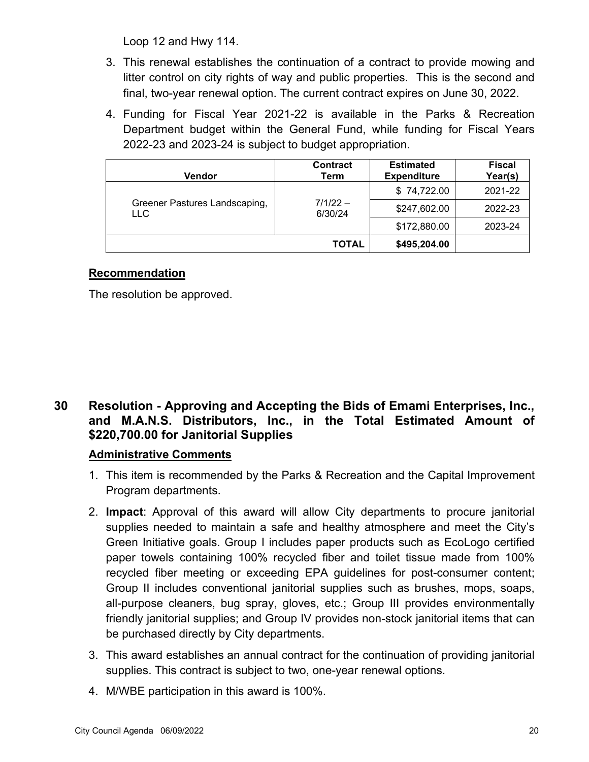Loop 12 and Hwy 114.

3. This renewal establishes the continuation of a contract to provide mowing and litter control on city rights of way and public properties. This is the second and final, two-year renewal option. The current contract expires on June 30, 2022.
4. Funding for Fiscal Year 2021-22 is available in the Parks & Recreation Department budget within the General Fund, while funding for Fiscal Years 2022-23 and 2023-24 is subject to budget appropriation.

| Vendor | Contract Term | Estimated Expenditure | Fiscal Year(s) |
|---|---|---|---|
| Greener Pastures Landscaping, LLC | 7/1/22 – 6/30/24 | $ 74,722.00 | 2021-22 |
| | | $247,602.00 | 2022-23 |
| | | $172,880.00 | 2023-24 |
| | **TOTAL** | **$495,204.00** | |

**Recommendation**

The resolution be approved.

## 30 Resolution - Approving and Accepting the Bids of Emami Enterprises, Inc., and M.A.N.S. Distributors, Inc., in the Total Estimated Amount of $220,700.00 for Janitorial Supplies

**Administrative Comments**

1. This item is recommended by the Parks & Recreation and the Capital Improvement Program departments.
2. **Impact**: Approval of this award will allow City departments to procure janitorial supplies needed to maintain a safe and healthy atmosphere and meet the City's Green Initiative goals. Group I includes paper products such as EcoLogo certified paper towels containing 100% recycled fiber and toilet tissue made from 100% recycled fiber meeting or exceeding EPA guidelines for post-consumer content; Group II includes conventional janitorial supplies such as brushes, mops, soaps, all-purpose cleaners, bug spray, gloves, etc.; Group III provides environmentally friendly janitorial supplies; and Group IV provides non-stock janitorial items that can be purchased directly by City departments.
3. This award establishes an annual contract for the continuation of providing janitorial supplies. This contract is subject to two, one-year renewal options.
4. M/WBE participation in this award is 100%.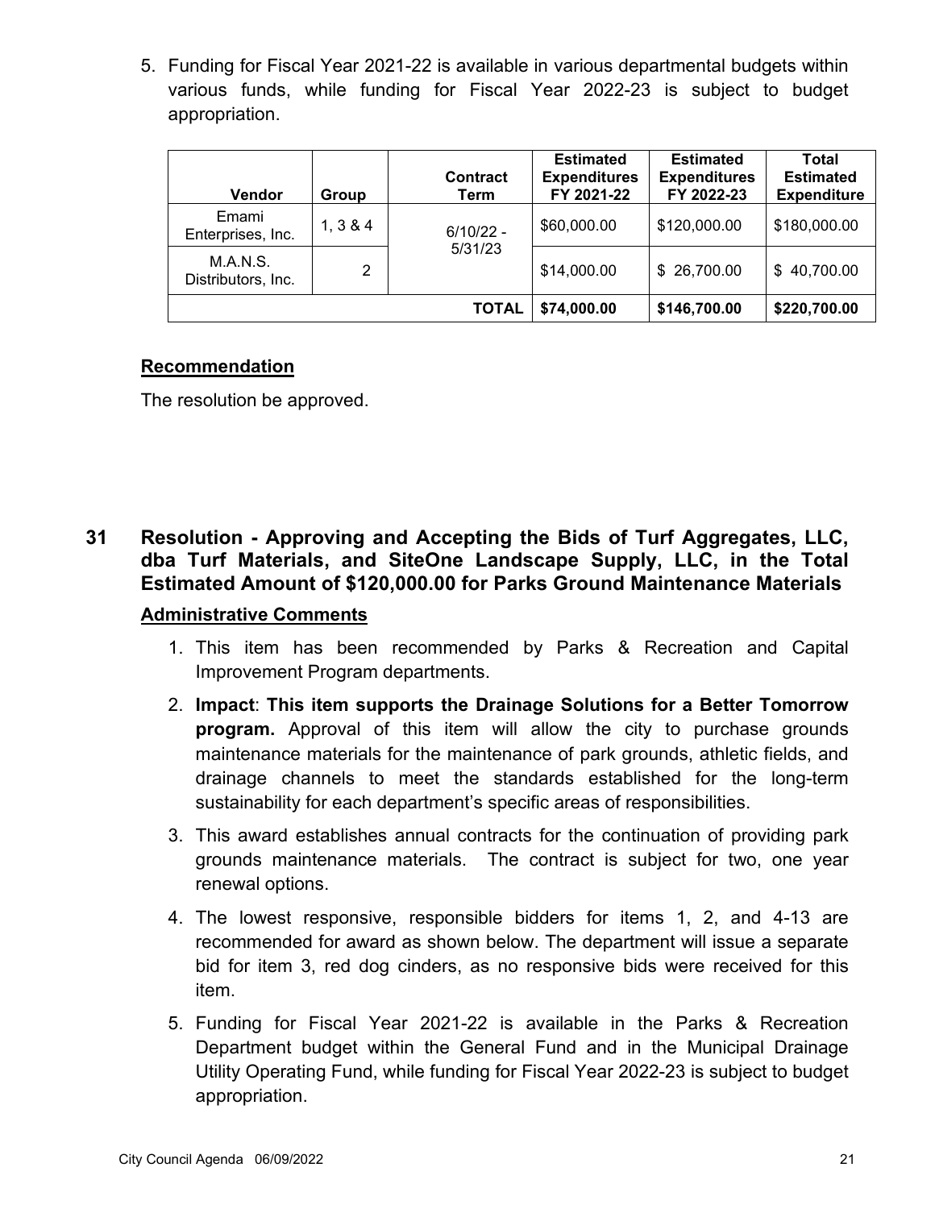5. Funding for Fiscal Year 2021-22 is available in various departmental budgets within various funds, while funding for Fiscal Year 2022-23 is subject to budget appropriation.

| Vendor | Group | Contract Term | Estimated Expenditures FY 2021-22 | Estimated Expenditures FY 2022-23 | Total Estimated Expenditure |
|---|---|---|---|---|---|
| Emami Enterprises, Inc. | 1, 3 & 4 | 6/10/22 - 5/31/23 | \$60,000.00 | \$120,000.00 | \$180,000.00 |
| M.A.N.S. Distributors, Inc. | 2 | | \$14,000.00 | \$ 26,700.00 | \$ 40,700.00 |
| | | **TOTAL** | **\$74,000.00** | **\$146,700.00** | **\$220,700.00** |

**Recommendation**

The resolution be approved.

## 31 Resolution - Approving and Accepting the Bids of Turf Aggregates, LLC, dba Turf Materials, and SiteOne Landscape Supply, LLC, in the Total Estimated Amount of \$120,000.00 for Parks Ground Maintenance Materials

**Administrative Comments**

1. This item has been recommended by Parks & Recreation and Capital Improvement Program departments.
2. **Impact**: **This item supports the Drainage Solutions for a Better Tomorrow program.** Approval of this item will allow the city to purchase grounds maintenance materials for the maintenance of park grounds, athletic fields, and drainage channels to meet the standards established for the long-term sustainability for each department's specific areas of responsibilities.
3. This award establishes annual contracts for the continuation of providing park grounds maintenance materials. The contract is subject for two, one year renewal options.
4. The lowest responsive, responsible bidders for items 1, 2, and 4-13 are recommended for award as shown below. The department will issue a separate bid for item 3, red dog cinders, as no responsive bids were received for this item.
5. Funding for Fiscal Year 2021-22 is available in the Parks & Recreation Department budget within the General Fund and in the Municipal Drainage Utility Operating Fund, while funding for Fiscal Year 2022-23 is subject to budget appropriation.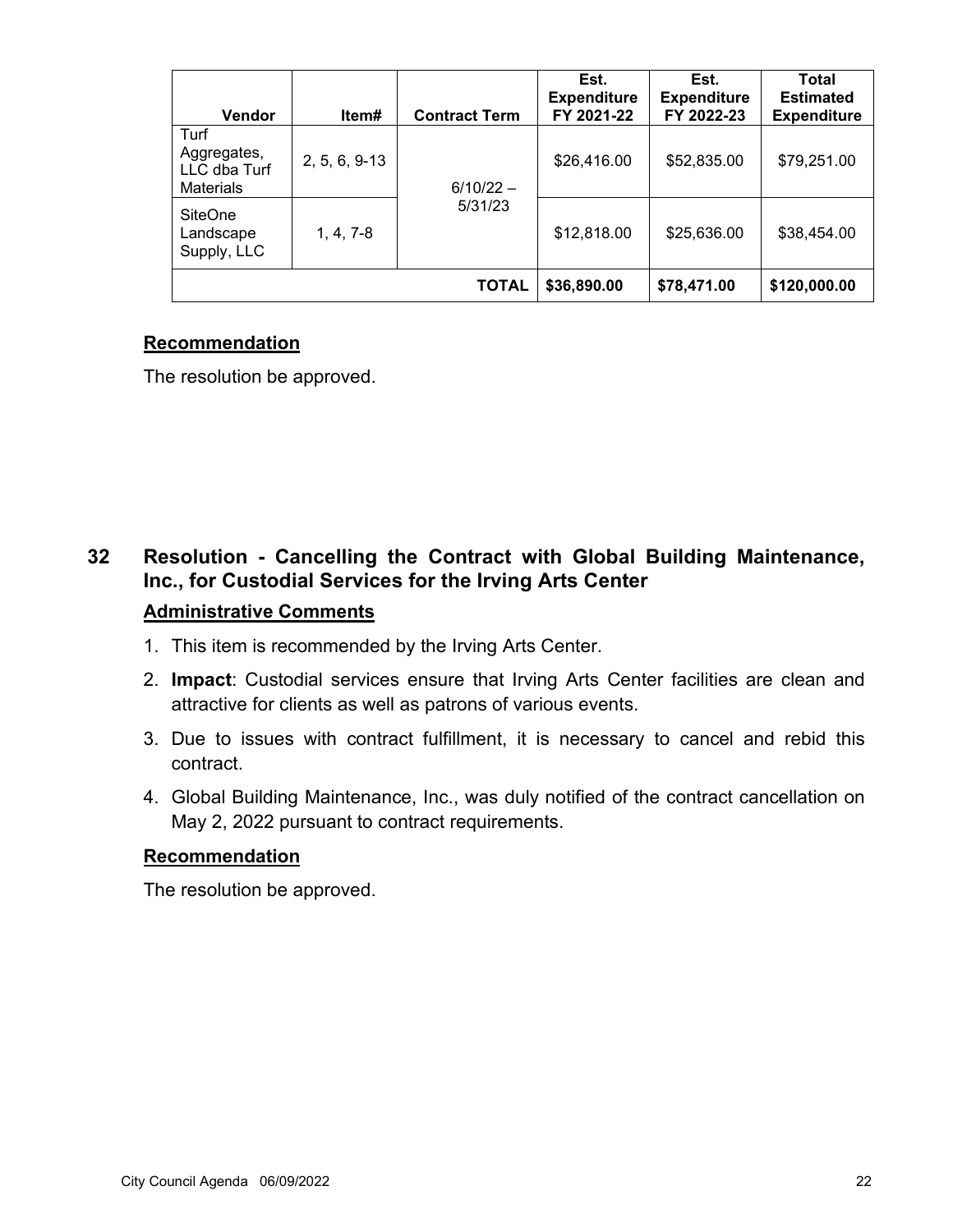| Vendor | Item# | Contract Term | Est. Expenditure FY 2021-22 | Est. Expenditure FY 2022-23 | Total Estimated Expenditure |
|---|---|---|---|---|---|
| Turf Aggregates, LLC dba Turf Materials | 2, 5, 6, 9-13 | 6/10/22 – 5/31/23 | $26,416.00 | $52,835.00 | $79,251.00 |
| SiteOne Landscape Supply, LLC | 1, 4, 7-8 | | $12,818.00 | $25,636.00 | $38,454.00 |
| | | **TOTAL** | **$36,890.00** | **$78,471.00** | **$120,000.00** |

**Recommendation**

The resolution be approved.

## 32 Resolution - Cancelling the Contract with Global Building Maintenance, Inc., for Custodial Services for the Irving Arts Center

**Administrative Comments**

1. This item is recommended by the Irving Arts Center.
2. **Impact**: Custodial services ensure that Irving Arts Center facilities are clean and attractive for clients as well as patrons of various events.
3. Due to issues with contract fulfillment, it is necessary to cancel and rebid this contract.
4. Global Building Maintenance, Inc., was duly notified of the contract cancellation on May 2, 2022 pursuant to contract requirements.

**Recommendation**

The resolution be approved.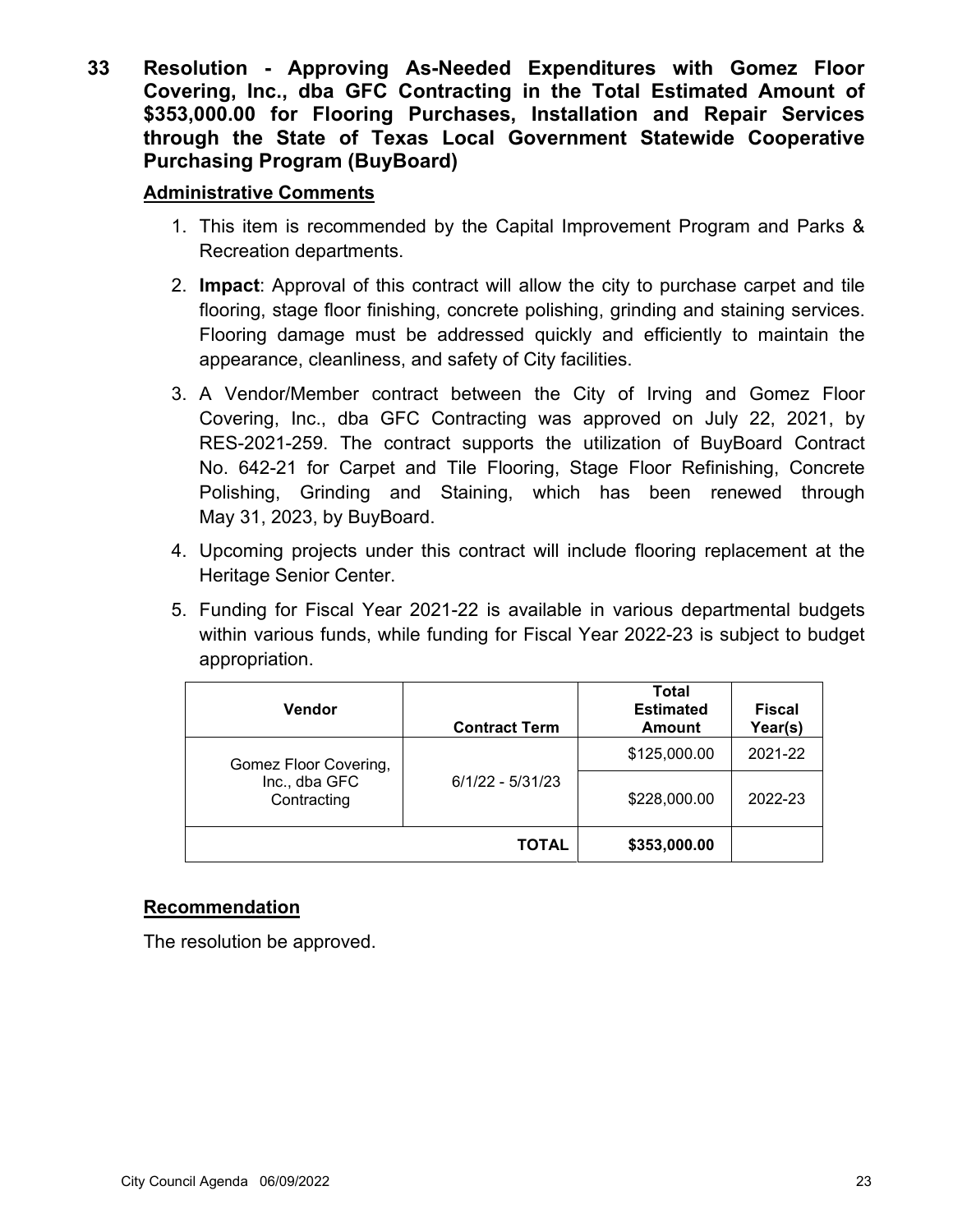**33 Resolution - Approving As-Needed Expenditures with Gomez Floor Covering, Inc., dba GFC Contracting in the Total Estimated Amount of $353,000.00 for Flooring Purchases, Installation and Repair Services through the State of Texas Local Government Statewide Cooperative Purchasing Program (BuyBoard)**

**Administrative Comments**

1. This item is recommended by the Capital Improvement Program and Parks & Recreation departments.
2. **Impact**: Approval of this contract will allow the city to purchase carpet and tile flooring, stage floor finishing, concrete polishing, grinding and staining services. Flooring damage must be addressed quickly and efficiently to maintain the appearance, cleanliness, and safety of City facilities.
3. A Vendor/Member contract between the City of Irving and Gomez Floor Covering, Inc., dba GFC Contracting was approved on July 22, 2021, by RES-2021-259. The contract supports the utilization of BuyBoard Contract No. 642-21 for Carpet and Tile Flooring, Stage Floor Refinishing, Concrete Polishing, Grinding and Staining, which has been renewed through May 31, 2023, by BuyBoard.
4. Upcoming projects under this contract will include flooring replacement at the Heritage Senior Center.
5. Funding for Fiscal Year 2021-22 is available in various departmental budgets within various funds, while funding for Fiscal Year 2022-23 is subject to budget appropriation.

| Vendor | Contract Term | Total Estimated Amount | Fiscal Year(s) |
|---|---|---|---|
| Gomez Floor Covering, Inc., dba GFC Contracting | 6/1/22 - 5/31/23 | $125,000.00 | 2021-22 |
| | | $228,000.00 | 2022-23 |
| | **TOTAL** | **$353,000.00** | |

**Recommendation**

The resolution be approved.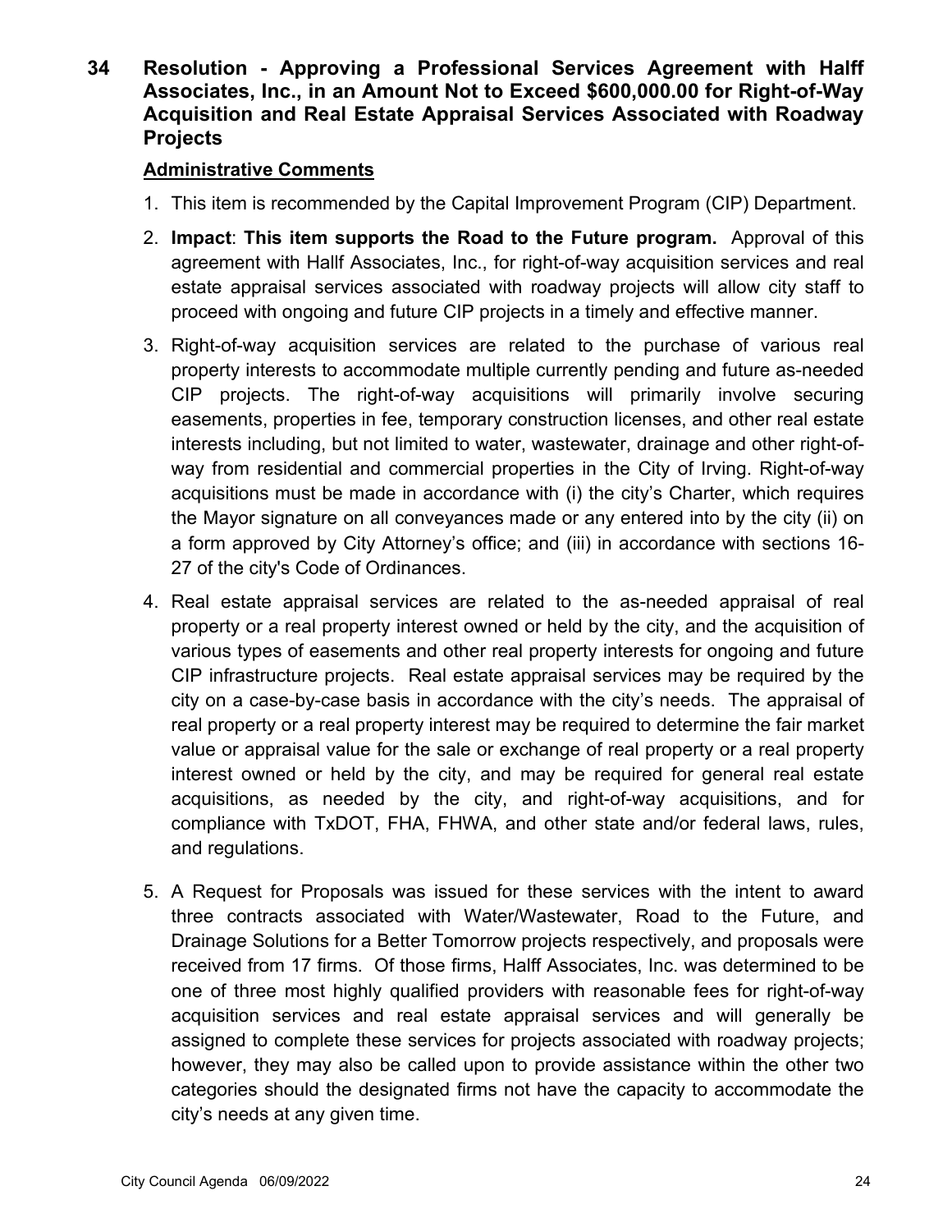## 34 Resolution - Approving a Professional Services Agreement with Halff Associates, Inc., in an Amount Not to Exceed $600,000.00 for Right-of-Way Acquisition and Real Estate Appraisal Services Associated with Roadway Projects

**Administrative Comments**

1. This item is recommended by the Capital Improvement Program (CIP) Department.
2. **Impact**: **This item supports the Road to the Future program.** Approval of this agreement with Halff Associates, Inc., for right-of-way acquisition services and real estate appraisal services associated with roadway projects will allow city staff to proceed with ongoing and future CIP projects in a timely and effective manner.
3. Right-of-way acquisition services are related to the purchase of various real property interests to accommodate multiple currently pending and future as-needed CIP projects. The right-of-way acquisitions will primarily involve securing easements, properties in fee, temporary construction licenses, and other real estate interests including, but not limited to water, wastewater, drainage and other right-of-way from residential and commercial properties in the City of Irving. Right-of-way acquisitions must be made in accordance with (i) the city's Charter, which requires the Mayor signature on all conveyances made or any entered into by the city (ii) on a form approved by City Attorney's office; and (iii) in accordance with sections 16-27 of the city's Code of Ordinances.
4. Real estate appraisal services are related to the as-needed appraisal of real property or a real property interest owned or held by the city, and the acquisition of various types of easements and other real property interests for ongoing and future CIP infrastructure projects. Real estate appraisal services may be required by the city on a case-by-case basis in accordance with the city's needs. The appraisal of real property or a real property interest may be required to determine the fair market value or appraisal value for the sale or exchange of real property or a real property interest owned or held by the city, and may be required for general real estate acquisitions, as needed by the city, and right-of-way acquisitions, and for compliance with TxDOT, FHA, FHWA, and other state and/or federal laws, rules, and regulations.
5. A Request for Proposals was issued for these services with the intent to award three contracts associated with Water/Wastewater, Road to the Future, and Drainage Solutions for a Better Tomorrow projects respectively, and proposals were received from 17 firms. Of those firms, Halff Associates, Inc. was determined to be one of three most highly qualified providers with reasonable fees for right-of-way acquisition services and real estate appraisal services and will generally be assigned to complete these services for projects associated with roadway projects; however, they may also be called upon to provide assistance within the other two categories should the designated firms not have the capacity to accommodate the city's needs at any given time.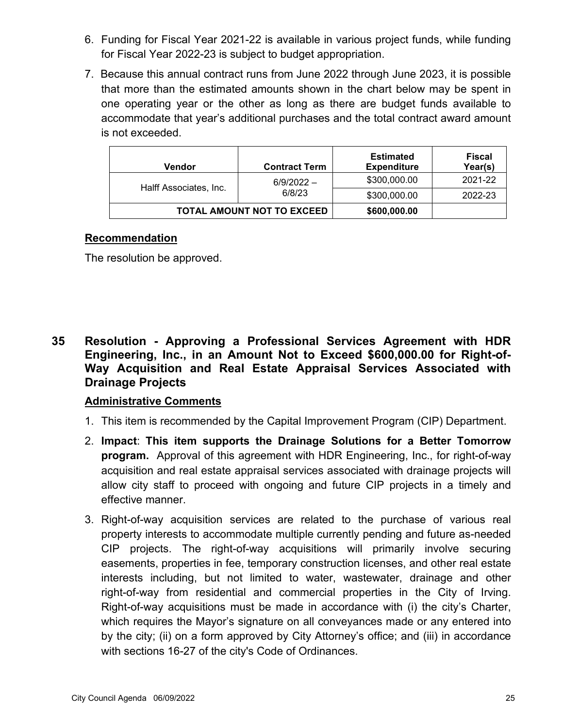6. Funding for Fiscal Year 2021-22 is available in various project funds, while funding for Fiscal Year 2022-23 is subject to budget appropriation.
7. Because this annual contract runs from June 2022 through June 2023, it is possible that more than the estimated amounts shown in the chart below may be spent in one operating year or the other as long as there are budget funds available to accommodate that year's additional purchases and the total contract award amount is not exceeded.

| Vendor | Contract Term | Estimated Expenditure | Fiscal Year(s) |
|---|---|---|---|
| Halff Associates, Inc. | 6/9/2022 – 6/8/23 | $300,000.00 | 2021-22 |
| | | $300,000.00 | 2022-23 |
| **TOTAL AMOUNT NOT TO EXCEED** | | **$600,000.00** | |

**Recommendation**

The resolution be approved.

## 35 Resolution - Approving a Professional Services Agreement with HDR Engineering, Inc., in an Amount Not to Exceed $600,000.00 for Right-of-Way Acquisition and Real Estate Appraisal Services Associated with Drainage Projects

**Administrative Comments**

1. This item is recommended by the Capital Improvement Program (CIP) Department.
2. **Impact**: **This item supports the Drainage Solutions for a Better Tomorrow program.** Approval of this agreement with HDR Engineering, Inc., for right-of-way acquisition and real estate appraisal services associated with drainage projects will allow city staff to proceed with ongoing and future CIP projects in a timely and effective manner.
3. Right-of-way acquisition services are related to the purchase of various real property interests to accommodate multiple currently pending and future as-needed CIP projects. The right-of-way acquisitions will primarily involve securing easements, properties in fee, temporary construction licenses, and other real estate interests including, but not limited to water, wastewater, drainage and other right-of-way from residential and commercial properties in the City of Irving. Right-of-way acquisitions must be made in accordance with (i) the city's Charter, which requires the Mayor's signature on all conveyances made or any entered into by the city; (ii) on a form approved by City Attorney's office; and (iii) in accordance with sections 16-27 of the city's Code of Ordinances.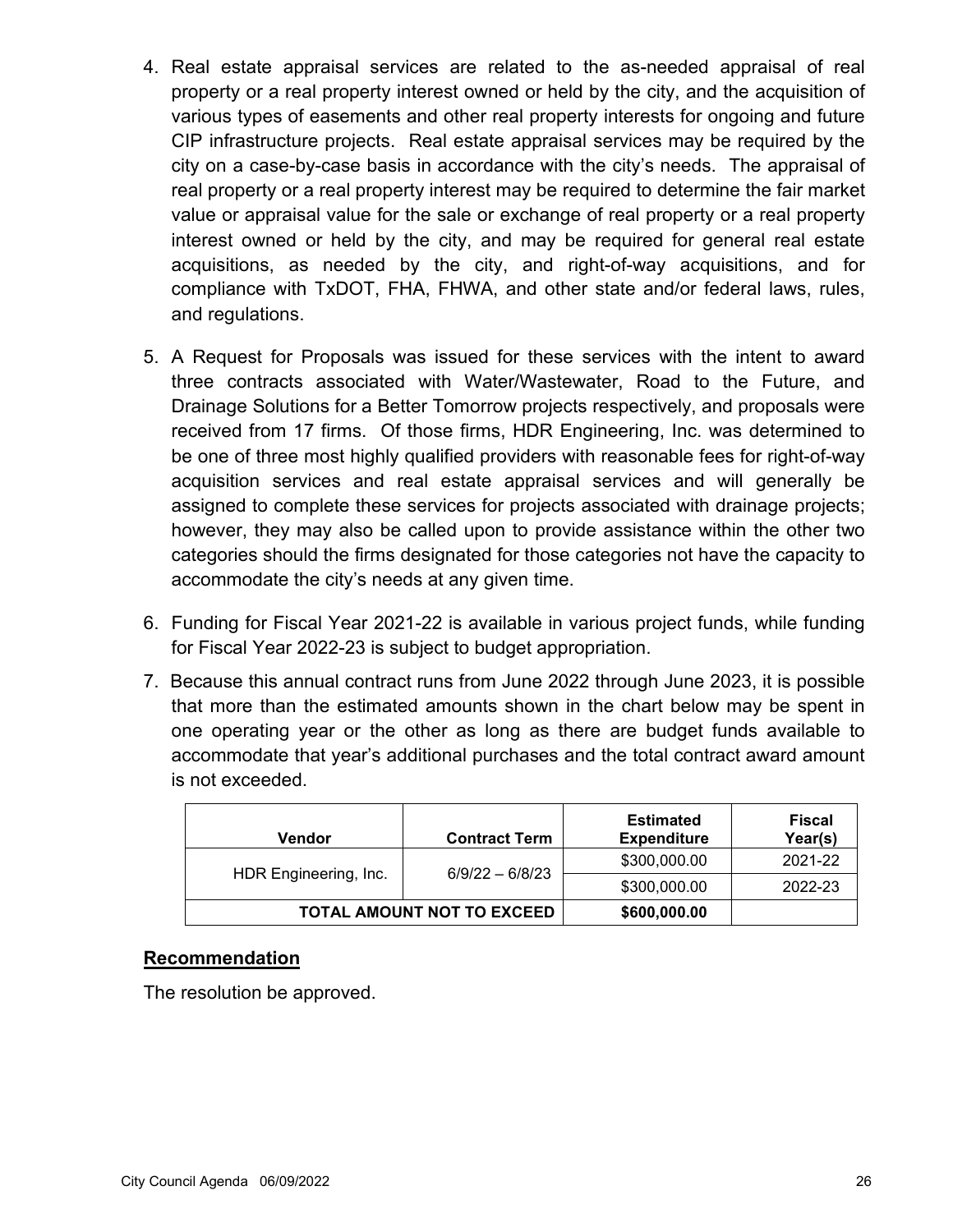4. Real estate appraisal services are related to the as-needed appraisal of real property or a real property interest owned or held by the city, and the acquisition of various types of easements and other real property interests for ongoing and future CIP infrastructure projects. Real estate appraisal services may be required by the city on a case-by-case basis in accordance with the city's needs. The appraisal of real property or a real property interest may be required to determine the fair market value or appraisal value for the sale or exchange of real property or a real property interest owned or held by the city, and may be required for general real estate acquisitions, as needed by the city, and right-of-way acquisitions, and for compliance with TxDOT, FHA, FHWA, and other state and/or federal laws, rules, and regulations.

5. A Request for Proposals was issued for these services with the intent to award three contracts associated with Water/Wastewater, Road to the Future, and Drainage Solutions for a Better Tomorrow projects respectively, and proposals were received from 17 firms. Of those firms, HDR Engineering, Inc. was determined to be one of three most highly qualified providers with reasonable fees for right-of-way acquisition services and real estate appraisal services and will generally be assigned to complete these services for projects associated with drainage projects; however, they may also be called upon to provide assistance within the other two categories should the firms designated for those categories not have the capacity to accommodate the city's needs at any given time.

6. Funding for Fiscal Year 2021-22 is available in various project funds, while funding for Fiscal Year 2022-23 is subject to budget appropriation.

7. Because this annual contract runs from June 2022 through June 2023, it is possible that more than the estimated amounts shown in the chart below may be spent in one operating year or the other as long as there are budget funds available to accommodate that year's additional purchases and the total contract award amount is not exceeded.

| Vendor | Contract Term | Estimated Expenditure | Fiscal Year(s) |
|---|---|---|---|
| HDR Engineering, Inc. | 6/9/22 – 6/8/23 | $300,000.00 | 2021-22 |
| | | $300,000.00 | 2022-23 |
| **TOTAL AMOUNT NOT TO EXCEED** | | **$600,000.00** | |

## Recommendation

The resolution be approved.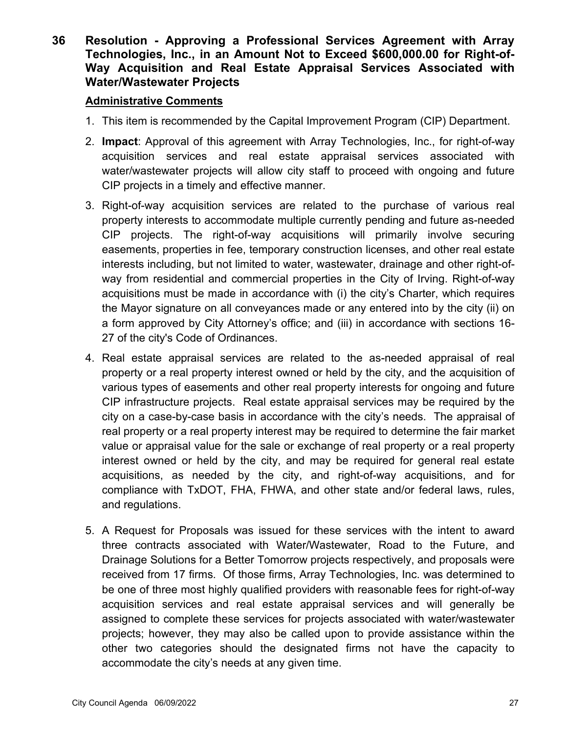## 36 Resolution - Approving a Professional Services Agreement with Array Technologies, Inc., in an Amount Not to Exceed $600,000.00 for Right-of-Way Acquisition and Real Estate Appraisal Services Associated with Water/Wastewater Projects

**Administrative Comments**

1. This item is recommended by the Capital Improvement Program (CIP) Department.
2. **Impact**: Approval of this agreement with Array Technologies, Inc., for right-of-way acquisition services and real estate appraisal services associated with water/wastewater projects will allow city staff to proceed with ongoing and future CIP projects in a timely and effective manner.
3. Right-of-way acquisition services are related to the purchase of various real property interests to accommodate multiple currently pending and future as-needed CIP projects. The right-of-way acquisitions will primarily involve securing easements, properties in fee, temporary construction licenses, and other real estate interests including, but not limited to water, wastewater, drainage and other right-of-way from residential and commercial properties in the City of Irving. Right-of-way acquisitions must be made in accordance with (i) the city's Charter, which requires the Mayor signature on all conveyances made or any entered into by the city (ii) on a form approved by City Attorney's office; and (iii) in accordance with sections 16-27 of the city's Code of Ordinances.
4. Real estate appraisal services are related to the as-needed appraisal of real property or a real property interest owned or held by the city, and the acquisition of various types of easements and other real property interests for ongoing and future CIP infrastructure projects. Real estate appraisal services may be required by the city on a case-by-case basis in accordance with the city's needs. The appraisal of real property or a real property interest may be required to determine the fair market value or appraisal value for the sale or exchange of real property or a real property interest owned or held by the city, and may be required for general real estate acquisitions, as needed by the city, and right-of-way acquisitions, and for compliance with TxDOT, FHA, FHWA, and other state and/or federal laws, rules, and regulations.
5. A Request for Proposals was issued for these services with the intent to award three contracts associated with Water/Wastewater, Road to the Future, and Drainage Solutions for a Better Tomorrow projects respectively, and proposals were received from 17 firms. Of those firms, Array Technologies, Inc. was determined to be one of three most highly qualified providers with reasonable fees for right-of-way acquisition services and real estate appraisal services and will generally be assigned to complete these services for projects associated with water/wastewater projects; however, they may also be called upon to provide assistance within the other two categories should the designated firms not have the capacity to accommodate the city's needs at any given time.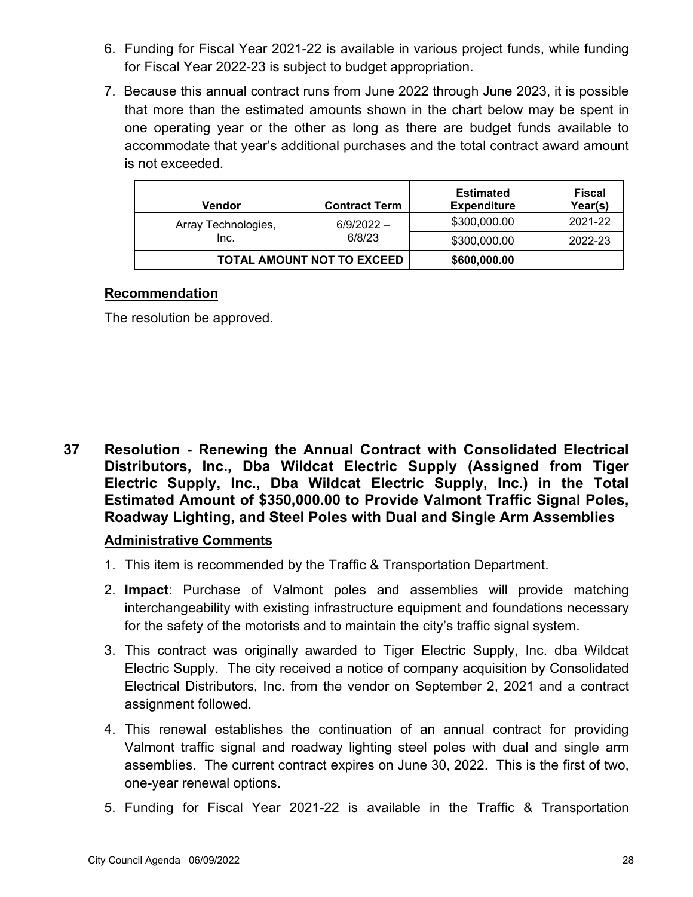6. Funding for Fiscal Year 2021-22 is available in various project funds, while funding for Fiscal Year 2022-23 is subject to budget appropriation.

7. Because this annual contract runs from June 2022 through June 2023, it is possible that more than the estimated amounts shown in the chart below may be spent in one operating year or the other as long as there are budget funds available to accommodate that year's additional purchases and the total contract award amount is not exceeded.

| Vendor | Contract Term | Estimated Expenditure | Fiscal Year(s) |
|---|---|---|---|
| Array Technologies, Inc. | 6/9/2022 – 6/8/23 | $300,000.00 | 2021-22 |
| | | $300,000.00 | 2022-23 |
| **TOTAL AMOUNT NOT TO EXCEED** | | **$600,000.00** | |

## Recommendation

The resolution be approved.

## 37 Resolution - Renewing the Annual Contract with Consolidated Electrical Distributors, Inc., Dba Wildcat Electric Supply (Assigned from Tiger Electric Supply, Inc., Dba Wildcat Electric Supply, Inc.) in the Total Estimated Amount of $350,000.00 to Provide Valmont Traffic Signal Poles, Roadway Lighting, and Steel Poles with Dual and Single Arm Assemblies

### Administrative Comments

1. This item is recommended by the Traffic & Transportation Department.

2. **Impact**: Purchase of Valmont poles and assemblies will provide matching interchangeability with existing infrastructure equipment and foundations necessary for the safety of the motorists and to maintain the city's traffic signal system.

3. This contract was originally awarded to Tiger Electric Supply, Inc. dba Wildcat Electric Supply. The city received a notice of company acquisition by Consolidated Electrical Distributors, Inc. from the vendor on September 2, 2021 and a contract assignment followed.

4. This renewal establishes the continuation of an annual contract for providing Valmont traffic signal and roadway lighting steel poles with dual and single arm assemblies. The current contract expires on June 30, 2022. This is the first of two, one-year renewal options.

5. Funding for Fiscal Year 2021-22 is available in the Traffic & Transportation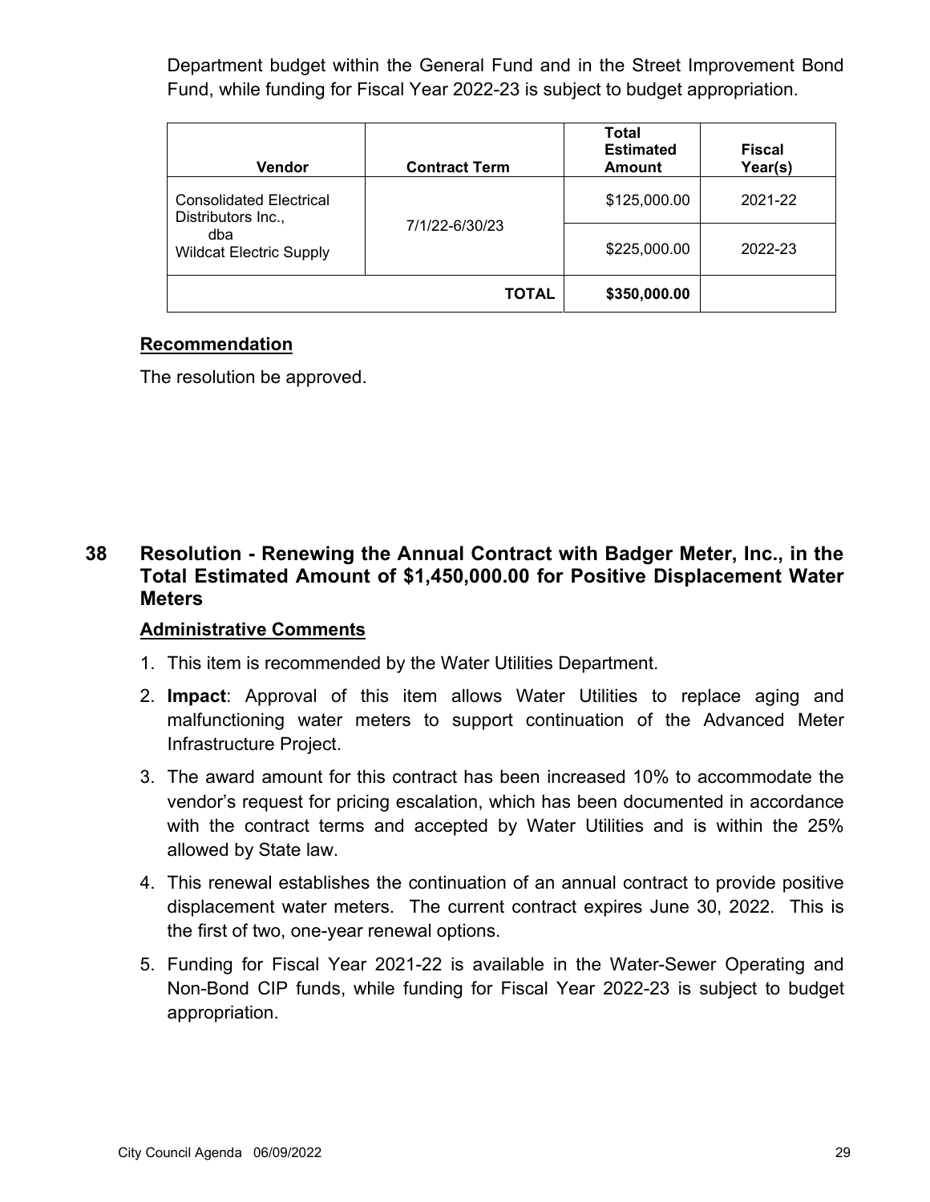Department budget within the General Fund and in the Street Improvement Bond Fund, while funding for Fiscal Year 2022-23 is subject to budget appropriation.

| Vendor | Contract Term | Total Estimated Amount | Fiscal Year(s) |
|---|---|---|---|
| Consolidated Electrical Distributors Inc., dba Wildcat Electric Supply | 7/1/22-6/30/23 | $125,000.00 | 2021-22 |
| | | $225,000.00 | 2022-23 |
| | **TOTAL** | **$350,000.00** | |

**Recommendation**

The resolution be approved.

## 38 Resolution - Renewing the Annual Contract with Badger Meter, Inc., in the Total Estimated Amount of $1,450,000.00 for Positive Displacement Water Meters

**Administrative Comments**

1. This item is recommended by the Water Utilities Department.
2. **Impact**: Approval of this item allows Water Utilities to replace aging and malfunctioning water meters to support continuation of the Advanced Meter Infrastructure Project.
3. The award amount for this contract has been increased 10% to accommodate the vendor's request for pricing escalation, which has been documented in accordance with the contract terms and accepted by Water Utilities and is within the 25% allowed by State law.
4. This renewal establishes the continuation of an annual contract to provide positive displacement water meters. The current contract expires June 30, 2022. This is the first of two, one-year renewal options.
5. Funding for Fiscal Year 2021-22 is available in the Water-Sewer Operating and Non-Bond CIP funds, while funding for Fiscal Year 2022-23 is subject to budget appropriation.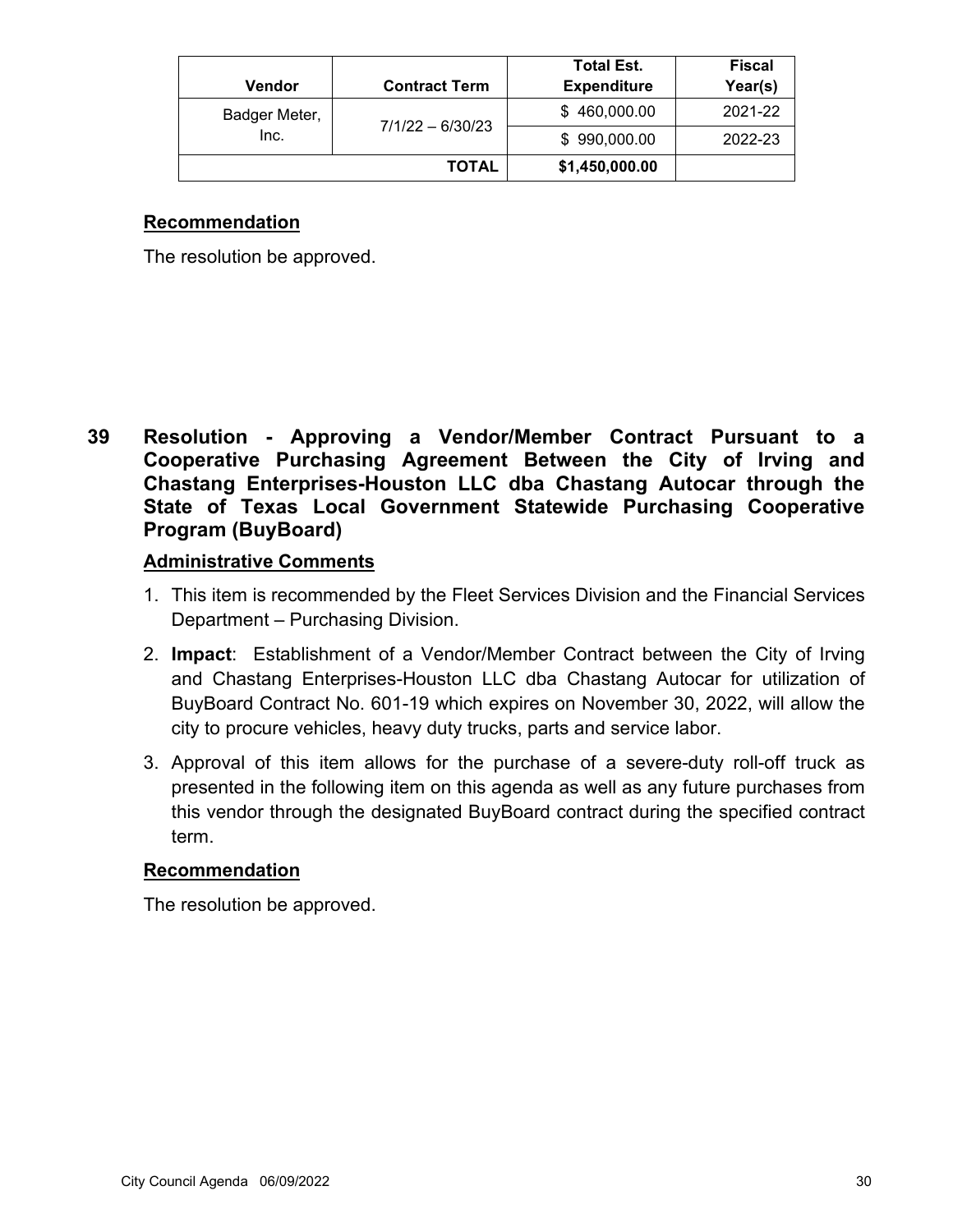| Vendor | Contract Term | Total Est. Expenditure | Fiscal Year(s) |
|---|---|---|---|
| Badger Meter, Inc. | 7/1/22 – 6/30/23 | $ 460,000.00 | 2021-22 |
| | | $ 990,000.00 | 2022-23 |
| | **TOTAL** | **$1,450,000.00** | |

**Recommendation**

The resolution be approved.

## 39 Resolution - Approving a Vendor/Member Contract Pursuant to a Cooperative Purchasing Agreement Between the City of Irving and Chastang Enterprises-Houston LLC dba Chastang Autocar through the State of Texas Local Government Statewide Purchasing Cooperative Program (BuyBoard)

**Administrative Comments**

1. This item is recommended by the Fleet Services Division and the Financial Services Department – Purchasing Division.
2. **Impact**: Establishment of a Vendor/Member Contract between the City of Irving and Chastang Enterprises-Houston LLC dba Chastang Autocar for utilization of BuyBoard Contract No. 601-19 which expires on November 30, 2022, will allow the city to procure vehicles, heavy duty trucks, parts and service labor.
3. Approval of this item allows for the purchase of a severe-duty roll-off truck as presented in the following item on this agenda as well as any future purchases from this vendor through the designated BuyBoard contract during the specified contract term.

**Recommendation**

The resolution be approved.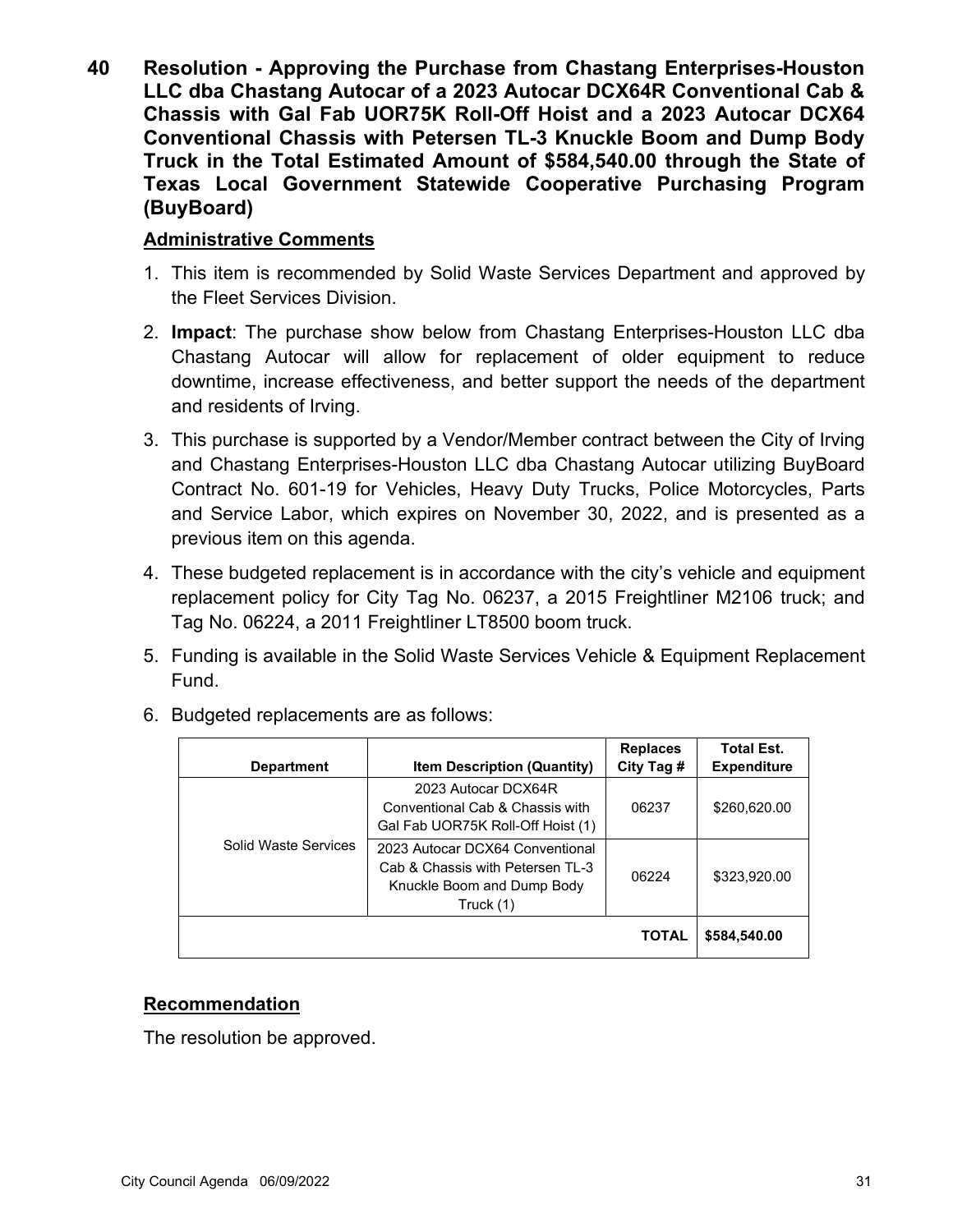**40 Resolution - Approving the Purchase from Chastang Enterprises-Houston LLC dba Chastang Autocar of a 2023 Autocar DCX64R Conventional Cab & Chassis with Gal Fab UOR75K Roll-Off Hoist and a 2023 Autocar DCX64 Conventional Chassis with Petersen TL-3 Knuckle Boom and Dump Body Truck in the Total Estimated Amount of $584,540.00 through the State of Texas Local Government Statewide Cooperative Purchasing Program (BuyBoard)**

**Administrative Comments**

1. This item is recommended by Solid Waste Services Department and approved by the Fleet Services Division.
2. **Impact**: The purchase show below from Chastang Enterprises-Houston LLC dba Chastang Autocar will allow for replacement of older equipment to reduce downtime, increase effectiveness, and better support the needs of the department and residents of Irving.
3. This purchase is supported by a Vendor/Member contract between the City of Irving and Chastang Enterprises-Houston LLC dba Chastang Autocar utilizing BuyBoard Contract No. 601-19 for Vehicles, Heavy Duty Trucks, Police Motorcycles, Parts and Service Labor, which expires on November 30, 2022, and is presented as a previous item on this agenda.
4. These budgeted replacement is in accordance with the city's vehicle and equipment replacement policy for City Tag No. 06237, a 2015 Freightliner M2106 truck; and Tag No. 06224, a 2011 Freightliner LT8500 boom truck.
5. Funding is available in the Solid Waste Services Vehicle & Equipment Replacement Fund.
6. Budgeted replacements are as follows:

| Department | Item Description (Quantity) | Replaces City Tag # | Total Est. Expenditure |
|---|---|---|---|
| Solid Waste Services | 2023 Autocar DCX64R Conventional Cab & Chassis with Gal Fab UOR75K Roll-Off Hoist (1) | 06237 | $260,620.00 |
| | 2023 Autocar DCX64 Conventional Cab & Chassis with Petersen TL-3 Knuckle Boom and Dump Body Truck (1) | 06224 | $323,920.00 |
| | | **TOTAL** | **$584,540.00** |

**Recommendation**

The resolution be approved.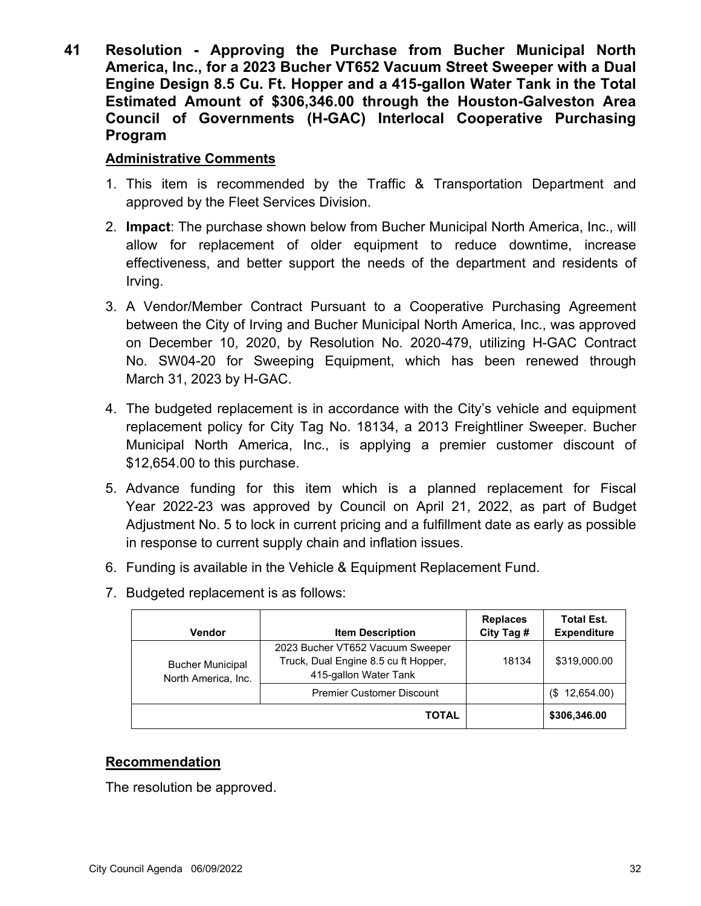**41 Resolution - Approving the Purchase from Bucher Municipal North America, Inc., for a 2023 Bucher VT652 Vacuum Street Sweeper with a Dual Engine Design 8.5 Cu. Ft. Hopper and a 415-gallon Water Tank in the Total Estimated Amount of $306,346.00 through the Houston-Galveston Area Council of Governments (H-GAC) Interlocal Cooperative Purchasing Program**

**Administrative Comments**

1. This item is recommended by the Traffic & Transportation Department and approved by the Fleet Services Division.
2. **Impact**: The purchase shown below from Bucher Municipal North America, Inc., will allow for replacement of older equipment to reduce downtime, increase effectiveness, and better support the needs of the department and residents of Irving.
3. A Vendor/Member Contract Pursuant to a Cooperative Purchasing Agreement between the City of Irving and Bucher Municipal North America, Inc., was approved on December 10, 2020, by Resolution No. 2020-479, utilizing H-GAC Contract No. SW04-20 for Sweeping Equipment, which has been renewed through March 31, 2023 by H-GAC.
4. The budgeted replacement is in accordance with the City's vehicle and equipment replacement policy for City Tag No. 18134, a 2013 Freightliner Sweeper. Bucher Municipal North America, Inc., is applying a premier customer discount of $12,654.00 to this purchase.
5. Advance funding for this item which is a planned replacement for Fiscal Year 2022-23 was approved by Council on April 21, 2022, as part of Budget Adjustment No. 5 to lock in current pricing and a fulfillment date as early as possible in response to current supply chain and inflation issues.
6. Funding is available in the Vehicle & Equipment Replacement Fund.
7. Budgeted replacement is as follows:

| Vendor | Item Description | Replaces City Tag # | Total Est. Expenditure |
|---|---|---|---|
| Bucher Municipal North America, Inc. | 2023 Bucher VT652 Vacuum Sweeper Truck, Dual Engine 8.5 cu ft Hopper, 415-gallon Water Tank | 18134 | $319,000.00 |
| | Premier Customer Discount | | ($ 12,654.00) |
| | **TOTAL** | | **$306,346.00** |

**Recommendation**

The resolution be approved.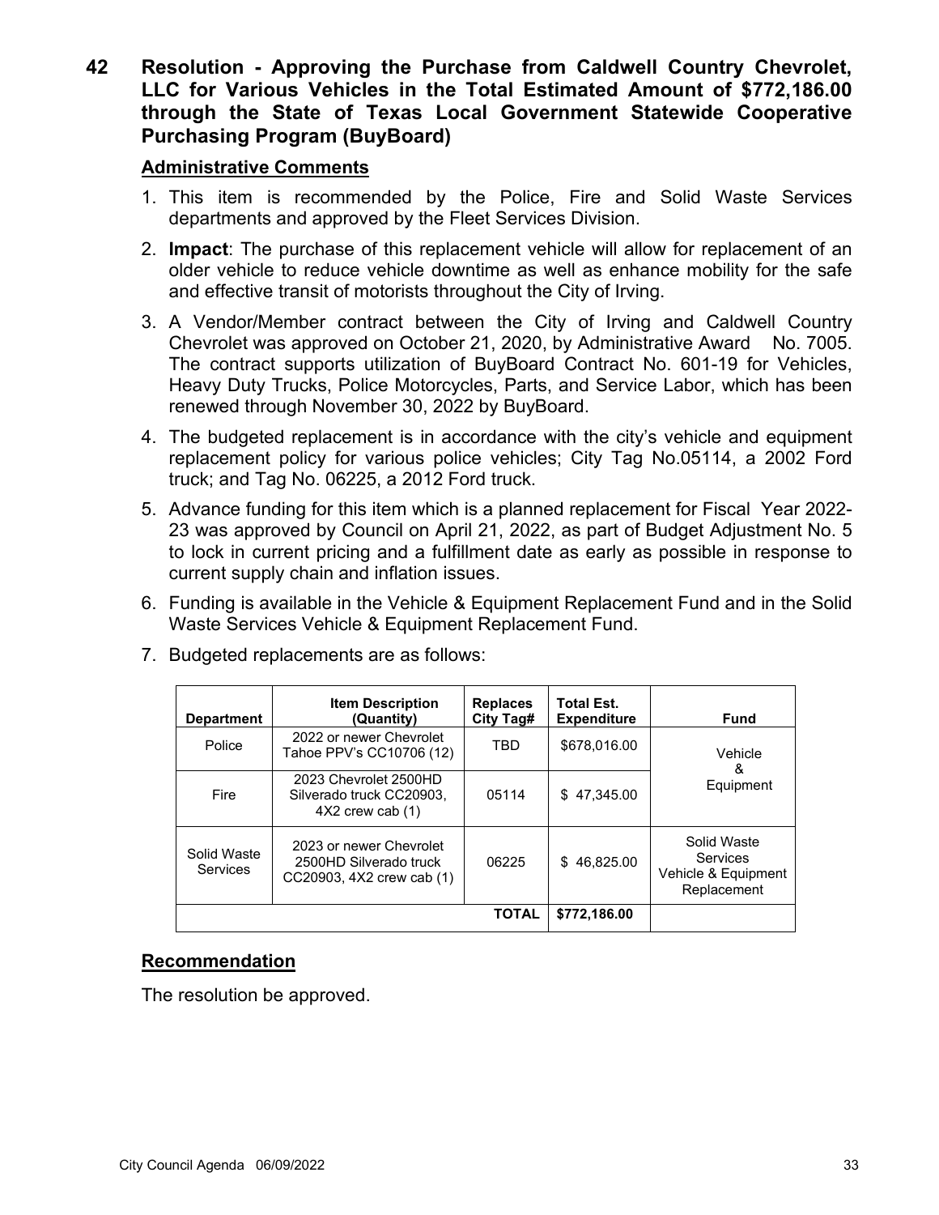## 42 Resolution - Approving the Purchase from Caldwell Country Chevrolet, LLC for Various Vehicles in the Total Estimated Amount of $772,186.00 through the State of Texas Local Government Statewide Cooperative Purchasing Program (BuyBoard)

### Administrative Comments

1. This item is recommended by the Police, Fire and Solid Waste Services departments and approved by the Fleet Services Division.
2. **Impact**: The purchase of this replacement vehicle will allow for replacement of an older vehicle to reduce vehicle downtime as well as enhance mobility for the safe and effective transit of motorists throughout the City of Irving.
3. A Vendor/Member contract between the City of Irving and Caldwell Country Chevrolet was approved on October 21, 2020, by Administrative Award No. 7005. The contract supports utilization of BuyBoard Contract No. 601-19 for Vehicles, Heavy Duty Trucks, Police Motorcycles, Parts, and Service Labor, which has been renewed through November 30, 2022 by BuyBoard.
4. The budgeted replacement is in accordance with the city's vehicle and equipment replacement policy for various police vehicles; City Tag No.05114, a 2002 Ford truck; and Tag No. 06225, a 2012 Ford truck.
5. Advance funding for this item which is a planned replacement for Fiscal Year 2022-23 was approved by Council on April 21, 2022, as part of Budget Adjustment No. 5 to lock in current pricing and a fulfillment date as early as possible in response to current supply chain and inflation issues.
6. Funding is available in the Vehicle & Equipment Replacement Fund and in the Solid Waste Services Vehicle & Equipment Replacement Fund.
7. Budgeted replacements are as follows:

| Department | Item Description (Quantity) | Replaces City Tag# | Total Est. Expenditure | Fund |
|---|---|---|---|---|
| Police | 2022 or newer Chevrolet Tahoe PPV's CC10706 (12) | TBD | $678,016.00 | Vehicle & Equipment |
| Fire | 2023 Chevrolet 2500HD Silverado truck CC20903, 4X2 crew cab (1) | 05114 | $ 47,345.00 | |
| Solid Waste Services | 2023 or newer Chevrolet 2500HD Silverado truck CC20903, 4X2 crew cab (1) | 06225 | $ 46,825.00 | Solid Waste Services Vehicle & Equipment Replacement |
| | | **TOTAL** | **$772,186.00** | |

### Recommendation

The resolution be approved.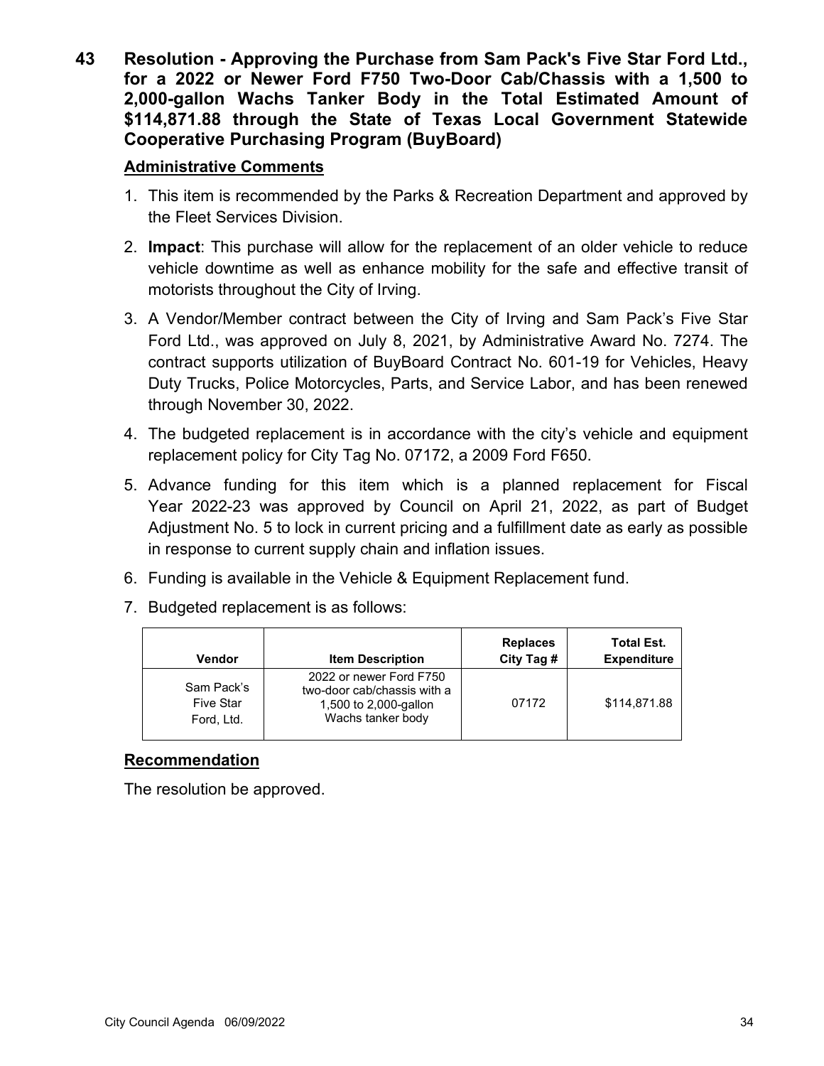**43 Resolution - Approving the Purchase from Sam Pack's Five Star Ford Ltd., for a 2022 or Newer Ford F750 Two-Door Cab/Chassis with a 1,500 to 2,000-gallon Wachs Tanker Body in the Total Estimated Amount of $114,871.88 through the State of Texas Local Government Statewide Cooperative Purchasing Program (BuyBoard)**

**Administrative Comments**

1. This item is recommended by the Parks & Recreation Department and approved by the Fleet Services Division.
2. **Impact**: This purchase will allow for the replacement of an older vehicle to reduce vehicle downtime as well as enhance mobility for the safe and effective transit of motorists throughout the City of Irving.
3. A Vendor/Member contract between the City of Irving and Sam Pack's Five Star Ford Ltd., was approved on July 8, 2021, by Administrative Award No. 7274. The contract supports utilization of BuyBoard Contract No. 601-19 for Vehicles, Heavy Duty Trucks, Police Motorcycles, Parts, and Service Labor, and has been renewed through November 30, 2022.
4. The budgeted replacement is in accordance with the city's vehicle and equipment replacement policy for City Tag No. 07172, a 2009 Ford F650.
5. Advance funding for this item which is a planned replacement for Fiscal Year 2022-23 was approved by Council on April 21, 2022, as part of Budget Adjustment No. 5 to lock in current pricing and a fulfillment date as early as possible in response to current supply chain and inflation issues.
6. Funding is available in the Vehicle & Equipment Replacement fund.
7. Budgeted replacement is as follows:

| Vendor | Item Description | Replaces City Tag # | Total Est. Expenditure |
|---|---|---|---|
| Sam Pack's Five Star Ford, Ltd. | 2022 or newer Ford F750 two-door cab/chassis with a 1,500 to 2,000-gallon Wachs tanker body | 07172 | $114,871.88 |

**Recommendation**

The resolution be approved.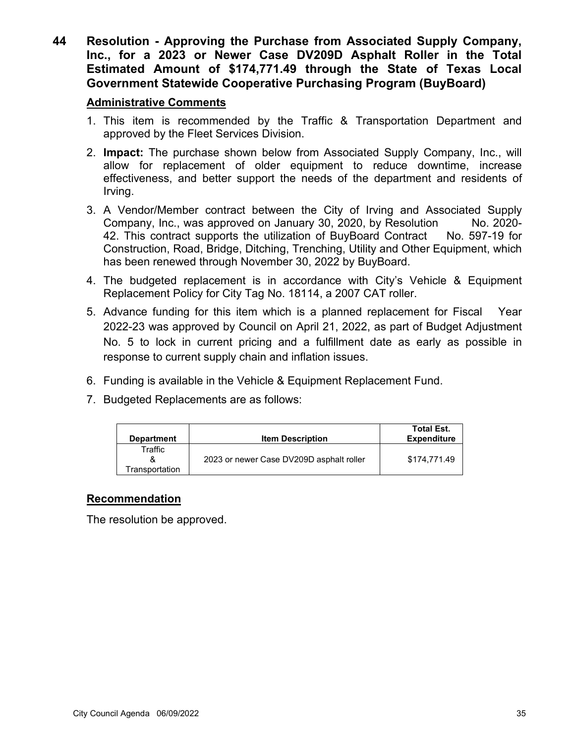## 44 Resolution - Approving the Purchase from Associated Supply Company, Inc., for a 2023 or Newer Case DV209D Asphalt Roller in the Total Estimated Amount of $174,771.49 through the State of Texas Local Government Statewide Cooperative Purchasing Program (BuyBoard)

### Administrative Comments

1. This item is recommended by the Traffic & Transportation Department and approved by the Fleet Services Division.
2. **Impact:** The purchase shown below from Associated Supply Company, Inc., will allow for replacement of older equipment to reduce downtime, increase effectiveness, and better support the needs of the department and residents of Irving.
3. A Vendor/Member contract between the City of Irving and Associated Supply Company, Inc., was approved on January 30, 2020, by Resolution No. 2020-42. This contract supports the utilization of BuyBoard Contract No. 597-19 for Construction, Road, Bridge, Ditching, Trenching, Utility and Other Equipment, which has been renewed through November 30, 2022 by BuyBoard.
4. The budgeted replacement is in accordance with City's Vehicle & Equipment Replacement Policy for City Tag No. 18114, a 2007 CAT roller.
5. Advance funding for this item which is a planned replacement for Fiscal Year 2022-23 was approved by Council on April 21, 2022, as part of Budget Adjustment No. 5 to lock in current pricing and a fulfillment date as early as possible in response to current supply chain and inflation issues.
6. Funding is available in the Vehicle & Equipment Replacement Fund.
7. Budgeted Replacements are as follows:

| Department | Item Description | Total Est. Expenditure |
|---|---|---|
| Traffic & Transportation | 2023 or newer Case DV209D asphalt roller | $174,771.49 |

### Recommendation

The resolution be approved.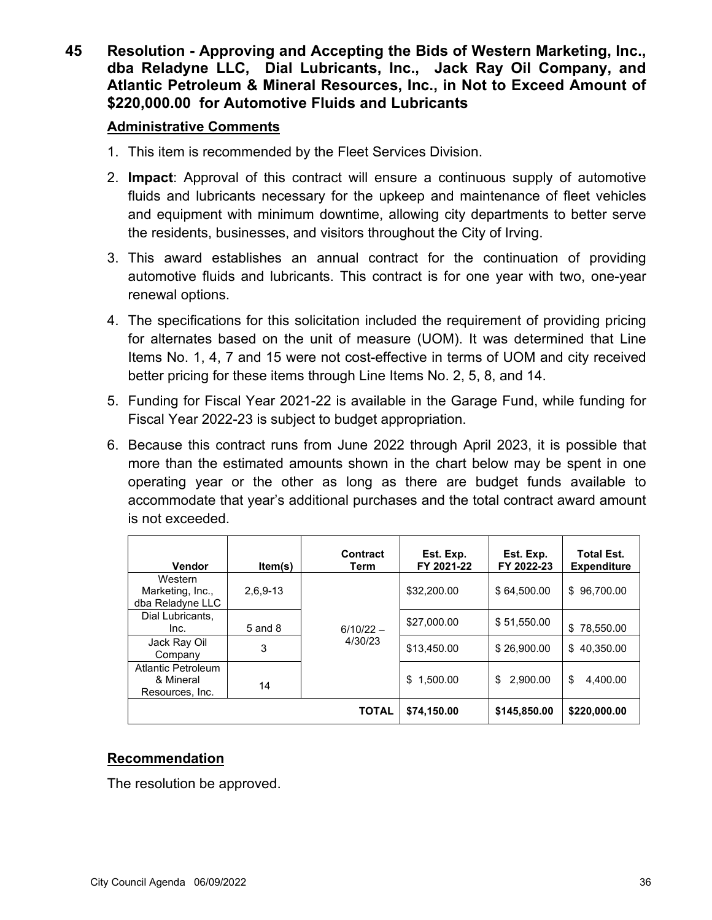## 45 Resolution - Approving and Accepting the Bids of Western Marketing, Inc., dba Reladyne LLC, Dial Lubricants, Inc., Jack Ray Oil Company, and Atlantic Petroleum & Mineral Resources, Inc., in Not to Exceed Amount of $220,000.00 for Automotive Fluids and Lubricants

### Administrative Comments

1. This item is recommended by the Fleet Services Division.
2. **Impact**: Approval of this contract will ensure a continuous supply of automotive fluids and lubricants necessary for the upkeep and maintenance of fleet vehicles and equipment with minimum downtime, allowing city departments to better serve the residents, businesses, and visitors throughout the City of Irving.
3. This award establishes an annual contract for the continuation of providing automotive fluids and lubricants. This contract is for one year with two, one-year renewal options.
4. The specifications for this solicitation included the requirement of providing pricing for alternates based on the unit of measure (UOM). It was determined that Line Items No. 1, 4, 7 and 15 were not cost-effective in terms of UOM and city received better pricing for these items through Line Items No. 2, 5, 8, and 14.
5. Funding for Fiscal Year 2021-22 is available in the Garage Fund, while funding for Fiscal Year 2022-23 is subject to budget appropriation.
6. Because this contract runs from June 2022 through April 2023, it is possible that more than the estimated amounts shown in the chart below may be spent in one operating year or the other as long as there are budget funds available to accommodate that year's additional purchases and the total contract award amount is not exceeded.

| Vendor | Item(s) | Contract Term | Est. Exp. FY 2021-22 | Est. Exp. FY 2022-23 | Total Est. Expenditure |
|---|---|---|---|---|---|
| Western Marketing, Inc., dba Reladyne LLC | 2,6,9-13 | 6/10/22 – 4/30/23 | $32,200.00 | $ 64,500.00 | $ 96,700.00 |
| Dial Lubricants, Inc. | 5 and 8 | | $27,000.00 | $ 51,550.00 | $ 78,550.00 |
| Jack Ray Oil Company | 3 | | $13,450.00 | $ 26,900.00 | $ 40,350.00 |
| Atlantic Petroleum & Mineral Resources, Inc. | 14 | | $ 1,500.00 | $ 2,900.00 | $ 4,400.00 |
| | | **TOTAL** | **$74,150.00** | **$145,850.00** | **$220,000.00** |

### Recommendation

The resolution be approved.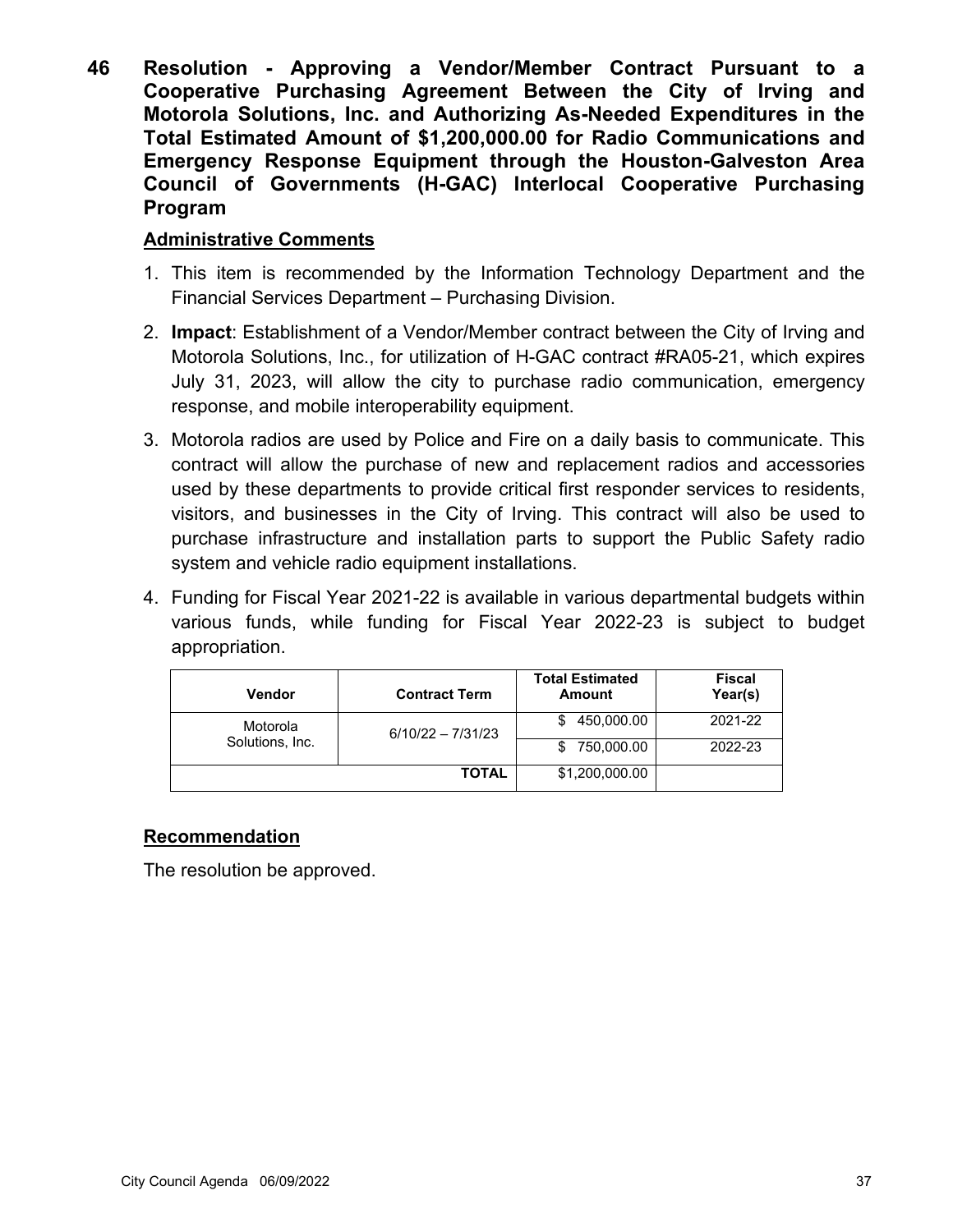**46 Resolution - Approving a Vendor/Member Contract Pursuant to a Cooperative Purchasing Agreement Between the City of Irving and Motorola Solutions, Inc. and Authorizing As-Needed Expenditures in the Total Estimated Amount of $1,200,000.00 for Radio Communications and Emergency Response Equipment through the Houston-Galveston Area Council of Governments (H-GAC) Interlocal Cooperative Purchasing Program**

**Administrative Comments**

1. This item is recommended by the Information Technology Department and the Financial Services Department – Purchasing Division.
2. **Impact**: Establishment of a Vendor/Member contract between the City of Irving and Motorola Solutions, Inc., for utilization of H-GAC contract #RA05-21, which expires July 31, 2023, will allow the city to purchase radio communication, emergency response, and mobile interoperability equipment.
3. Motorola radios are used by Police and Fire on a daily basis to communicate. This contract will allow the purchase of new and replacement radios and accessories used by these departments to provide critical first responder services to residents, visitors, and businesses in the City of Irving. This contract will also be used to purchase infrastructure and installation parts to support the Public Safety radio system and vehicle radio equipment installations.
4. Funding for Fiscal Year 2021-22 is available in various departmental budgets within various funds, while funding for Fiscal Year 2022-23 is subject to budget appropriation.

| Vendor | Contract Term | Total Estimated Amount | Fiscal Year(s) |
|---|---|---|---|
| Motorola Solutions, Inc. | 6/10/22 – 7/31/23 | $ 450,000.00 | 2021-22 |
| | | $ 750,000.00 | 2022-23 |
| | **TOTAL** | $1,200,000.00 | |

**Recommendation**

The resolution be approved.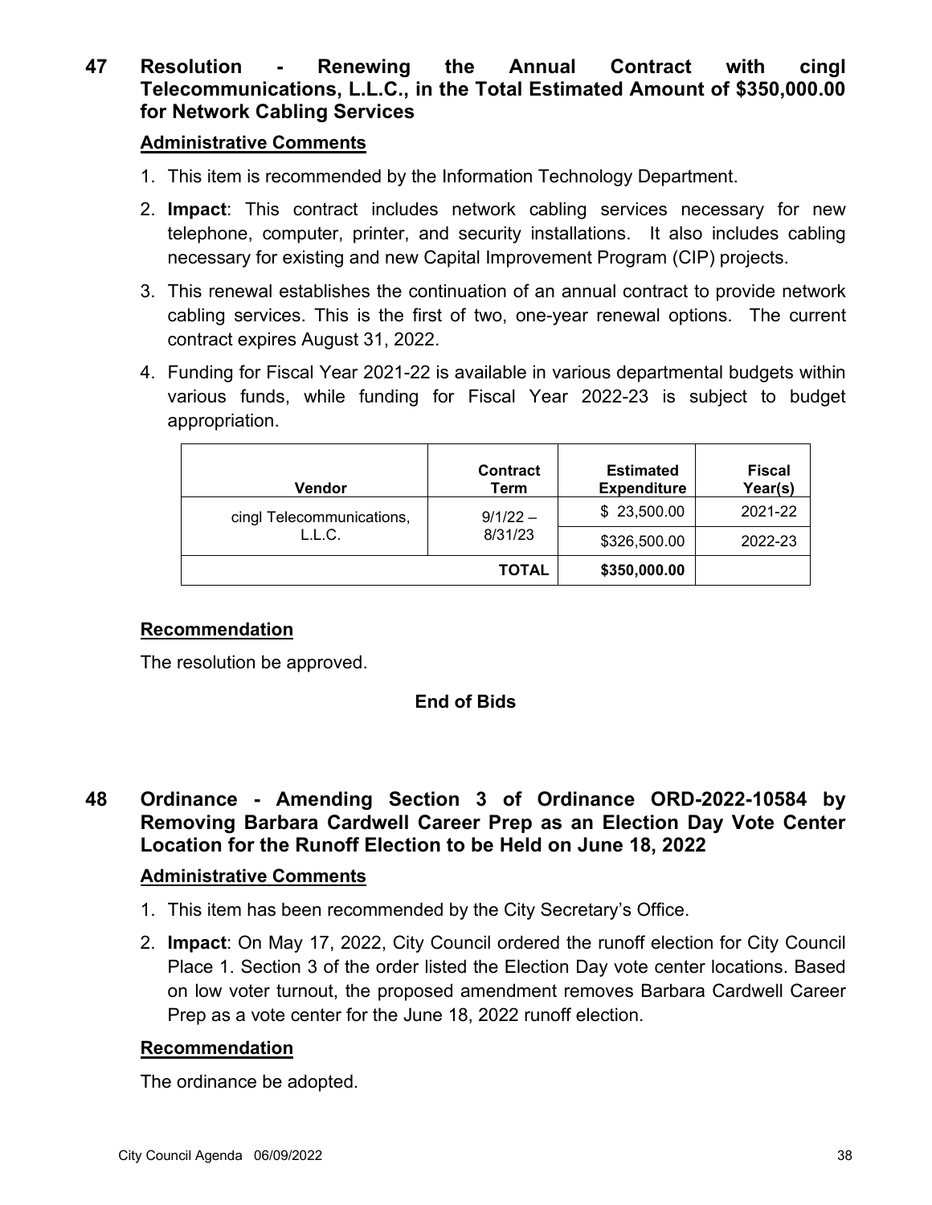## 47 Resolution - Renewing the Annual Contract with cingl Telecommunications, L.L.C., in the Total Estimated Amount of $350,000.00 for Network Cabling Services

### Administrative Comments

1. This item is recommended by the Information Technology Department.
2. **Impact**: This contract includes network cabling services necessary for new telephone, computer, printer, and security installations. It also includes cabling necessary for existing and new Capital Improvement Program (CIP) projects.
3. This renewal establishes the continuation of an annual contract to provide network cabling services. This is the first of two, one-year renewal options. The current contract expires August 31, 2022.
4. Funding for Fiscal Year 2021-22 is available in various departmental budgets within various funds, while funding for Fiscal Year 2022-23 is subject to budget appropriation.

| Vendor | Contract Term | Estimated Expenditure | Fiscal Year(s) |
|---|---|---|---|
| cingl Telecommunications, L.L.C. | 9/1/22 – 8/31/23 | $ 23,500.00 | 2021-22 |
| | | $326,500.00 | 2022-23 |
| | **TOTAL** | **$350,000.00** | |

### Recommendation

The resolution be approved.

**End of Bids**

## 48 Ordinance - Amending Section 3 of Ordinance ORD-2022-10584 by Removing Barbara Cardwell Career Prep as an Election Day Vote Center Location for the Runoff Election to be Held on June 18, 2022

### Administrative Comments

1. This item has been recommended by the City Secretary's Office.
2. **Impact**: On May 17, 2022, City Council ordered the runoff election for City Council Place 1. Section 3 of the order listed the Election Day vote center locations. Based on low voter turnout, the proposed amendment removes Barbara Cardwell Career Prep as a vote center for the June 18, 2022 runoff election.

### Recommendation

The ordinance be adopted.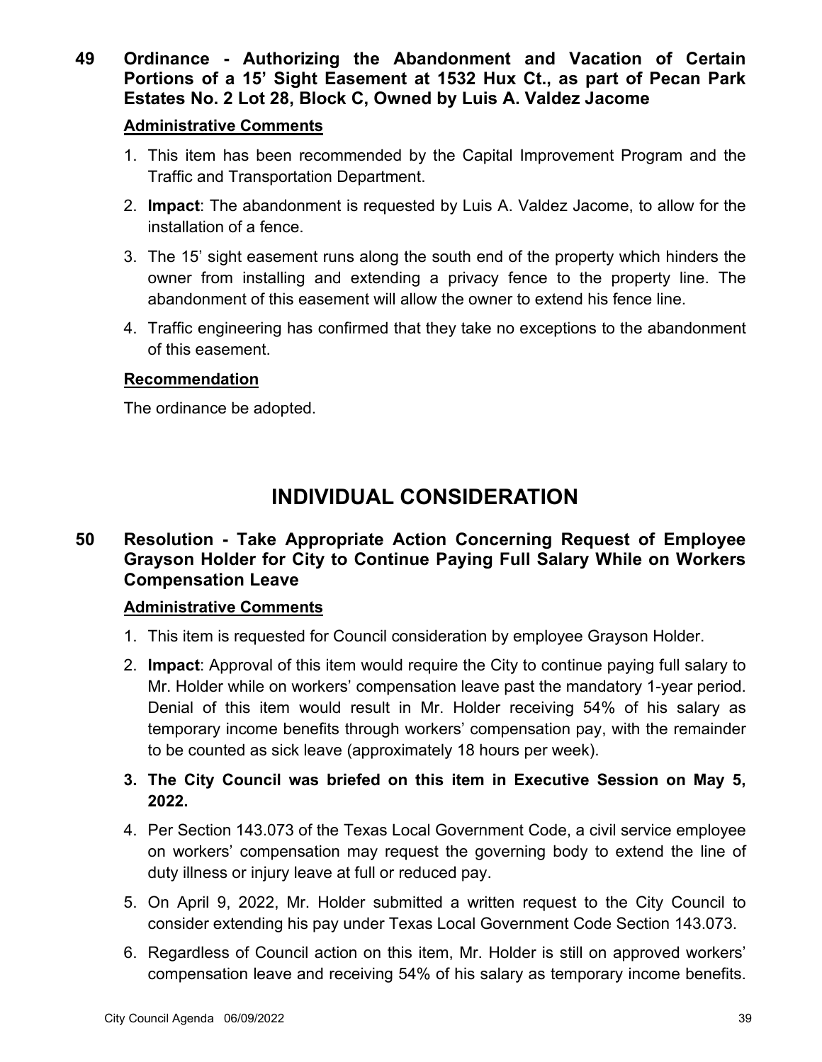**49 Ordinance - Authorizing the Abandonment and Vacation of Certain Portions of a 15' Sight Easement at 1532 Hux Ct., as part of Pecan Park Estates No. 2 Lot 28, Block C, Owned by Luis A. Valdez Jacome**

**Administrative Comments**

1. This item has been recommended by the Capital Improvement Program and the Traffic and Transportation Department.
2. **Impact**: The abandonment is requested by Luis A. Valdez Jacome, to allow for the installation of a fence.
3. The 15' sight easement runs along the south end of the property which hinders the owner from installing and extending a privacy fence to the property line. The abandonment of this easement will allow the owner to extend his fence line.
4. Traffic engineering has confirmed that they take no exceptions to the abandonment of this easement.

**Recommendation**

The ordinance be adopted.

# INDIVIDUAL CONSIDERATION

**50 Resolution - Take Appropriate Action Concerning Request of Employee Grayson Holder for City to Continue Paying Full Salary While on Workers Compensation Leave**

**Administrative Comments**

1. This item is requested for Council consideration by employee Grayson Holder.
2. **Impact**: Approval of this item would require the City to continue paying full salary to Mr. Holder while on workers' compensation leave past the mandatory 1-year period. Denial of this item would result in Mr. Holder receiving 54% of his salary as temporary income benefits through workers' compensation pay, with the remainder to be counted as sick leave (approximately 18 hours per week).
3. **The City Council was briefed on this item in Executive Session on May 5, 2022.**
4. Per Section 143.073 of the Texas Local Government Code, a civil service employee on workers' compensation may request the governing body to extend the line of duty illness or injury leave at full or reduced pay.
5. On April 9, 2022, Mr. Holder submitted a written request to the City Council to consider extending his pay under Texas Local Government Code Section 143.073.
6. Regardless of Council action on this item, Mr. Holder is still on approved workers' compensation leave and receiving 54% of his salary as temporary income benefits.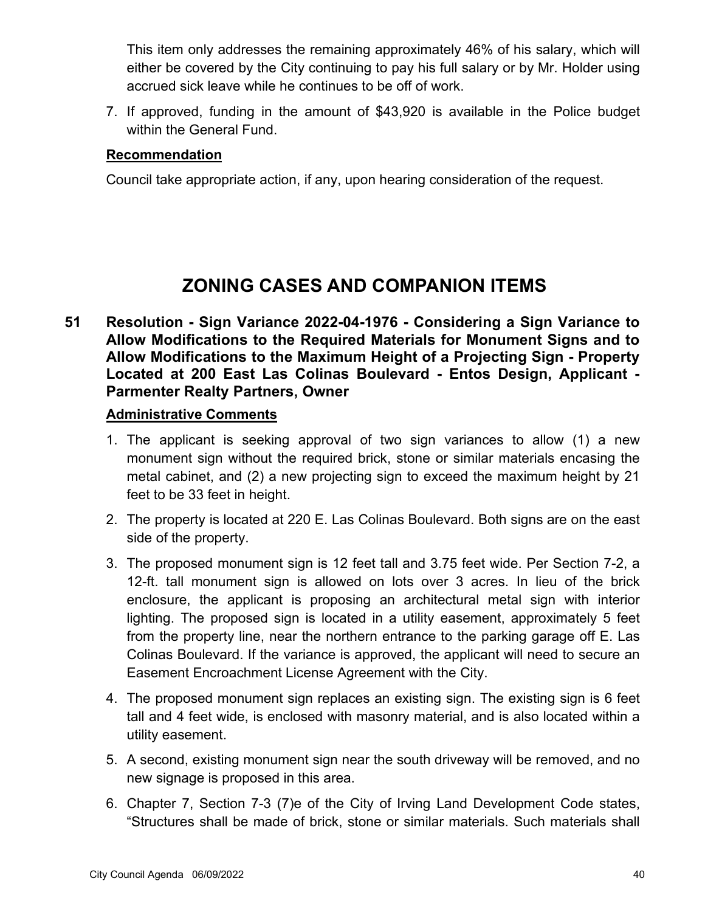This item only addresses the remaining approximately 46% of his salary, which will either be covered by the City continuing to pay his full salary or by Mr. Holder using accrued sick leave while he continues to be off of work.

7. If approved, funding in the amount of $43,920 is available in the Police budget within the General Fund.

**Recommendation**

Council take appropriate action, if any, upon hearing consideration of the request.

# ZONING CASES AND COMPANION ITEMS

## 51 Resolution - Sign Variance 2022-04-1976 - Considering a Sign Variance to Allow Modifications to the Required Materials for Monument Signs and to Allow Modifications to the Maximum Height of a Projecting Sign - Property Located at 200 East Las Colinas Boulevard - Entos Design, Applicant - Parmenter Realty Partners, Owner

**Administrative Comments**

1. The applicant is seeking approval of two sign variances to allow (1) a new monument sign without the required brick, stone or similar materials encasing the metal cabinet, and (2) a new projecting sign to exceed the maximum height by 21 feet to be 33 feet in height.
2. The property is located at 220 E. Las Colinas Boulevard. Both signs are on the east side of the property.
3. The proposed monument sign is 12 feet tall and 3.75 feet wide. Per Section 7-2, a 12-ft. tall monument sign is allowed on lots over 3 acres. In lieu of the brick enclosure, the applicant is proposing an architectural metal sign with interior lighting. The proposed sign is located in a utility easement, approximately 5 feet from the property line, near the northern entrance to the parking garage off E. Las Colinas Boulevard. If the variance is approved, the applicant will need to secure an Easement Encroachment License Agreement with the City.
4. The proposed monument sign replaces an existing sign. The existing sign is 6 feet tall and 4 feet wide, is enclosed with masonry material, and is also located within a utility easement.
5. A second, existing monument sign near the south driveway will be removed, and no new signage is proposed in this area.
6. Chapter 7, Section 7-3 (7)e of the City of Irving Land Development Code states, "Structures shall be made of brick, stone or similar materials. Such materials shall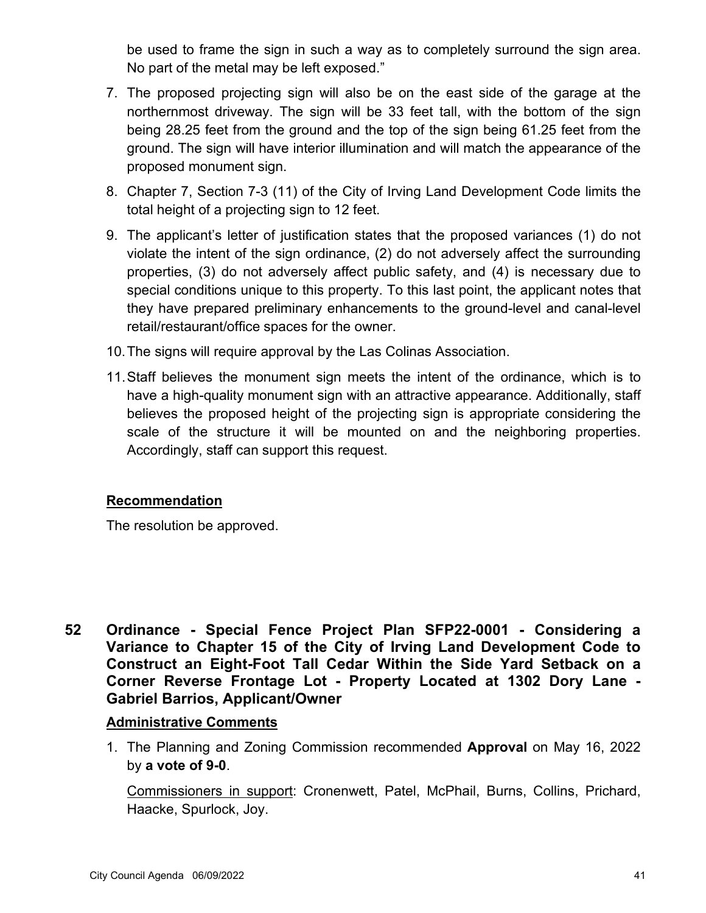be used to frame the sign in such a way as to completely surround the sign area. No part of the metal may be left exposed."

7. The proposed projecting sign will also be on the east side of the garage at the northernmost driveway. The sign will be 33 feet tall, with the bottom of the sign being 28.25 feet from the ground and the top of the sign being 61.25 feet from the ground. The sign will have interior illumination and will match the appearance of the proposed monument sign.
8. Chapter 7, Section 7-3 (11) of the City of Irving Land Development Code limits the total height of a projecting sign to 12 feet.
9. The applicant's letter of justification states that the proposed variances (1) do not violate the intent of the sign ordinance, (2) do not adversely affect the surrounding properties, (3) do not adversely affect public safety, and (4) is necessary due to special conditions unique to this property. To this last point, the applicant notes that they have prepared preliminary enhancements to the ground-level and canal-level retail/restaurant/office spaces for the owner.
10. The signs will require approval by the Las Colinas Association.
11. Staff believes the monument sign meets the intent of the ordinance, which is to have a high-quality monument sign with an attractive appearance. Additionally, staff believes the proposed height of the projecting sign is appropriate considering the scale of the structure it will be mounted on and the neighboring properties. Accordingly, staff can support this request.

**Recommendation**

The resolution be approved.

## 52 Ordinance - Special Fence Project Plan SFP22-0001 - Considering a Variance to Chapter 15 of the City of Irving Land Development Code to Construct an Eight-Foot Tall Cedar Within the Side Yard Setback on a Corner Reverse Frontage Lot - Property Located at 1302 Dory Lane - Gabriel Barrios, Applicant/Owner

**Administrative Comments**

1. The Planning and Zoning Commission recommended **Approval** on May 16, 2022 by **a vote of 9-0**.

   Commissioners in support: Cronenwett, Patel, McPhail, Burns, Collins, Prichard, Haacke, Spurlock, Joy.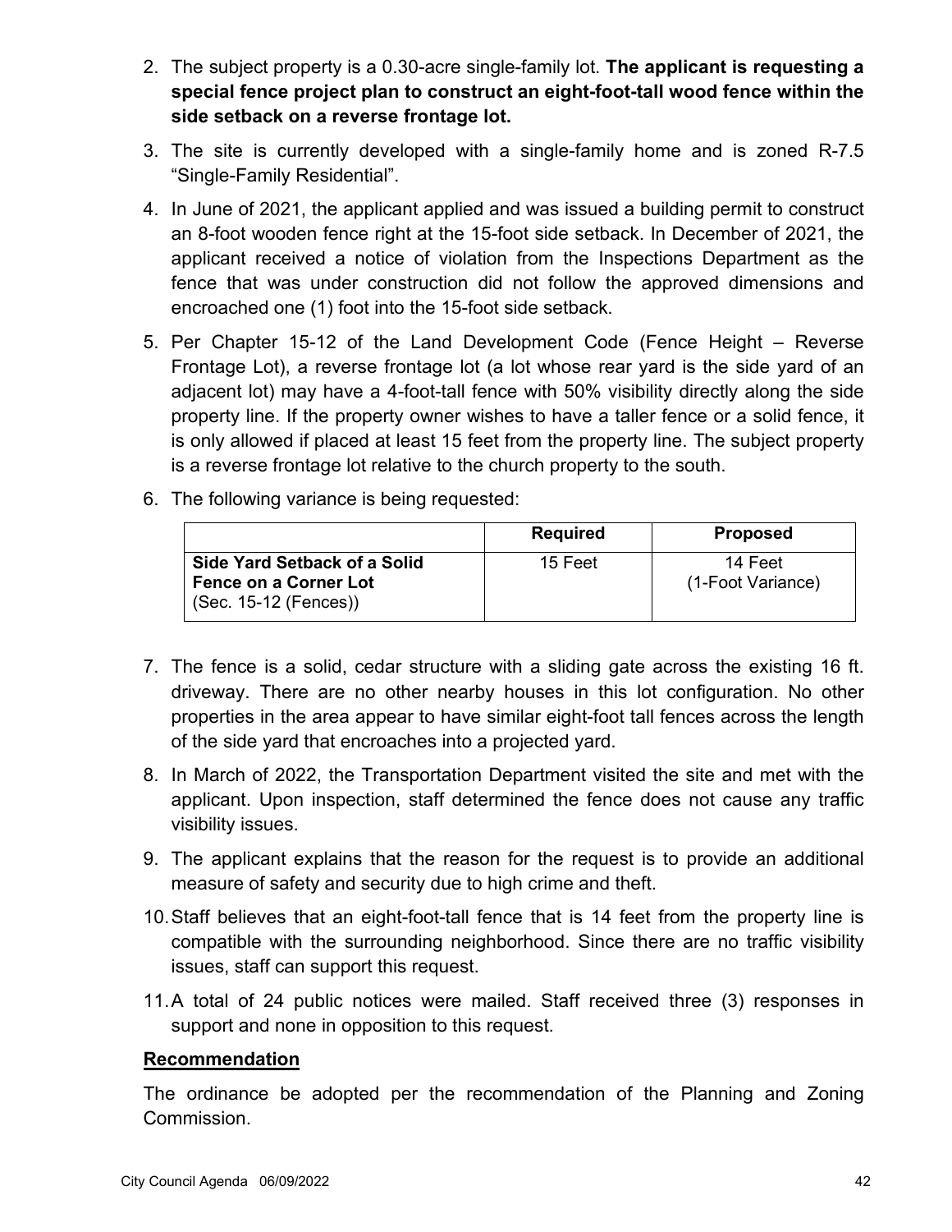2. The subject property is a 0.30-acre single-family lot. **The applicant is requesting a special fence project plan to construct an eight-foot-tall wood fence within the side setback on a reverse frontage lot.**

3. The site is currently developed with a single-family home and is zoned R-7.5 "Single-Family Residential".

4. In June of 2021, the applicant applied and was issued a building permit to construct an 8-foot wooden fence right at the 15-foot side setback. In December of 2021, the applicant received a notice of violation from the Inspections Department as the fence that was under construction did not follow the approved dimensions and encroached one (1) foot into the 15-foot side setback.

5. Per Chapter 15-12 of the Land Development Code (Fence Height – Reverse Frontage Lot), a reverse frontage lot (a lot whose rear yard is the side yard of an adjacent lot) may have a 4-foot-tall fence with 50% visibility directly along the side property line. If the property owner wishes to have a taller fence or a solid fence, it is only allowed if placed at least 15 feet from the property line. The subject property is a reverse frontage lot relative to the church property to the south.

6. The following variance is being requested:

| | Required | Proposed |
|---|---|---|
| **Side Yard Setback of a Solid Fence on a Corner Lot** (Sec. 15-12 (Fences)) | 15 Feet | 14 Feet (1-Foot Variance) |

7. The fence is a solid, cedar structure with a sliding gate across the existing 16 ft. driveway. There are no other nearby houses in this lot configuration. No other properties in the area appear to have similar eight-foot tall fences across the length of the side yard that encroaches into a projected yard.

8. In March of 2022, the Transportation Department visited the site and met with the applicant. Upon inspection, staff determined the fence does not cause any traffic visibility issues.

9. The applicant explains that the reason for the request is to provide an additional measure of safety and security due to high crime and theft.

10. Staff believes that an eight-foot-tall fence that is 14 feet from the property line is compatible with the surrounding neighborhood. Since there are no traffic visibility issues, staff can support this request.

11. A total of 24 public notices were mailed. Staff received three (3) responses in support and none in opposition to this request.

**Recommendation**

The ordinance be adopted per the recommendation of the Planning and Zoning Commission.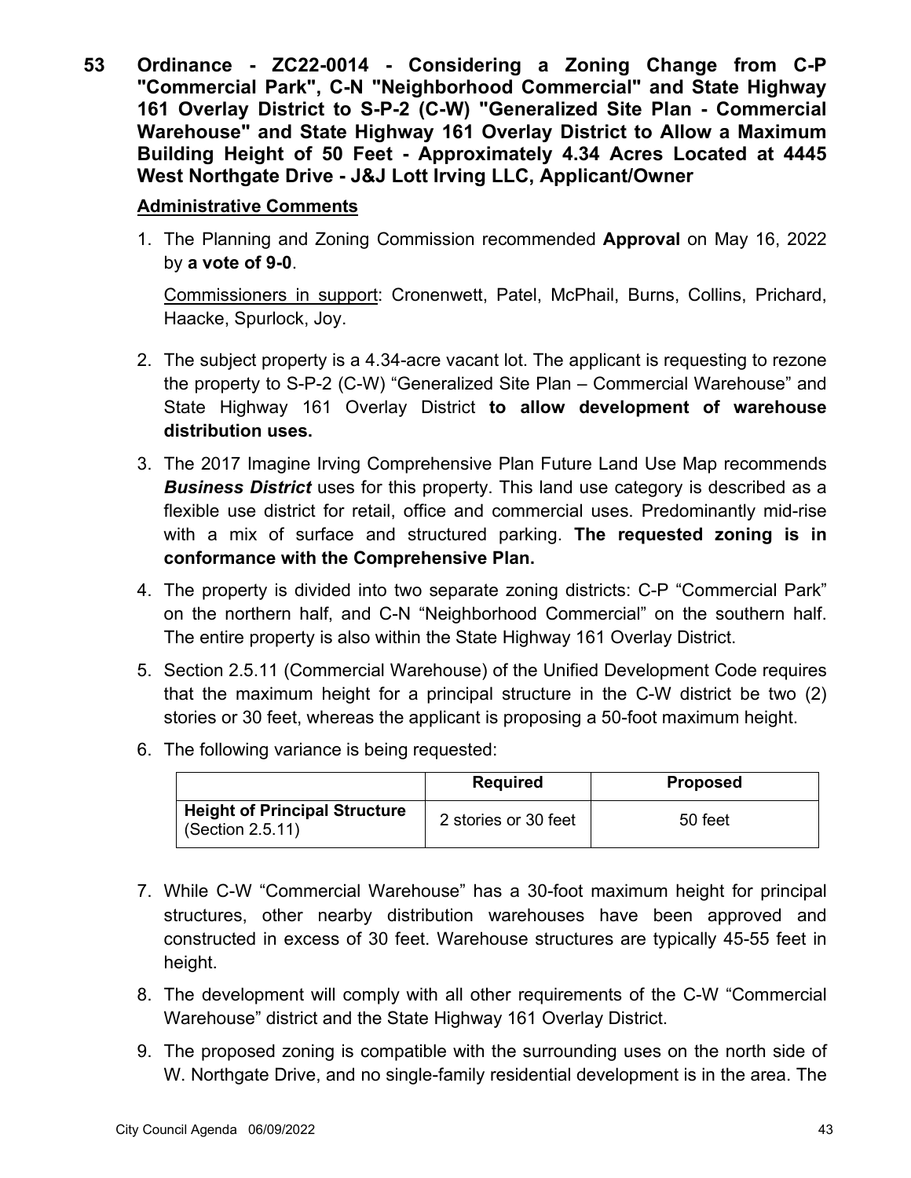**53 Ordinance - ZC22-0014 - Considering a Zoning Change from C-P "Commercial Park", C-N "Neighborhood Commercial" and State Highway 161 Overlay District to S-P-2 (C-W) "Generalized Site Plan - Commercial Warehouse" and State Highway 161 Overlay District to Allow a Maximum Building Height of 50 Feet - Approximately 4.34 Acres Located at 4445 West Northgate Drive - J&J Lott Irving LLC, Applicant/Owner**

**Administrative Comments**

1. The Planning and Zoning Commission recommended **Approval** on May 16, 2022 by **a vote of 9-0**.

   Commissioners in support: Cronenwett, Patel, McPhail, Burns, Collins, Prichard, Haacke, Spurlock, Joy.

2. The subject property is a 4.34-acre vacant lot. The applicant is requesting to rezone the property to S-P-2 (C-W) "Generalized Site Plan – Commercial Warehouse" and State Highway 161 Overlay District **to allow development of warehouse distribution uses.**

3. The 2017 Imagine Irving Comprehensive Plan Future Land Use Map recommends ***Business District*** uses for this property. This land use category is described as a flexible use district for retail, office and commercial uses. Predominantly mid-rise with a mix of surface and structured parking. **The requested zoning is in conformance with the Comprehensive Plan.**

4. The property is divided into two separate zoning districts: C-P "Commercial Park" on the northern half, and C-N "Neighborhood Commercial" on the southern half. The entire property is also within the State Highway 161 Overlay District.

5. Section 2.5.11 (Commercial Warehouse) of the Unified Development Code requires that the maximum height for a principal structure in the C-W district be two (2) stories or 30 feet, whereas the applicant is proposing a 50-foot maximum height.

6. The following variance is being requested:

| | **Required** | **Proposed** |
|---|---|---|
| **Height of Principal Structure** (Section 2.5.11) | 2 stories or 30 feet | 50 feet |

7. While C-W "Commercial Warehouse" has a 30-foot maximum height for principal structures, other nearby distribution warehouses have been approved and constructed in excess of 30 feet. Warehouse structures are typically 45-55 feet in height.

8. The development will comply with all other requirements of the C-W "Commercial Warehouse" district and the State Highway 161 Overlay District.

9. The proposed zoning is compatible with the surrounding uses on the north side of W. Northgate Drive, and no single-family residential development is in the area. The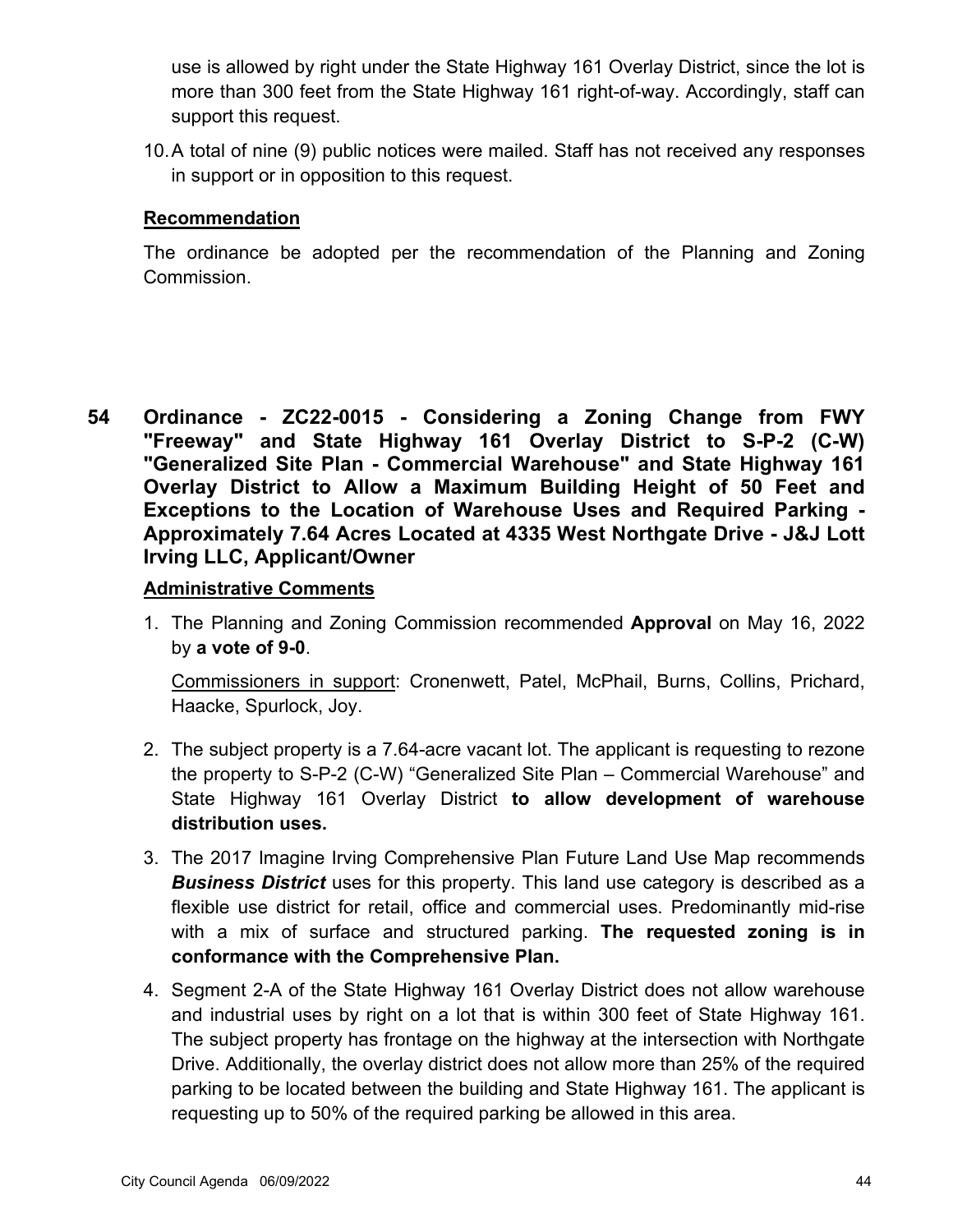use is allowed by right under the State Highway 161 Overlay District, since the lot is more than 300 feet from the State Highway 161 right-of-way. Accordingly, staff can support this request.

10. A total of nine (9) public notices were mailed. Staff has not received any responses in support or in opposition to this request.

**Recommendation**

The ordinance be adopted per the recommendation of the Planning and Zoning Commission.

**54 Ordinance - ZC22-0015 - Considering a Zoning Change from FWY "Freeway" and State Highway 161 Overlay District to S-P-2 (C-W) "Generalized Site Plan - Commercial Warehouse" and State Highway 161 Overlay District to Allow a Maximum Building Height of 50 Feet and Exceptions to the Location of Warehouse Uses and Required Parking - Approximately 7.64 Acres Located at 4335 West Northgate Drive - J&J Lott Irving LLC, Applicant/Owner**

**Administrative Comments**

1. The Planning and Zoning Commission recommended **Approval** on May 16, 2022 by **a vote of 9-0**.

   Commissioners in support: Cronenwett, Patel, McPhail, Burns, Collins, Prichard, Haacke, Spurlock, Joy.

2. The subject property is a 7.64-acre vacant lot. The applicant is requesting to rezone the property to S-P-2 (C-W) "Generalized Site Plan – Commercial Warehouse" and State Highway 161 Overlay District **to allow development of warehouse distribution uses.**

3. The 2017 Imagine Irving Comprehensive Plan Future Land Use Map recommends ***Business District*** uses for this property. This land use category is described as a flexible use district for retail, office and commercial uses. Predominantly mid-rise with a mix of surface and structured parking. **The requested zoning is in conformance with the Comprehensive Plan.**

4. Segment 2-A of the State Highway 161 Overlay District does not allow warehouse and industrial uses by right on a lot that is within 300 feet of State Highway 161. The subject property has frontage on the highway at the intersection with Northgate Drive. Additionally, the overlay district does not allow more than 25% of the required parking to be located between the building and State Highway 161. The applicant is requesting up to 50% of the required parking be allowed in this area.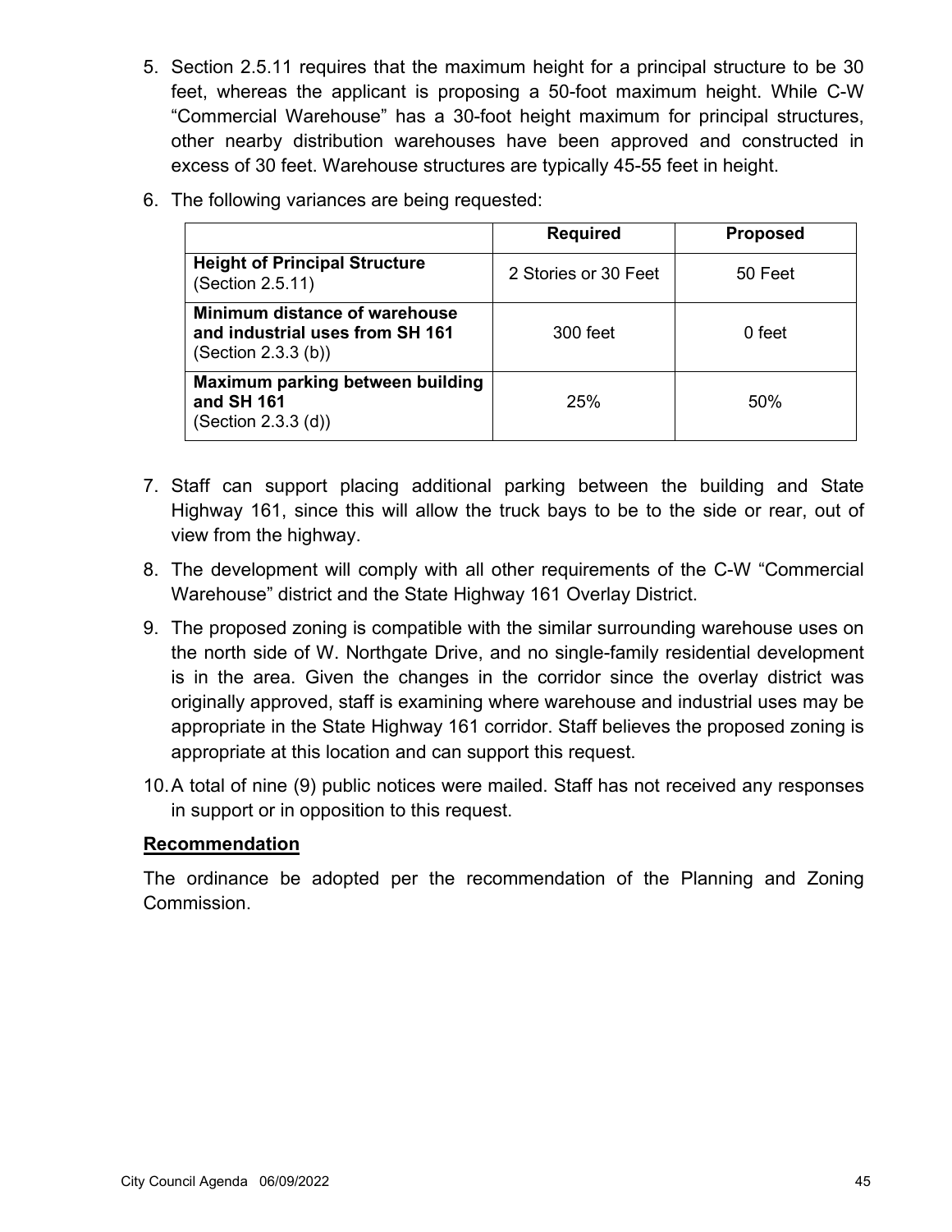5. Section 2.5.11 requires that the maximum height for a principal structure to be 30 feet, whereas the applicant is proposing a 50-foot maximum height. While C-W "Commercial Warehouse" has a 30-foot height maximum for principal structures, other nearby distribution warehouses have been approved and constructed in excess of 30 feet. Warehouse structures are typically 45-55 feet in height.

6. The following variances are being requested:

| | **Required** | **Proposed** |
|---|---|---|
| **Height of Principal Structure** (Section 2.5.11) | 2 Stories or 30 Feet | 50 Feet |
| **Minimum distance of warehouse and industrial uses from SH 161** (Section 2.3.3 (b)) | 300 feet | 0 feet |
| **Maximum parking between building and SH 161** (Section 2.3.3 (d)) | 25% | 50% |

7. Staff can support placing additional parking between the building and State Highway 161, since this will allow the truck bays to be to the side or rear, out of view from the highway.

8. The development will comply with all other requirements of the C-W "Commercial Warehouse" district and the State Highway 161 Overlay District.

9. The proposed zoning is compatible with the similar surrounding warehouse uses on the north side of W. Northgate Drive, and no single-family residential development is in the area. Given the changes in the corridor since the overlay district was originally approved, staff is examining where warehouse and industrial uses may be appropriate in the State Highway 161 corridor. Staff believes the proposed zoning is appropriate at this location and can support this request.

10. A total of nine (9) public notices were mailed. Staff has not received any responses in support or in opposition to this request.

## Recommendation

The ordinance be adopted per the recommendation of the Planning and Zoning Commission.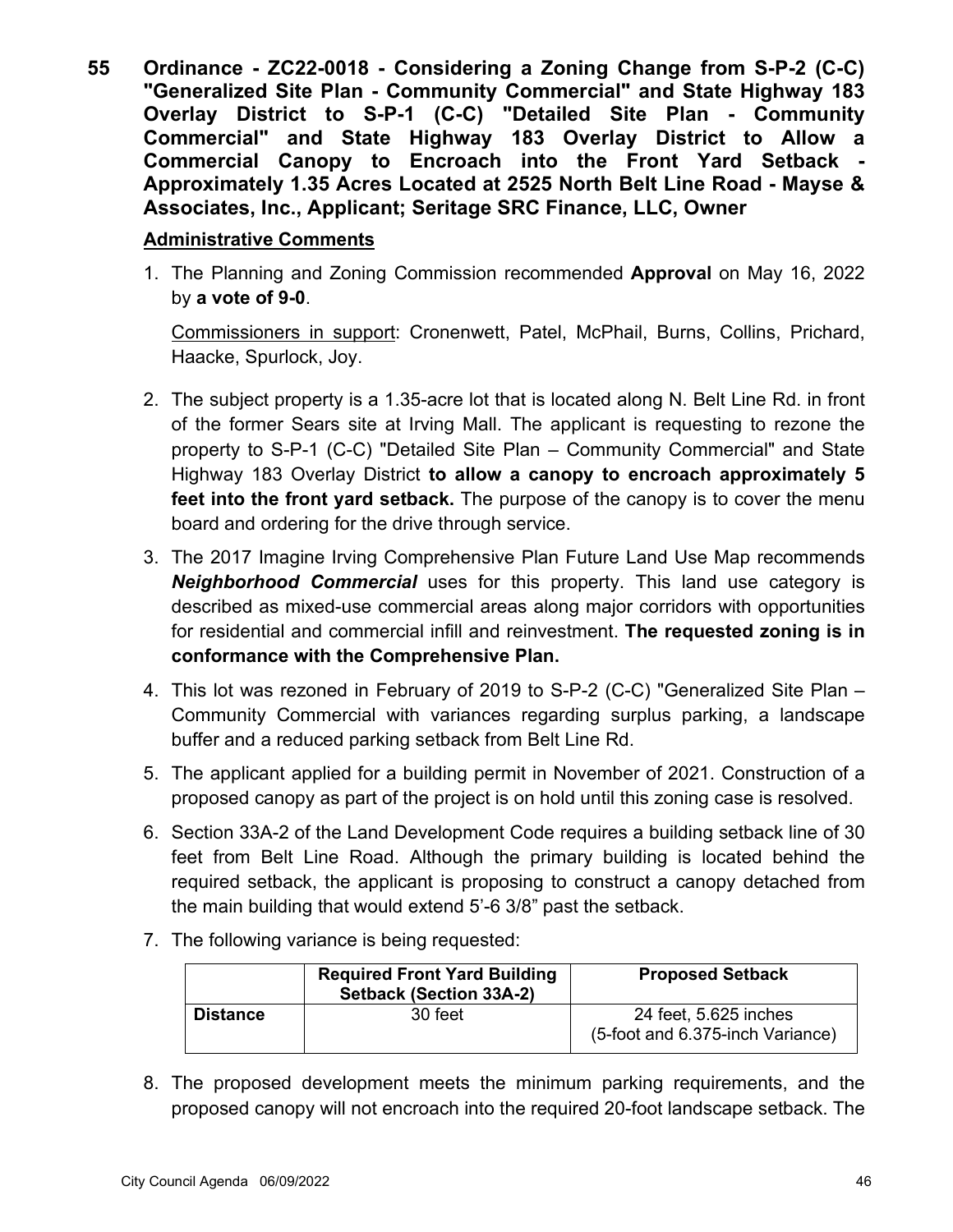**55 Ordinance - ZC22-0018 - Considering a Zoning Change from S-P-2 (C-C) "Generalized Site Plan - Community Commercial" and State Highway 183 Overlay District to S-P-1 (C-C) "Detailed Site Plan - Community Commercial" and State Highway 183 Overlay District to Allow a Commercial Canopy to Encroach into the Front Yard Setback - Approximately 1.35 Acres Located at 2525 North Belt Line Road - Mayse & Associates, Inc., Applicant; Seritage SRC Finance, LLC, Owner**

**Administrative Comments**

1. The Planning and Zoning Commission recommended **Approval** on May 16, 2022 by **a vote of 9-0**.

   Commissioners in support: Cronenwett, Patel, McPhail, Burns, Collins, Prichard, Haacke, Spurlock, Joy.

2. The subject property is a 1.35-acre lot that is located along N. Belt Line Rd. in front of the former Sears site at Irving Mall. The applicant is requesting to rezone the property to S-P-1 (C-C) "Detailed Site Plan – Community Commercial" and State Highway 183 Overlay District **to allow a canopy to encroach approximately 5 feet into the front yard setback.** The purpose of the canopy is to cover the menu board and ordering for the drive through service.

3. The 2017 Imagine Irving Comprehensive Plan Future Land Use Map recommends ***Neighborhood Commercial*** uses for this property. This land use category is described as mixed-use commercial areas along major corridors with opportunities for residential and commercial infill and reinvestment. **The requested zoning is in conformance with the Comprehensive Plan.**

4. This lot was rezoned in February of 2019 to S-P-2 (C-C) "Generalized Site Plan – Community Commercial with variances regarding surplus parking, a landscape buffer and a reduced parking setback from Belt Line Rd.

5. The applicant applied for a building permit in November of 2021. Construction of a proposed canopy as part of the project is on hold until this zoning case is resolved.

6. Section 33A-2 of the Land Development Code requires a building setback line of 30 feet from Belt Line Road. Although the primary building is located behind the required setback, the applicant is proposing to construct a canopy detached from the main building that would extend 5'-6 3/8" past the setback.

7. The following variance is being requested:

| | Required Front Yard Building Setback (Section 33A-2) | Proposed Setback |
|---|---|---|
| **Distance** | 30 feet | 24 feet, 5.625 inches (5-foot and 6.375-inch Variance) |

8. The proposed development meets the minimum parking requirements, and the proposed canopy will not encroach into the required 20-foot landscape setback. The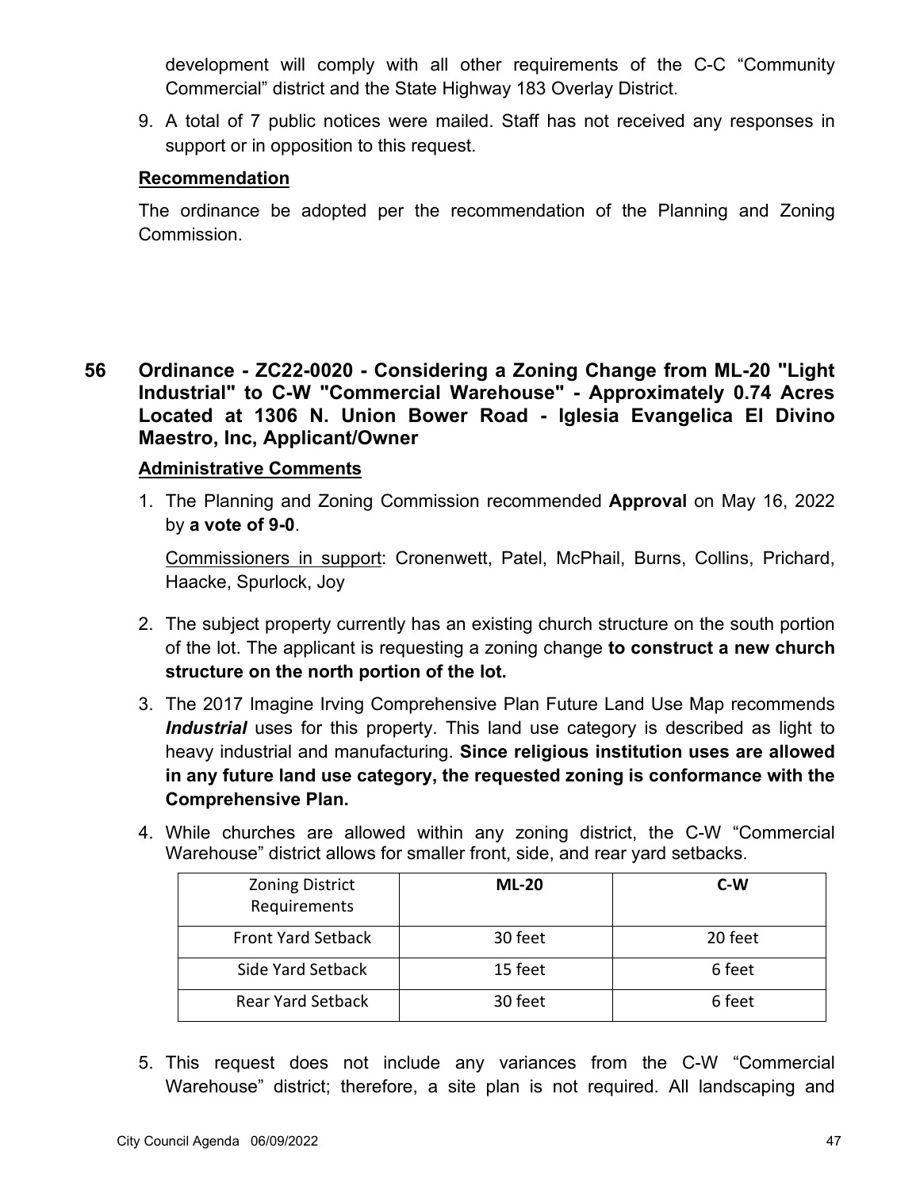development will comply with all other requirements of the C-C "Community Commercial" district and the State Highway 183 Overlay District.

9. A total of 7 public notices were mailed. Staff has not received any responses in support or in opposition to this request.

**Recommendation**

The ordinance be adopted per the recommendation of the Planning and Zoning Commission.

## 56 Ordinance - ZC22-0020 - Considering a Zoning Change from ML-20 "Light Industrial" to C-W "Commercial Warehouse" - Approximately 0.74 Acres Located at 1306 N. Union Bower Road - Iglesia Evangelica El Divino Maestro, Inc, Applicant/Owner

**Administrative Comments**

1. The Planning and Zoning Commission recommended **Approval** on May 16, 2022 by **a vote of 9-0**.

   Commissioners in support: Cronenwett, Patel, McPhail, Burns, Collins, Prichard, Haacke, Spurlock, Joy

2. The subject property currently has an existing church structure on the south portion of the lot. The applicant is requesting a zoning change **to construct a new church structure on the north portion of the lot.**

3. The 2017 Imagine Irving Comprehensive Plan Future Land Use Map recommends ***Industrial*** uses for this property. This land use category is described as light to heavy industrial and manufacturing. **Since religious institution uses are allowed in any future land use category, the requested zoning is conformance with the Comprehensive Plan.**

4. While churches are allowed within any zoning district, the C-W "Commercial Warehouse" district allows for smaller front, side, and rear yard setbacks.

| Zoning District Requirements | ML-20 | C-W |
|---|---|---|
| Front Yard Setback | 30 feet | 20 feet |
| Side Yard Setback | 15 feet | 6 feet |
| Rear Yard Setback | 30 feet | 6 feet |

5. This request does not include any variances from the C-W "Commercial Warehouse" district; therefore, a site plan is not required. All landscaping and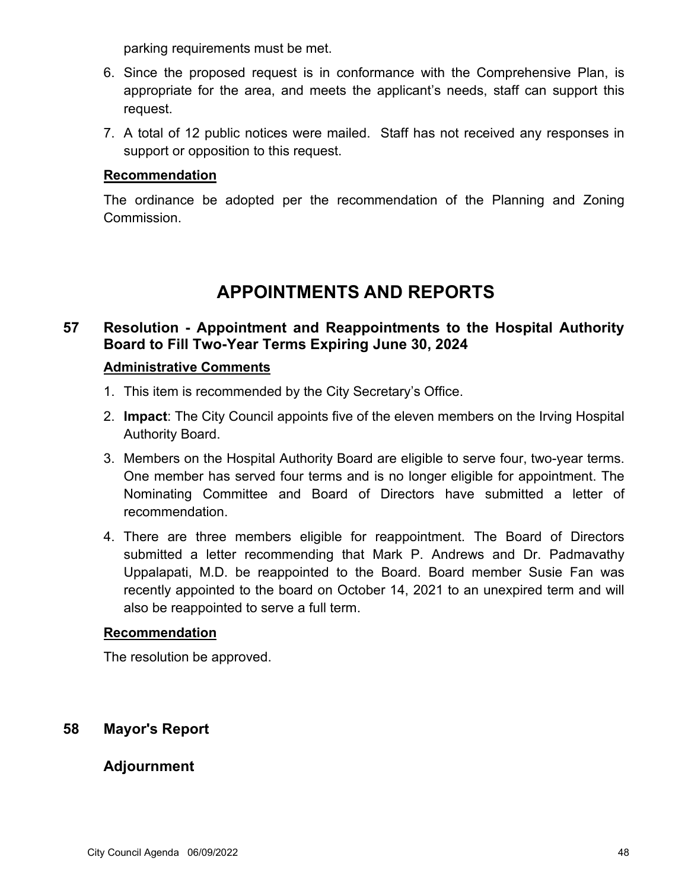parking requirements must be met.

6. Since the proposed request is in conformance with the Comprehensive Plan, is appropriate for the area, and meets the applicant's needs, staff can support this request.
7. A total of 12 public notices were mailed. Staff has not received any responses in support or opposition to this request.

**Recommendation**

The ordinance be adopted per the recommendation of the Planning and Zoning Commission.

# APPOINTMENTS AND REPORTS

## 57 Resolution - Appointment and Reappointments to the Hospital Authority Board to Fill Two-Year Terms Expiring June 30, 2024

**Administrative Comments**

1. This item is recommended by the City Secretary's Office.
2. **Impact**: The City Council appoints five of the eleven members on the Irving Hospital Authority Board.
3. Members on the Hospital Authority Board are eligible to serve four, two-year terms. One member has served four terms and is no longer eligible for appointment. The Nominating Committee and Board of Directors have submitted a letter of recommendation.
4. There are three members eligible for reappointment. The Board of Directors submitted a letter recommending that Mark P. Andrews and Dr. Padmavathy Uppalapati, M.D. be reappointed to the Board. Board member Susie Fan was recently appointed to the board on October 14, 2021 to an unexpired term and will also be reappointed to serve a full term.

**Recommendation**

The resolution be approved.

## 58 Mayor's Report

## Adjournment